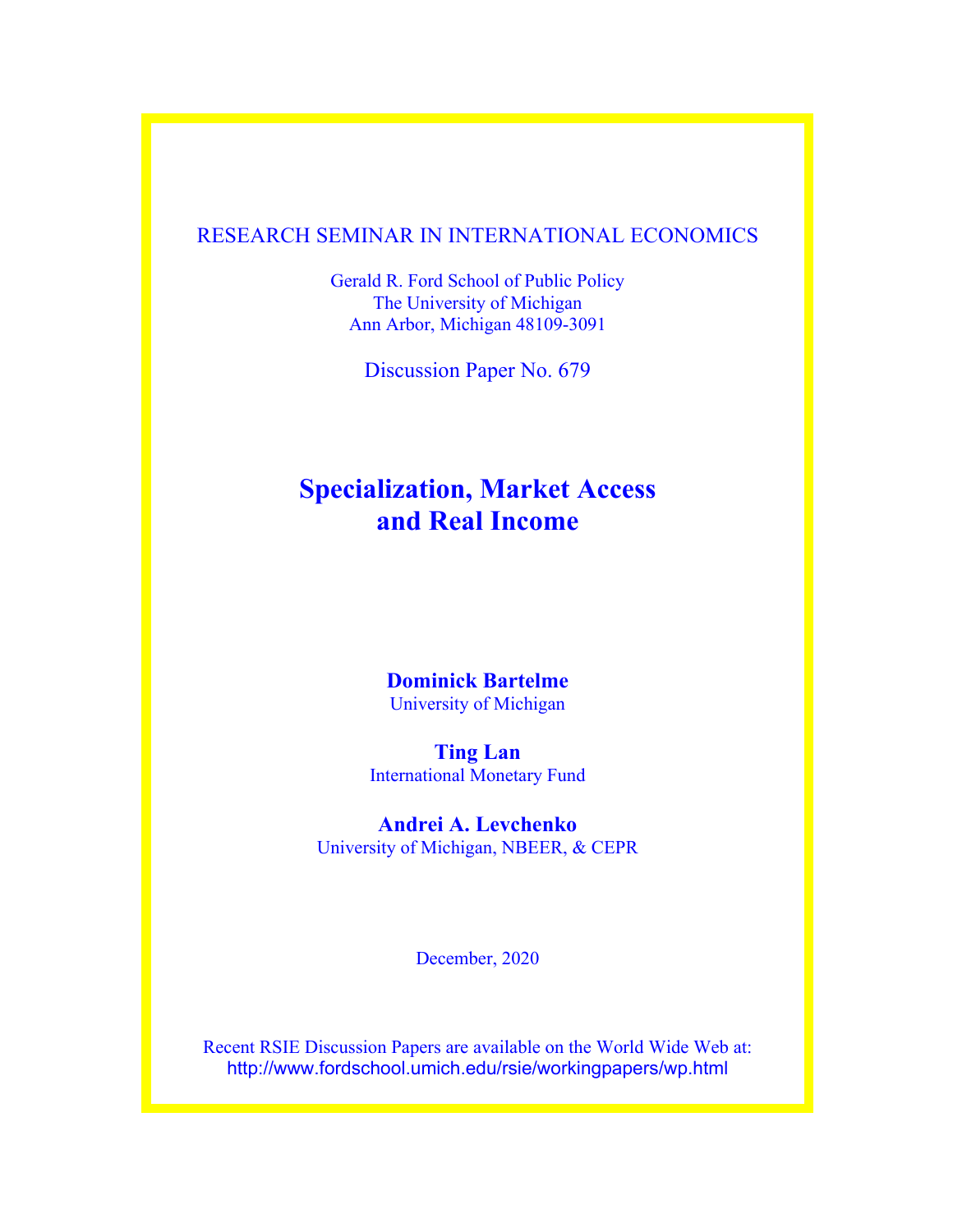RESEARCH SEMINAR IN INTERNATIONAL ECONOMICS

Gerald R. Ford School of Public Policy
The University of Michigan
Ann Arbor, Michigan 48109-3091

Discussion Paper No. 679

# Specialization, Market Access and Real Income

**Dominick Bartelme**
University of Michigan

**Ting Lan**
International Monetary Fund

**Andrei A. Levchenko**
University of Michigan, NBEER, & CEPR

December, 2020

Recent RSIE Discussion Papers are available on the World Wide Web at:
http://www.fordschool.umich.edu/rsie/workingpapers/wp.html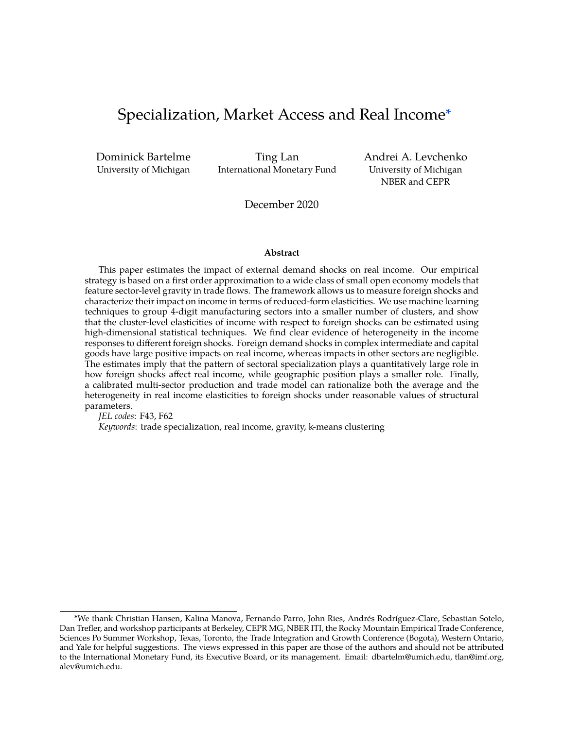# Specialization, Market Access and Real Income[*]

Dominick Bartelme
University of Michigan

Ting Lan
International Monetary Fund

Andrei A. Levchenko
University of Michigan
NBER and CEPR

December 2020

**Abstract**

This paper estimates the impact of external demand shocks on real income. Our empirical strategy is based on a first order approximation to a wide class of small open economy models that feature sector-level gravity in trade flows. The framework allows us to measure foreign shocks and characterize their impact on income in terms of reduced-form elasticities. We use machine learning techniques to group 4-digit manufacturing sectors into a smaller number of clusters, and show that the cluster-level elasticities of income with respect to foreign shocks can be estimated using high-dimensional statistical techniques. We find clear evidence of heterogeneity in the income responses to different foreign shocks. Foreign demand shocks in complex intermediate and capital goods have large positive impacts on real income, whereas impacts in other sectors are negligible. The estimates imply that the pattern of sectoral specialization plays a quantitatively large role in how foreign shocks affect real income, while geographic position plays a smaller role. Finally, a calibrated multi-sector production and trade model can rationalize both the average and the heterogeneity in real income elasticities to foreign shocks under reasonable values of structural parameters.

*JEL codes*: F43, F62

*Keywords*: trade specialization, real income, gravity, k-means clustering

---

[*] We thank Christian Hansen, Kalina Manova, Fernando Parro, John Ries, Andrés Rodríguez-Clare, Sebastian Sotelo, Dan Trefler, and workshop participants at Berkeley, CEPR MG, NBER ITI, the Rocky Mountain Empirical Trade Conference, Sciences Po Summer Workshop, Texas, Toronto, the Trade Integration and Growth Conference (Bogota), Western Ontario, and Yale for helpful suggestions. The views expressed in this paper are those of the authors and should not be attributed to the International Monetary Fund, its Executive Board, or its management. Email: dbartelm@umich.edu, tlan@imf.org, alev@umich.edu.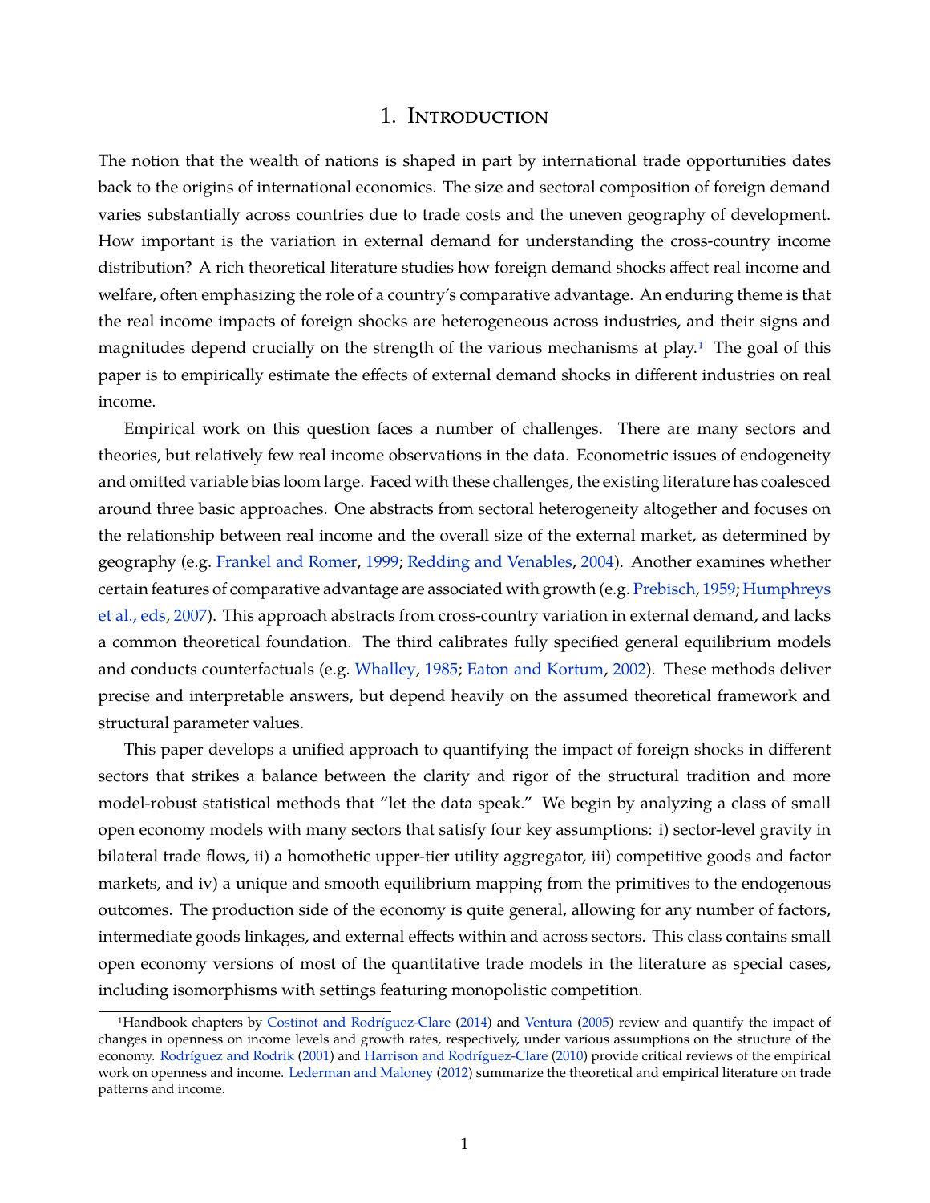# 1. Introduction

The notion that the wealth of nations is shaped in part by international trade opportunities dates back to the origins of international economics. The size and sectoral composition of foreign demand varies substantially across countries due to trade costs and the uneven geography of development. How important is the variation in external demand for understanding the cross-country income distribution? A rich theoretical literature studies how foreign demand shocks affect real income and welfare, often emphasizing the role of a country's comparative advantage. An enduring theme is that the real income impacts of foreign shocks are heterogeneous across industries, and their signs and magnitudes depend crucially on the strength of the various mechanisms at play.[1] The goal of this paper is to empirically estimate the effects of external demand shocks in different industries on real income.

Empirical work on this question faces a number of challenges. There are many sectors and theories, but relatively few real income observations in the data. Econometric issues of endogeneity and omitted variable bias loom large. Faced with these challenges, the existing literature has coalesced around three basic approaches. One abstracts from sectoral heterogeneity altogether and focuses on the relationship between real income and the overall size of the external market, as determined by geography (e.g. Frankel and Romer, 1999; Redding and Venables, 2004). Another examines whether certain features of comparative advantage are associated with growth (e.g. Prebisch, 1959; Humphreys et al., eds, 2007). This approach abstracts from cross-country variation in external demand, and lacks a common theoretical foundation. The third calibrates fully specified general equilibrium models and conducts counterfactuals (e.g. Whalley, 1985; Eaton and Kortum, 2002). These methods deliver precise and interpretable answers, but depend heavily on the assumed theoretical framework and structural parameter values.

This paper develops a unified approach to quantifying the impact of foreign shocks in different sectors that strikes a balance between the clarity and rigor of the structural tradition and more model-robust statistical methods that "let the data speak." We begin by analyzing a class of small open economy models with many sectors that satisfy four key assumptions: i) sector-level gravity in bilateral trade flows, ii) a homothetic upper-tier utility aggregator, iii) competitive goods and factor markets, and iv) a unique and smooth equilibrium mapping from the primitives to the endogenous outcomes. The production side of the economy is quite general, allowing for any number of factors, intermediate goods linkages, and external effects within and across sectors. This class contains small open economy versions of most of the quantitative trade models in the literature as special cases, including isomorphisms with settings featuring monopolistic competition.

[1] Handbook chapters by Costinot and Rodríguez-Clare (2014) and Ventura (2005) review and quantify the impact of changes in openness on income levels and growth rates, respectively, under various assumptions on the structure of the economy. Rodríguez and Rodrik (2001) and Harrison and Rodríguez-Clare (2010) provide critical reviews of the empirical work on openness and income. Lederman and Maloney (2012) summarize the theoretical and empirical literature on trade patterns and income.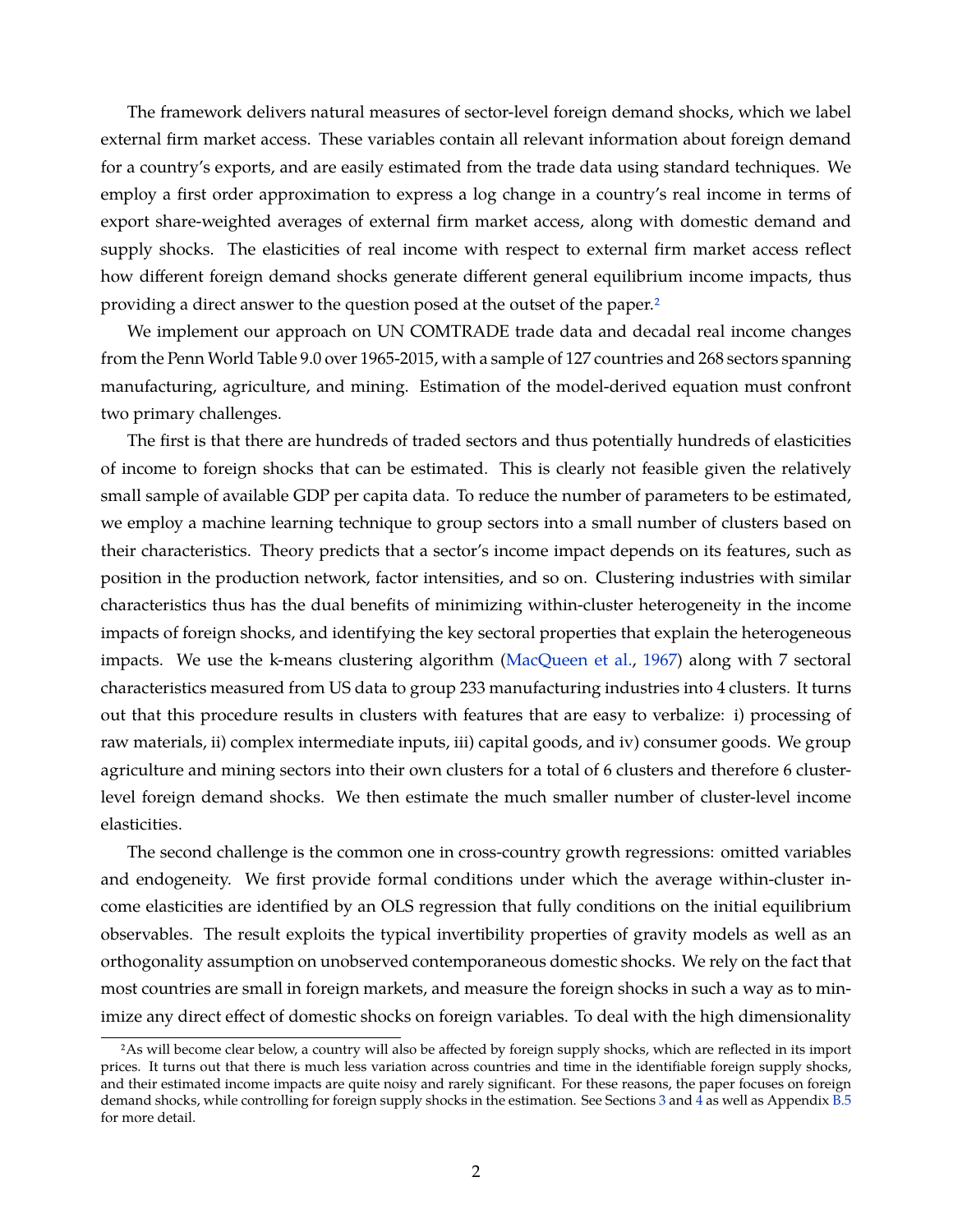The framework delivers natural measures of sector-level foreign demand shocks, which we label external firm market access. These variables contain all relevant information about foreign demand for a country's exports, and are easily estimated from the trade data using standard techniques. We employ a first order approximation to express a log change in a country's real income in terms of export share-weighted averages of external firm market access, along with domestic demand and supply shocks. The elasticities of real income with respect to external firm market access reflect how different foreign demand shocks generate different general equilibrium income impacts, thus providing a direct answer to the question posed at the outset of the paper.[2]

We implement our approach on UN COMTRADE trade data and decadal real income changes from the Penn World Table 9.0 over 1965-2015, with a sample of 127 countries and 268 sectors spanning manufacturing, agriculture, and mining. Estimation of the model-derived equation must confront two primary challenges.

The first is that there are hundreds of traded sectors and thus potentially hundreds of elasticities of income to foreign shocks that can be estimated. This is clearly not feasible given the relatively small sample of available GDP per capita data. To reduce the number of parameters to be estimated, we employ a machine learning technique to group sectors into a small number of clusters based on their characteristics. Theory predicts that a sector's income impact depends on its features, such as position in the production network, factor intensities, and so on. Clustering industries with similar characteristics thus has the dual benefits of minimizing within-cluster heterogeneity in the income impacts of foreign shocks, and identifying the key sectoral properties that explain the heterogeneous impacts. We use the k-means clustering algorithm (MacQueen et al., 1967) along with 7 sectoral characteristics measured from US data to group 233 manufacturing industries into 4 clusters. It turns out that this procedure results in clusters with features that are easy to verbalize: i) processing of raw materials, ii) complex intermediate inputs, iii) capital goods, and iv) consumer goods. We group agriculture and mining sectors into their own clusters for a total of 6 clusters and therefore 6 cluster-level foreign demand shocks. We then estimate the much smaller number of cluster-level income elasticities.

The second challenge is the common one in cross-country growth regressions: omitted variables and endogeneity. We first provide formal conditions under which the average within-cluster income elasticities are identified by an OLS regression that fully conditions on the initial equilibrium observables. The result exploits the typical invertibility properties of gravity models as well as an orthogonality assumption on unobserved contemporaneous domestic shocks. We rely on the fact that most countries are small in foreign markets, and measure the foreign shocks in such a way as to minimize any direct effect of domestic shocks on foreign variables. To deal with the high dimensionality

[2] As will become clear below, a country will also be affected by foreign supply shocks, which are reflected in its import prices. It turns out that there is much less variation across countries and time in the identifiable foreign supply shocks, and their estimated income impacts are quite noisy and rarely significant. For these reasons, the paper focuses on foreign demand shocks, while controlling for foreign supply shocks in the estimation. See Sections 3 and 4 as well as Appendix B.5 for more detail.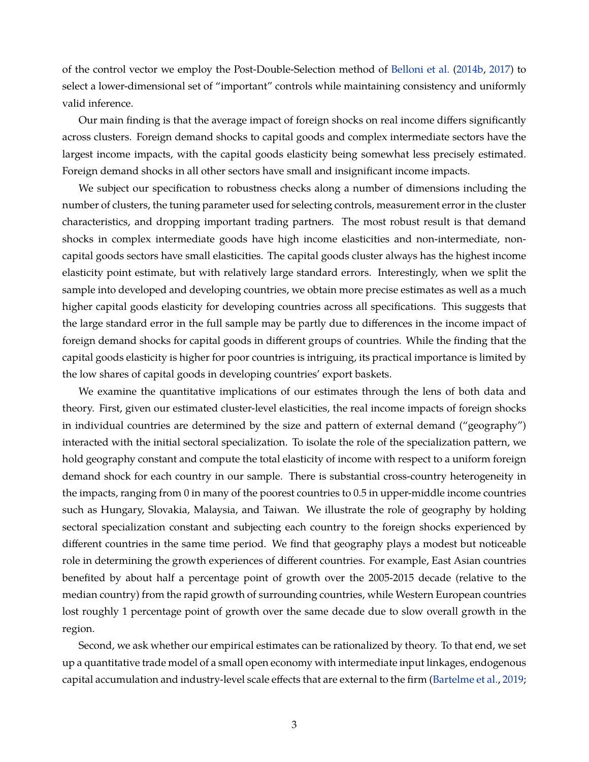of the control vector we employ the Post-Double-Selection method of Belloni et al. (2014b, 2017) to select a lower-dimensional set of "important" controls while maintaining consistency and uniformly valid inference.

Our main finding is that the average impact of foreign shocks on real income differs significantly across clusters. Foreign demand shocks to capital goods and complex intermediate sectors have the largest income impacts, with the capital goods elasticity being somewhat less precisely estimated. Foreign demand shocks in all other sectors have small and insignificant income impacts.

We subject our specification to robustness checks along a number of dimensions including the number of clusters, the tuning parameter used for selecting controls, measurement error in the cluster characteristics, and dropping important trading partners. The most robust result is that demand shocks in complex intermediate goods have high income elasticities and non-intermediate, non-capital goods sectors have small elasticities. The capital goods cluster always has the highest income elasticity point estimate, but with relatively large standard errors. Interestingly, when we split the sample into developed and developing countries, we obtain more precise estimates as well as a much higher capital goods elasticity for developing countries across all specifications. This suggests that the large standard error in the full sample may be partly due to differences in the income impact of foreign demand shocks for capital goods in different groups of countries. While the finding that the capital goods elasticity is higher for poor countries is intriguing, its practical importance is limited by the low shares of capital goods in developing countries' export baskets.

We examine the quantitative implications of our estimates through the lens of both data and theory. First, given our estimated cluster-level elasticities, the real income impacts of foreign shocks in individual countries are determined by the size and pattern of external demand ("geography") interacted with the initial sectoral specialization. To isolate the role of the specialization pattern, we hold geography constant and compute the total elasticity of income with respect to a uniform foreign demand shock for each country in our sample. There is substantial cross-country heterogeneity in the impacts, ranging from 0 in many of the poorest countries to 0.5 in upper-middle income countries such as Hungary, Slovakia, Malaysia, and Taiwan. We illustrate the role of geography by holding sectoral specialization constant and subjecting each country to the foreign shocks experienced by different countries in the same time period. We find that geography plays a modest but noticeable role in determining the growth experiences of different countries. For example, East Asian countries benefited by about half a percentage point of growth over the 2005-2015 decade (relative to the median country) from the rapid growth of surrounding countries, while Western European countries lost roughly 1 percentage point of growth over the same decade due to slow overall growth in the region.

Second, we ask whether our empirical estimates can be rationalized by theory. To that end, we set up a quantitative trade model of a small open economy with intermediate input linkages, endogenous capital accumulation and industry-level scale effects that are external to the firm (Bartelme et al., 2019;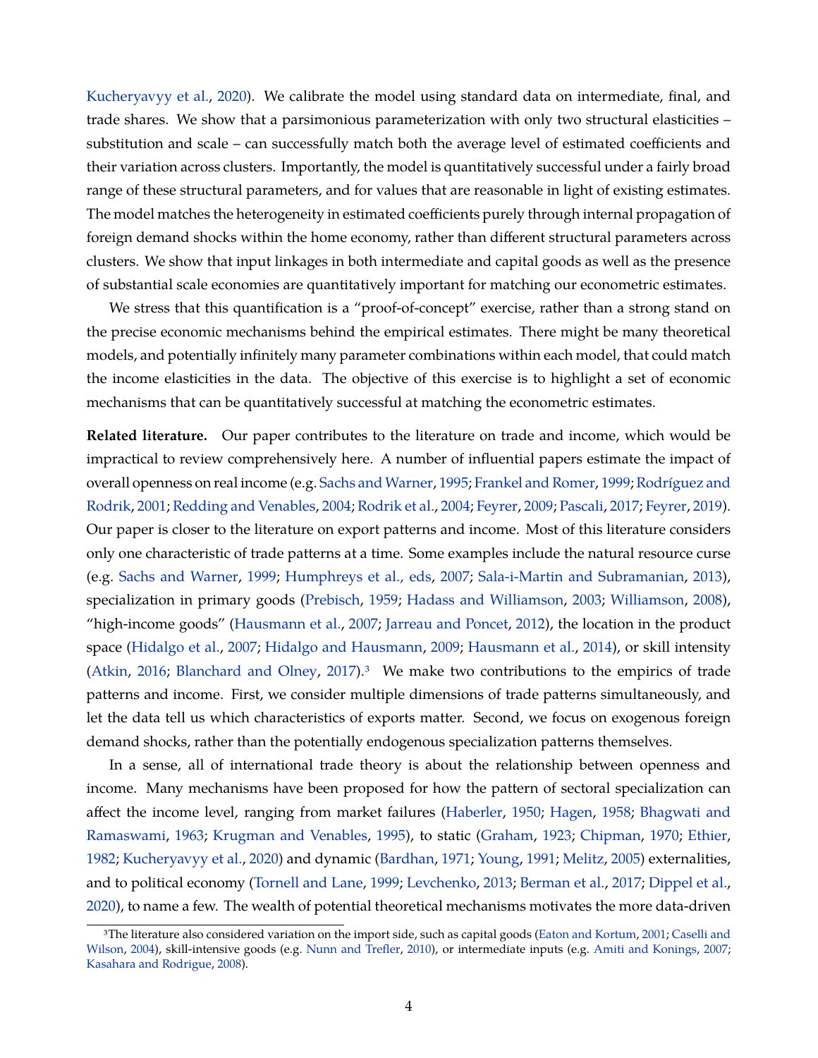Kucheryavyy et al., 2020). We calibrate the model using standard data on intermediate, final, and trade shares. We show that a parsimonious parameterization with only two structural elasticities – substitution and scale – can successfully match both the average level of estimated coefficients and their variation across clusters. Importantly, the model is quantitatively successful under a fairly broad range of these structural parameters, and for values that are reasonable in light of existing estimates. The model matches the heterogeneity in estimated coefficients purely through internal propagation of foreign demand shocks within the home economy, rather than different structural parameters across clusters. We show that input linkages in both intermediate and capital goods as well as the presence of substantial scale economies are quantitatively important for matching our econometric estimates.

We stress that this quantification is a "proof-of-concept" exercise, rather than a strong stand on the precise economic mechanisms behind the empirical estimates. There might be many theoretical models, and potentially infinitely many parameter combinations within each model, that could match the income elasticities in the data. The objective of this exercise is to highlight a set of economic mechanisms that can be quantitatively successful at matching the econometric estimates.

**Related literature.** Our paper contributes to the literature on trade and income, which would be impractical to review comprehensively here. A number of influential papers estimate the impact of overall openness on real income (e.g. Sachs and Warner, 1995; Frankel and Romer, 1999; Rodríguez and Rodrik, 2001; Redding and Venables, 2004; Rodrik et al., 2004; Feyrer, 2009; Pascali, 2017; Feyrer, 2019). Our paper is closer to the literature on export patterns and income. Most of this literature considers only one characteristic of trade patterns at a time. Some examples include the natural resource curse (e.g. Sachs and Warner, 1999; Humphreys et al., eds, 2007; Sala-i-Martin and Subramanian, 2013), specialization in primary goods (Prebisch, 1959; Hadass and Williamson, 2003; Williamson, 2008), "high-income goods" (Hausmann et al., 2007; Jarreau and Poncet, 2012), the location in the product space (Hidalgo et al., 2007; Hidalgo and Hausmann, 2009; Hausmann et al., 2014), or skill intensity (Atkin, 2016; Blanchard and Olney, 2017).[3] We make two contributions to the empirics of trade patterns and income. First, we consider multiple dimensions of trade patterns simultaneously, and let the data tell us which characteristics of exports matter. Second, we focus on exogenous foreign demand shocks, rather than the potentially endogenous specialization patterns themselves.

In a sense, all of international trade theory is about the relationship between openness and income. Many mechanisms have been proposed for how the pattern of sectoral specialization can affect the income level, ranging from market failures (Haberler, 1950; Hagen, 1958; Bhagwati and Ramaswami, 1963; Krugman and Venables, 1995), to static (Graham, 1923; Chipman, 1970; Ethier, 1982; Kucheryavyy et al., 2020) and dynamic (Bardhan, 1971; Young, 1991; Melitz, 2005) externalities, and to political economy (Tornell and Lane, 1999; Levchenko, 2013; Berman et al., 2017; Dippel et al., 2020), to name a few. The wealth of potential theoretical mechanisms motivates the more data-driven

[3] The literature also considered variation on the import side, such as capital goods (Eaton and Kortum, 2001; Caselli and Wilson, 2004), skill-intensive goods (e.g. Nunn and Trefler, 2010), or intermediate inputs (e.g. Amiti and Konings, 2007; Kasahara and Rodrigue, 2008).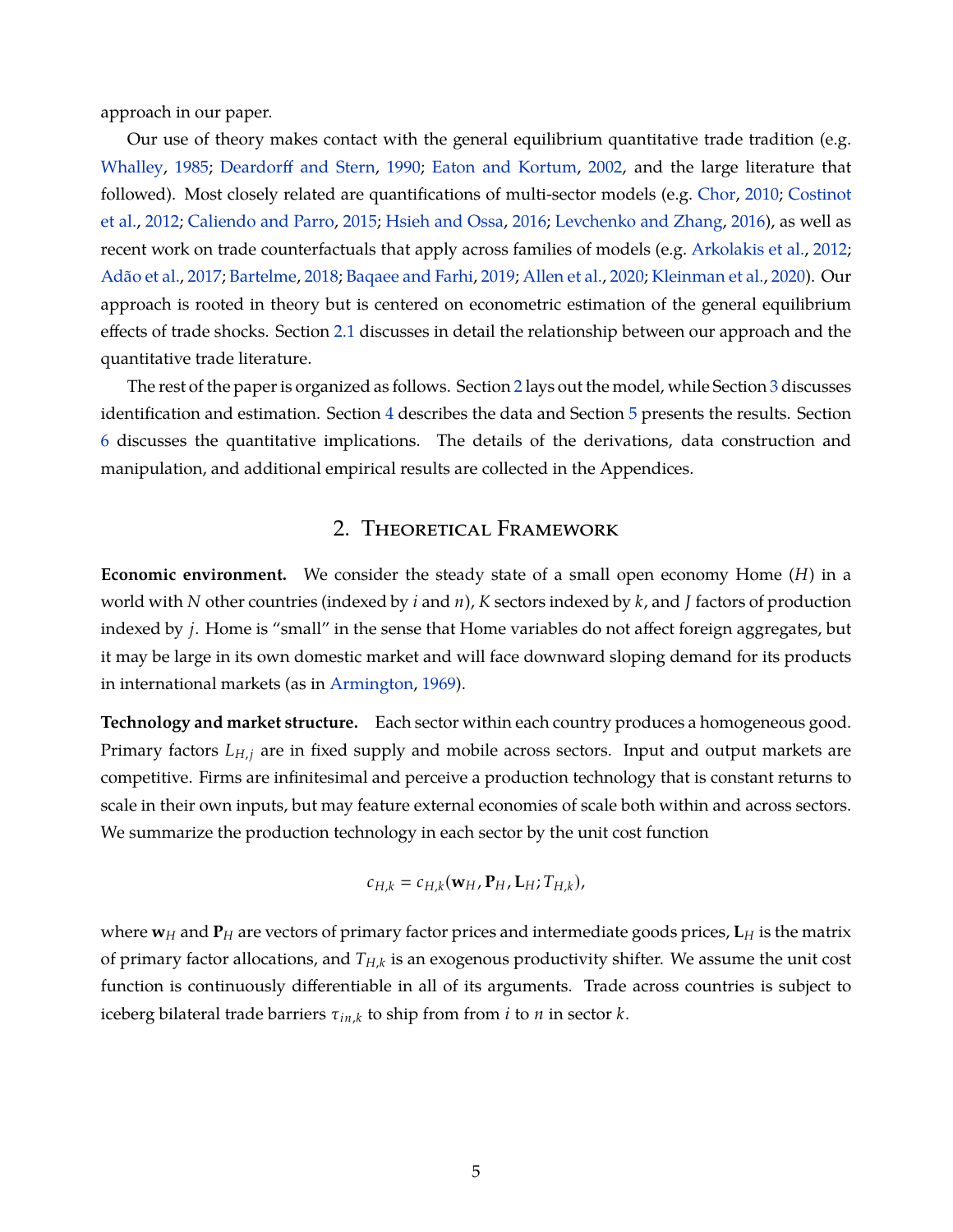approach in our paper.

Our use of theory makes contact with the general equilibrium quantitative trade tradition (e.g. Whalley, 1985; Deardorff and Stern, 1990; Eaton and Kortum, 2002, and the large literature that followed). Most closely related are quantifications of multi-sector models (e.g. Chor, 2010; Costinot et al., 2012; Caliendo and Parro, 2015; Hsieh and Ossa, 2016; Levchenko and Zhang, 2016), as well as recent work on trade counterfactuals that apply across families of models (e.g. Arkolakis et al., 2012; Adão et al., 2017; Bartelme, 2018; Baqaee and Farhi, 2019; Allen et al., 2020; Kleinman et al., 2020). Our approach is rooted in theory but is centered on econometric estimation of the general equilibrium effects of trade shocks. Section 2.1 discusses in detail the relationship between our approach and the quantitative trade literature.

The rest of the paper is organized as follows. Section 2 lays out the model, while Section 3 discusses identification and estimation. Section 4 describes the data and Section 5 presents the results. Section 6 discusses the quantitative implications. The details of the derivations, data construction and manipulation, and additional empirical results are collected in the Appendices.

## 2. Theoretical Framework

**Economic environment.** We consider the steady state of a small open economy Home ($H$) in a world with $N$ other countries (indexed by $i$ and $n$), $K$ sectors indexed by $k$, and $J$ factors of production indexed by $j$. Home is "small" in the sense that Home variables do not affect foreign aggregates, but it may be large in its own domestic market and will face downward sloping demand for its products in international markets (as in Armington, 1969).

**Technology and market structure.** Each sector within each country produces a homogeneous good. Primary factors $L_{H,j}$ are in fixed supply and mobile across sectors. Input and output markets are competitive. Firms are infinitesimal and perceive a production technology that is constant returns to scale in their own inputs, but may feature external economies of scale both within and across sectors. We summarize the production technology in each sector by the unit cost function

$$c_{H,k} = c_{H,k}(\mathbf{w}_H, \mathbf{P}_H, \mathbf{L}_H; T_{H,k}),$$

where $\mathbf{w}_H$ and $\mathbf{P}_H$ are vectors of primary factor prices and intermediate goods prices, $\mathbf{L}_H$ is the matrix of primary factor allocations, and $T_{H,k}$ is an exogenous productivity shifter. We assume the unit cost function is continuously differentiable in all of its arguments. Trade across countries is subject to iceberg bilateral trade barriers $\tau_{in,k}$ to ship from from $i$ to $n$ in sector $k$.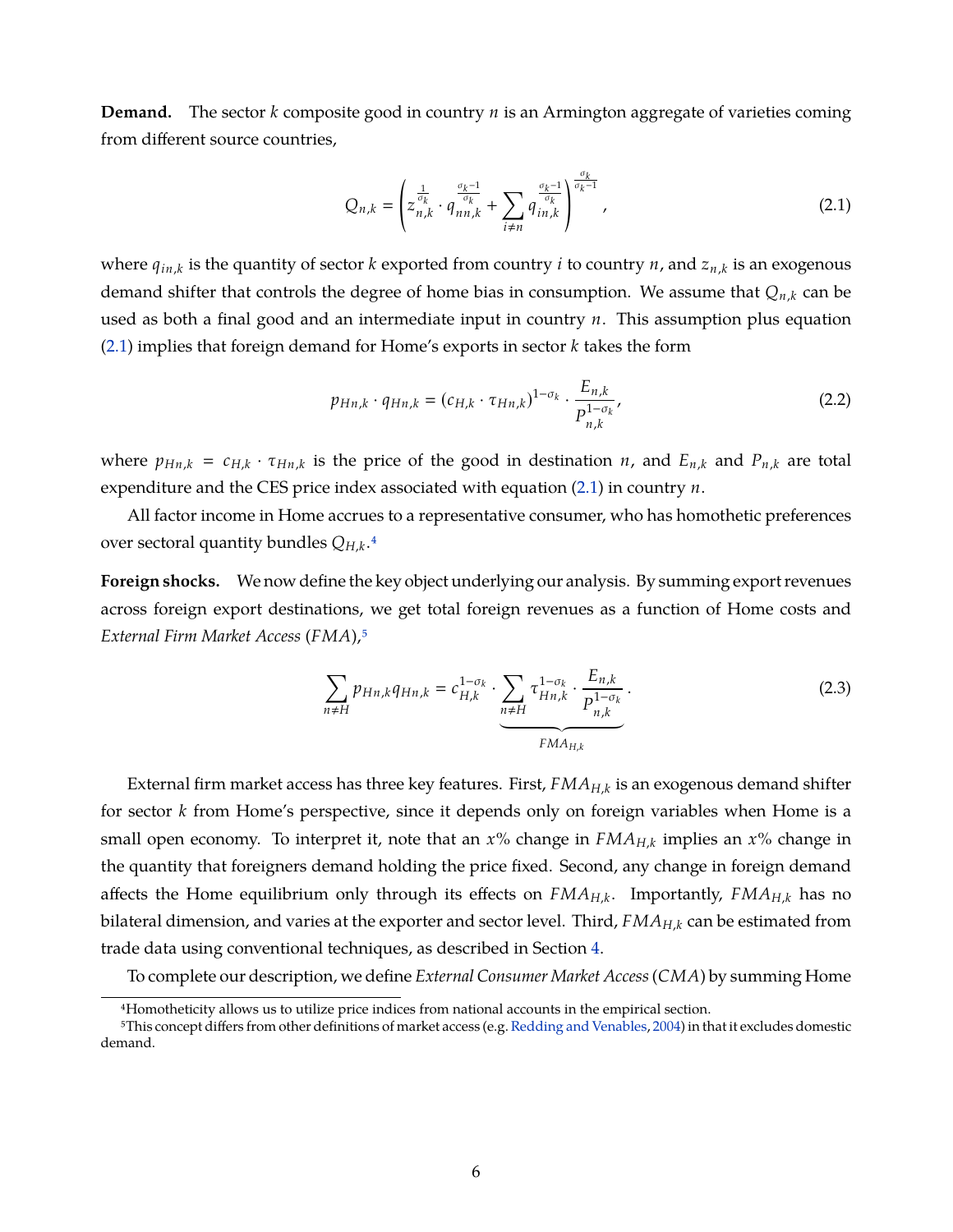**Demand.** The sector $k$ composite good in country $n$ is an Armington aggregate of varieties coming from different source countries,

$$Q_{n,k} = \left( z_{n,k}^{\frac{1}{\sigma_k}} \cdot q_{nn,k}^{\frac{\sigma_k - 1}{\sigma_k}} + \sum_{i \neq n} q_{in,k}^{\frac{\sigma_k - 1}{\sigma_k}} \right)^{\frac{\sigma_k}{\sigma_k - 1}}, \tag{2.1}$$

where $q_{in,k}$ is the quantity of sector $k$ exported from country $i$ to country $n$, and $z_{n,k}$ is an exogenous demand shifter that controls the degree of home bias in consumption. We assume that $Q_{n,k}$ can be used as both a final good and an intermediate input in country $n$. This assumption plus equation (2.1) implies that foreign demand for Home's exports in sector $k$ takes the form

$$p_{Hn,k} \cdot q_{Hn,k} = (c_{H,k} \cdot \tau_{Hn,k})^{1-\sigma_k} \cdot \frac{E_{n,k}}{P_{n,k}^{1-\sigma_k}}, \tag{2.2}$$

where $p_{Hn,k} = c_{H,k} \cdot \tau_{Hn,k}$ is the price of the good in destination $n$, and $E_{n,k}$ and $P_{n,k}$ are total expenditure and the CES price index associated with equation (2.1) in country $n$.

All factor income in Home accrues to a representative consumer, who has homothetic preferences over sectoral quantity bundles $Q_{H,k}$.[4]

**Foreign shocks.** We now define the key object underlying our analysis. By summing export revenues across foreign export destinations, we get total foreign revenues as a function of Home costs and *External Firm Market Access* ($FMA$),[5]

$$\sum_{n \neq H} p_{Hn,k} q_{Hn,k} = c_{H,k}^{1-\sigma_k} \cdot \underbrace{\sum_{n \neq H} \tau_{Hn,k}^{1-\sigma_k} \cdot \frac{E_{n,k}}{P_{n,k}^{1-\sigma_k}}}_{FMA_{H,k}}. \tag{2.3}$$

External firm market access has three key features. First, $FMA_{H,k}$ is an exogenous demand shifter for sector $k$ from Home's perspective, since it depends only on foreign variables when Home is a small open economy. To interpret it, note that an $x$% change in $FMA_{H,k}$ implies an $x$% change in the quantity that foreigners demand holding the price fixed. Second, any change in foreign demand affects the Home equilibrium only through its effects on $FMA_{H,k}$. Importantly, $FMA_{H,k}$ has no bilateral dimension, and varies at the exporter and sector level. Third, $FMA_{H,k}$ can be estimated from trade data using conventional techniques, as described in Section 4.

To complete our description, we define *External Consumer Market Access* ($CMA$) by summing Home

---

[4] Homotheticity allows us to utilize price indices from national accounts in the empirical section.

[5] This concept differs from other definitions of market access (e.g. Redding and Venables, 2004) in that it excludes domestic demand.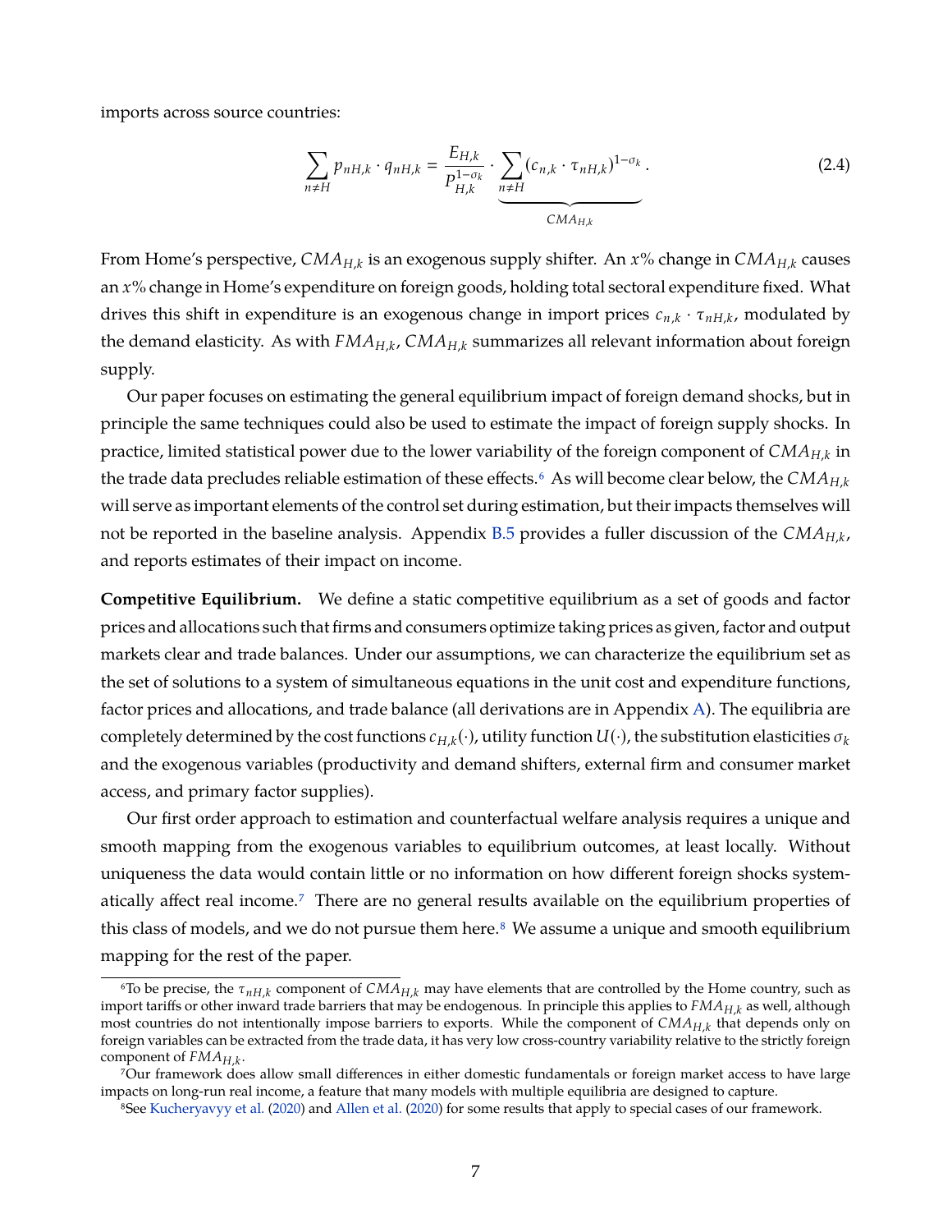imports across source countries:

$$\sum_{n \neq H} p_{nH,k} \cdot q_{nH,k} = \frac{E_{H,k}}{P_{H,k}^{1-\sigma_k}} \cdot \underbrace{\sum_{n \neq H} (c_{n,k} \cdot \tau_{nH,k})^{1-\sigma_k}}_{CMA_{H,k}}. \tag{2.4}$$

From Home's perspective, $CMA_{H,k}$ is an exogenous supply shifter. An $x$% change in $CMA_{H,k}$ causes an $x$% change in Home's expenditure on foreign goods, holding total sectoral expenditure fixed. What drives this shift in expenditure is an exogenous change in import prices $c_{n,k} \cdot \tau_{nH,k}$, modulated by the demand elasticity. As with $FMA_{H,k}$, $CMA_{H,k}$ summarizes all relevant information about foreign supply.

Our paper focuses on estimating the general equilibrium impact of foreign demand shocks, but in principle the same techniques could also be used to estimate the impact of foreign supply shocks. In practice, limited statistical power due to the lower variability of the foreign component of $CMA_{H,k}$ in the trade data precludes reliable estimation of these effects.[6] As will become clear below, the $CMA_{H,k}$ will serve as important elements of the control set during estimation, but their impacts themselves will not be reported in the baseline analysis. Appendix B.5 provides a fuller discussion of the $CMA_{H,k}$, and reports estimates of their impact on income.

**Competitive Equilibrium.** We define a static competitive equilibrium as a set of goods and factor prices and allocations such that firms and consumers optimize taking prices as given, factor and output markets clear and trade balances. Under our assumptions, we can characterize the equilibrium set as the set of solutions to a system of simultaneous equations in the unit cost and expenditure functions, factor prices and allocations, and trade balance (all derivations are in Appendix A). The equilibria are completely determined by the cost functions $c_{H,k}(\cdot)$, utility function $U(\cdot)$, the substitution elasticities $\sigma_k$ and the exogenous variables (productivity and demand shifters, external firm and consumer market access, and primary factor supplies).

Our first order approach to estimation and counterfactual welfare analysis requires a unique and smooth mapping from the exogenous variables to equilibrium outcomes, at least locally. Without uniqueness the data would contain little or no information on how different foreign shocks systematically affect real income.[7] There are no general results available on the equilibrium properties of this class of models, and we do not pursue them here.[8] We assume a unique and smooth equilibrium mapping for the rest of the paper.

[6]To be precise, the $\tau_{nH,k}$ component of $CMA_{H,k}$ may have elements that are controlled by the Home country, such as import tariffs or other inward trade barriers that may be endogenous. In principle this applies to $FMA_{H,k}$ as well, although most countries do not intentionally impose barriers to exports. While the component of $CMA_{H,k}$ that depends only on foreign variables can be extracted from the trade data, it has very low cross-country variability relative to the strictly foreign component of $FMA_{H,k}$.

[7]Our framework does allow small differences in either domestic fundamentals or foreign market access to have large impacts on long-run real income, a feature that many models with multiple equilibria are designed to capture.

[8]See Kucheryavyy et al. (2020) and Allen et al. (2020) for some results that apply to special cases of our framework.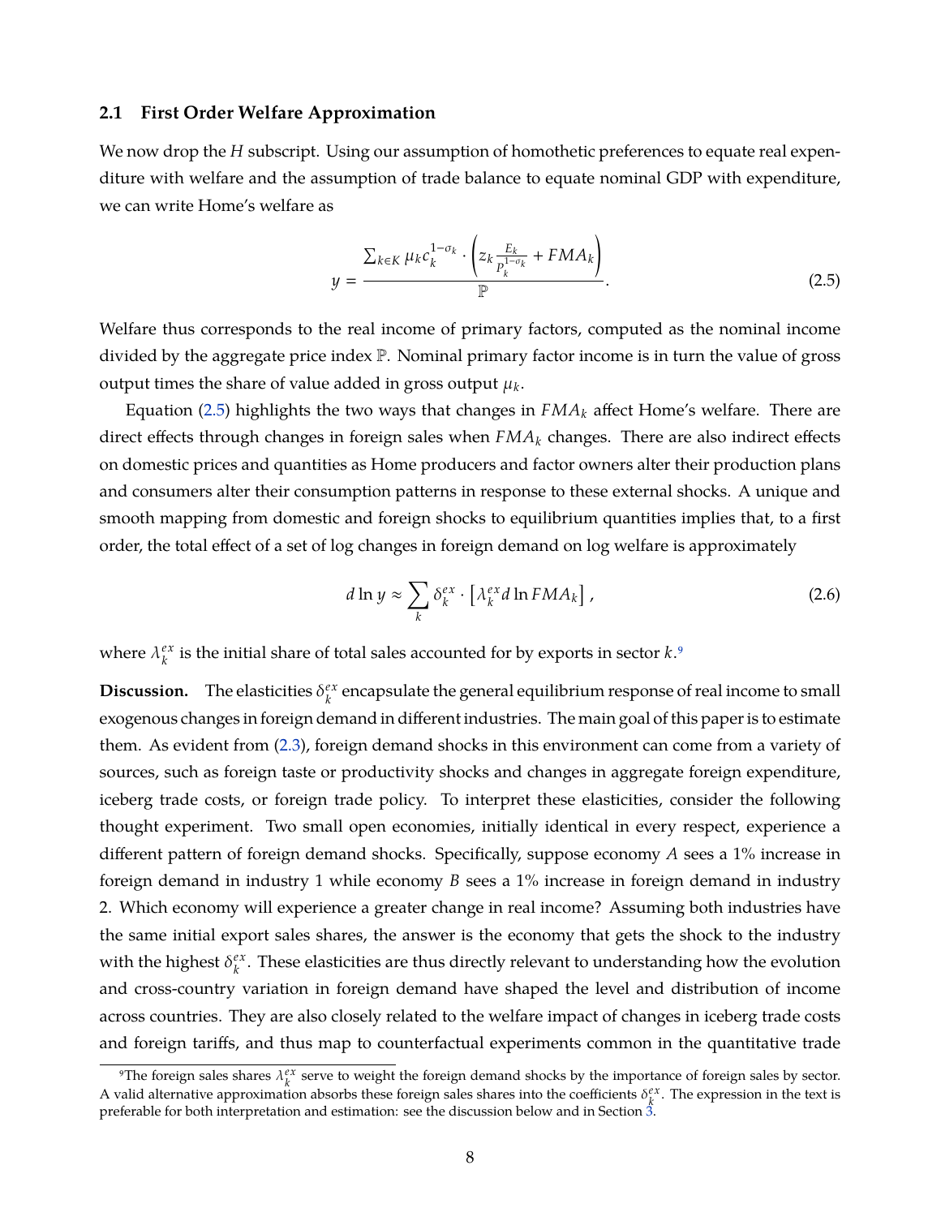### 2.1 First Order Welfare Approximation

We now drop the $H$ subscript. Using our assumption of homothetic preferences to equate real expenditure with welfare and the assumption of trade balance to equate nominal GDP with expenditure, we can write Home's welfare as

$$y = \frac{\sum_{k \in K} \mu_k c_k^{1-\sigma_k} \cdot \left( z_k \frac{E_k}{P_k^{1-\sigma_k}} + FMA_k \right)}{\mathbb{P}}. \tag{2.5}$$

Welfare thus corresponds to the real income of primary factors, computed as the nominal income divided by the aggregate price index $\mathbb{P}$. Nominal primary factor income is in turn the value of gross output times the share of value added in gross output $\mu_k$.

Equation (2.5) highlights the two ways that changes in $FMA_k$ affect Home's welfare. There are direct effects through changes in foreign sales when $FMA_k$ changes. There are also indirect effects on domestic prices and quantities as Home producers and factor owners alter their production plans and consumers alter their consumption patterns in response to these external shocks. A unique and smooth mapping from domestic and foreign shocks to equilibrium quantities implies that, to a first order, the total effect of a set of log changes in foreign demand on log welfare is approximately

$$d \ln y \approx \sum_k \delta_k^{ex} \cdot \left[ \lambda_k^{ex} d \ln FMA_k \right], \tag{2.6}$$

where $\lambda_k^{ex}$ is the initial share of total sales accounted for by exports in sector $k$.[9]

**Discussion.** The elasticities $\delta_k^{ex}$ encapsulate the general equilibrium response of real income to small exogenous changes in foreign demand in different industries. The main goal of this paper is to estimate them. As evident from (2.3), foreign demand shocks in this environment can come from a variety of sources, such as foreign taste or productivity shocks and changes in aggregate foreign expenditure, iceberg trade costs, or foreign trade policy. To interpret these elasticities, consider the following thought experiment. Two small open economies, initially identical in every respect, experience a different pattern of foreign demand shocks. Specifically, suppose economy $A$ sees a 1% increase in foreign demand in industry 1 while economy $B$ sees a 1% increase in foreign demand in industry 2. Which economy will experience a greater change in real income? Assuming both industries have the same initial export sales shares, the answer is the economy that gets the shock to the industry with the highest $\delta_k^{ex}$. These elasticities are thus directly relevant to understanding how the evolution and cross-country variation in foreign demand have shaped the level and distribution of income across countries. They are also closely related to the welfare impact of changes in iceberg trade costs and foreign tariffs, and thus map to counterfactual experiments common in the quantitative trade

[9] The foreign sales shares $\lambda_k^{ex}$ serve to weight the foreign demand shocks by the importance of foreign sales by sector. A valid alternative approximation absorbs these foreign sales shares into the coefficients $\delta_k^{ex}$. The expression in the text is preferable for both interpretation and estimation: see the discussion below and in Section 3.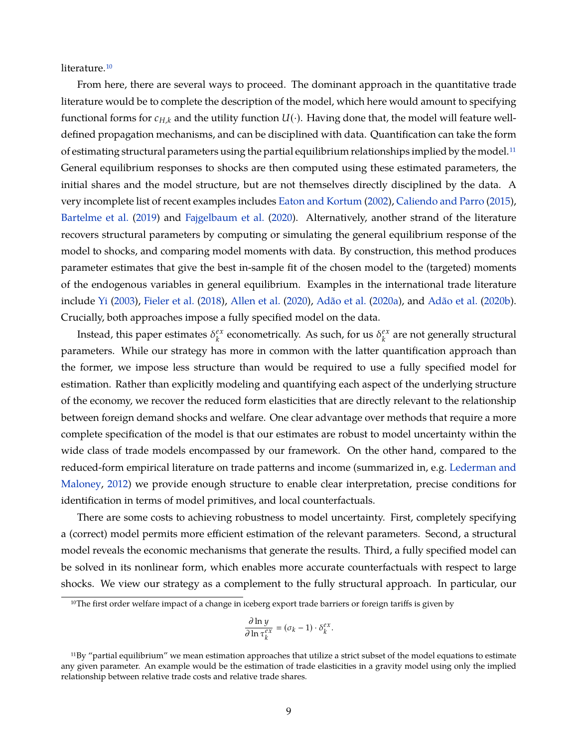literature.[10]

From here, there are several ways to proceed. The dominant approach in the quantitative trade literature would be to complete the description of the model, which here would amount to specifying functional forms for $c_{H,k}$ and the utility function $U(\cdot)$. Having done that, the model will feature well-defined propagation mechanisms, and can be disciplined with data. Quantification can take the form of estimating structural parameters using the partial equilibrium relationships implied by the model.[11] General equilibrium responses to shocks are then computed using these estimated parameters, the initial shares and the model structure, but are not themselves directly disciplined by the data. A very incomplete list of recent examples includes Eaton and Kortum (2002), Caliendo and Parro (2015), Bartelme et al. (2019) and Fajgelbaum et al. (2020). Alternatively, another strand of the literature recovers structural parameters by computing or simulating the general equilibrium response of the model to shocks, and comparing model moments with data. By construction, this method produces parameter estimates that give the best in-sample fit of the chosen model to the (targeted) moments of the endogenous variables in general equilibrium. Examples in the international trade literature include Yi (2003), Fieler et al. (2018), Allen et al. (2020), Adão et al. (2020a), and Adão et al. (2020b). Crucially, both approaches impose a fully specified model on the data.

Instead, this paper estimates $\delta_k^{ex}$ econometrically. As such, for us $\delta_k^{ex}$ are not generally structural parameters. While our strategy has more in common with the latter quantification approach than the former, we impose less structure than would be required to use a fully specified model for estimation. Rather than explicitly modeling and quantifying each aspect of the underlying structure of the economy, we recover the reduced form elasticities that are directly relevant to the relationship between foreign demand shocks and welfare. One clear advantage over methods that require a more complete specification of the model is that our estimates are robust to model uncertainty within the wide class of trade models encompassed by our framework. On the other hand, compared to the reduced-form empirical literature on trade patterns and income (summarized in, e.g. Lederman and Maloney, 2012) we provide enough structure to enable clear interpretation, precise conditions for identification in terms of model primitives, and local counterfactuals.

There are some costs to achieving robustness to model uncertainty. First, completely specifying a (correct) model permits more efficient estimation of the relevant parameters. Second, a structural model reveals the economic mechanisms that generate the results. Third, a fully specified model can be solved in its nonlinear form, which enables more accurate counterfactuals with respect to large shocks. We view our strategy as a complement to the fully structural approach. In particular, our

[10]The first order welfare impact of a change in iceberg export trade barriers or foreign tariffs is given by

$$\frac{\partial \ln y}{\partial \ln \tau_k^{ex}} = (\sigma_k - 1) \cdot \delta_k^{ex}.$$

[11]By "partial equilibrium" we mean estimation approaches that utilize a strict subset of the model equations to estimate any given parameter. An example would be the estimation of trade elasticities in a gravity model using only the implied relationship between relative trade costs and relative trade shares.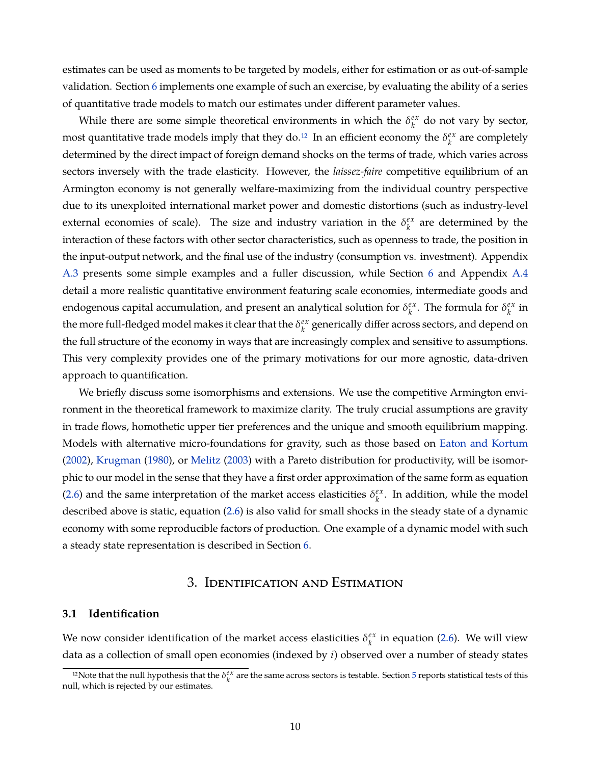estimates can be used as moments to be targeted by models, either for estimation or as out-of-sample validation. Section 6 implements one example of such an exercise, by evaluating the ability of a series of quantitative trade models to match our estimates under different parameter values.

While there are some simple theoretical environments in which the $\delta_k^{ex}$ do not vary by sector, most quantitative trade models imply that they do.[12] In an efficient economy the $\delta_k^{ex}$ are completely determined by the direct impact of foreign demand shocks on the terms of trade, which varies across sectors inversely with the trade elasticity. However, the *laissez-faire* competitive equilibrium of an Armington economy is not generally welfare-maximizing from the individual country perspective due to its unexploited international market power and domestic distortions (such as industry-level external economies of scale). The size and industry variation in the $\delta_k^{ex}$ are determined by the interaction of these factors with other sector characteristics, such as openness to trade, the position in the input-output network, and the final use of the industry (consumption vs. investment). Appendix A.3 presents some simple examples and a fuller discussion, while Section 6 and Appendix A.4 detail a more realistic quantitative environment featuring scale economies, intermediate goods and endogenous capital accumulation, and present an analytical solution for $\delta_k^{ex}$. The formula for $\delta_k^{ex}$ in the more full-fledged model makes it clear that the $\delta_k^{ex}$ generically differ across sectors, and depend on the full structure of the economy in ways that are increasingly complex and sensitive to assumptions. This very complexity provides one of the primary motivations for our more agnostic, data-driven approach to quantification.

We briefly discuss some isomorphisms and extensions. We use the competitive Armington environment in the theoretical framework to maximize clarity. The truly crucial assumptions are gravity in trade flows, homothetic upper tier preferences and the unique and smooth equilibrium mapping. Models with alternative micro-foundations for gravity, such as those based on Eaton and Kortum (2002), Krugman (1980), or Melitz (2003) with a Pareto distribution for productivity, will be isomorphic to our model in the sense that they have a first order approximation of the same form as equation (2.6) and the same interpretation of the market access elasticities $\delta_k^{ex}$. In addition, while the model described above is static, equation (2.6) is also valid for small shocks in the steady state of a dynamic economy with some reproducible factors of production. One example of a dynamic model with such a steady state representation is described in Section 6.

# 3. Identification and Estimation

## 3.1 Identification

We now consider identification of the market access elasticities $\delta_k^{ex}$ in equation (2.6). We will view data as a collection of small open economies (indexed by $i$) observed over a number of steady states

[12] Note that the null hypothesis that the $\delta_k^{ex}$ are the same across sectors is testable. Section 5 reports statistical tests of this null, which is rejected by our estimates.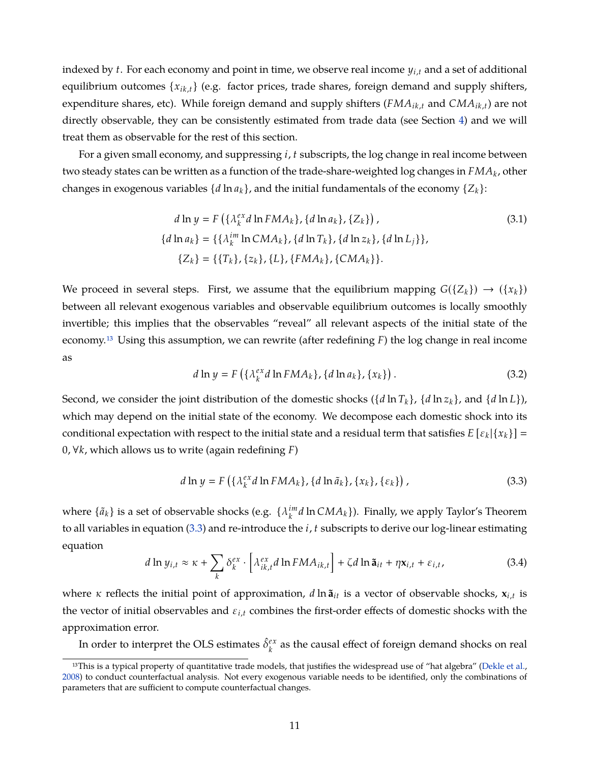indexed by $t$. For each economy and point in time, we observe real income $y_{i,t}$ and a set of additional equilibrium outcomes $\{x_{ik,t}\}$ (e.g. factor prices, trade shares, foreign demand and supply shifters, expenditure shares, etc). While foreign demand and supply shifters ($FMA_{ik,t}$ and $CMA_{ik,t}$) are not directly observable, they can be consistently estimated from trade data (see Section 4) and we will treat them as observable for the rest of this section.

For a given small economy, and suppressing $i, t$ subscripts, the log change in real income between two steady states can be written as a function of the trade-share-weighted log changes in $FMA_k$, other changes in exogenous variables $\{d \ln a_k\}$, and the initial fundamentals of the economy $\{Z_k\}$:

$$
\begin{aligned}
d \ln y &= F\left(\{\lambda_k^{ex} d \ln FMA_k\}, \{d \ln a_k\}, \{Z_k\}\right), \\
\{d \ln a_k\} &= \{\{\lambda_k^{im} \ln CMA_k\}, \{d \ln T_k\}, \{d \ln z_k\}, \{d \ln L_j\}\}, \\
\{Z_k\} &= \{\{T_k\}, \{z_k\}, \{L\}, \{FMA_k\}, \{CMA_k\}\}.
\end{aligned}
\tag{3.1}
$$

We proceed in several steps. First, we assume that the equilibrium mapping $G(\{Z_k\}) \rightarrow (\{x_k\})$ between all relevant exogenous variables and observable equilibrium outcomes is locally smoothly invertible; this implies that the observables "reveal" all relevant aspects of the initial state of the economy.[13] Using this assumption, we can rewrite (after redefining $F$) the log change in real income as

$$
d \ln y = F\left(\{\lambda_k^{ex} d \ln FMA_k\}, \{d \ln a_k\}, \{x_k\}\right). \tag{3.2}
$$

Second, we consider the joint distribution of the domestic shocks ($\{d \ln T_k\}$, $\{d \ln z_k\}$, and $\{d \ln L\}$), which may depend on the initial state of the economy. We decompose each domestic shock into its conditional expectation with respect to the initial state and a residual term that satisfies $E\left[\varepsilon_k | \{x_k\}\right] = 0, \forall k$, which allows us to write (again redefining $F$)

$$
d \ln y = F\left(\{\lambda_k^{ex} d \ln FMA_k\}, \{d \ln \tilde{a}_k\}, \{x_k\}, \{\varepsilon_k\}\right), \tag{3.3}
$$

where $\{\tilde{a}_k\}$ is a set of observable shocks (e.g. $\{\lambda_k^{im} d \ln CMA_k\}$). Finally, we apply Taylor's Theorem to all variables in equation (3.3) and re-introduce the $i, t$ subscripts to derive our log-linear estimating equation

$$
d \ln y_{i,t} \approx \kappa + \sum_k \delta_k^{ex} \cdot \left[\lambda_{ik,t}^{ex} d \ln FMA_{ik,t}\right] + \zeta d \ln \tilde{\mathbf{a}}_{it} + \eta \mathbf{x}_{i,t} + \varepsilon_{i,t}, \tag{3.4}
$$

where $\kappa$ reflects the initial point of approximation, $d \ln \tilde{\mathbf{a}}_{it}$ is a vector of observable shocks, $\mathbf{x}_{i,t}$ is the vector of initial observables and $\varepsilon_{i,t}$ combines the first-order effects of domestic shocks with the approximation error.

In order to interpret the OLS estimates $\hat{\delta}_k^{ex}$ as the causal effect of foreign demand shocks on real

[13]This is a typical property of quantitative trade models, that justifies the widespread use of "hat algebra" (Dekle et al., 2008) to conduct counterfactual analysis. Not every exogenous variable needs to be identified, only the combinations of parameters that are sufficient to compute counterfactual changes.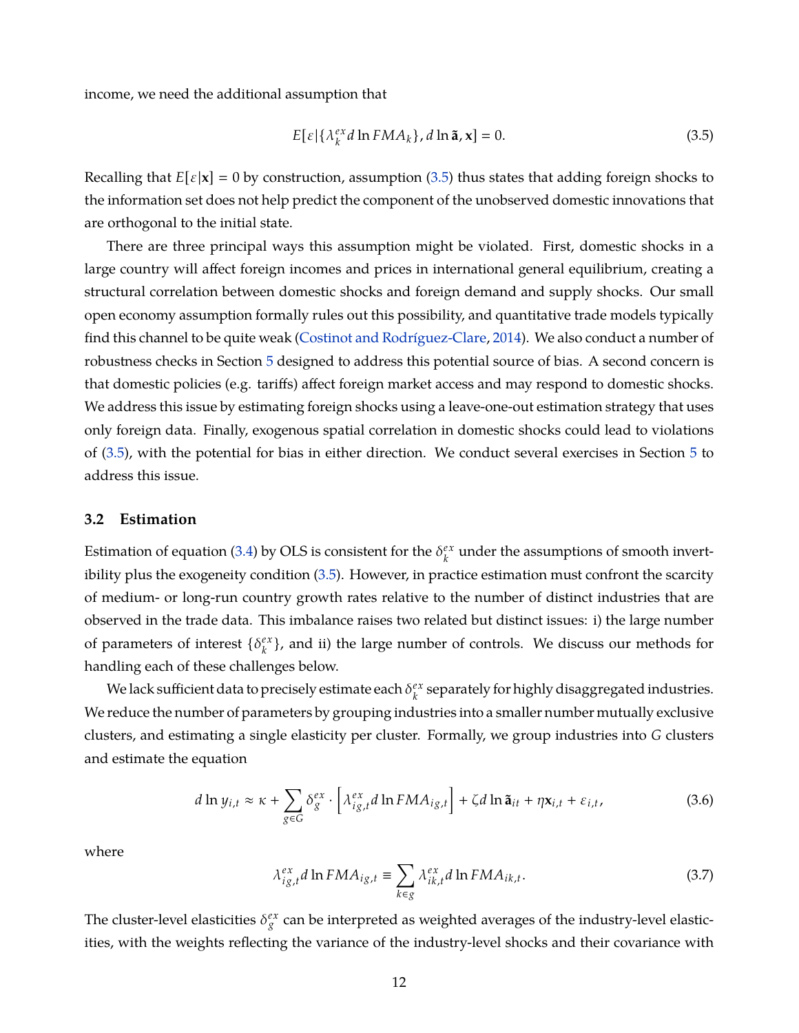income, we need the additional assumption that

$$E[\varepsilon | \{\lambda_k^{ex} d \ln FMA_k\}, d \ln \tilde{\mathbf{a}}, \mathbf{x}] = 0. \tag{3.5}$$

Recalling that $E[\varepsilon|\mathbf{x}] = 0$ by construction, assumption (3.5) thus states that adding foreign shocks to the information set does not help predict the component of the unobserved domestic innovations that are orthogonal to the initial state.

There are three principal ways this assumption might be violated. First, domestic shocks in a large country will affect foreign incomes and prices in international general equilibrium, creating a structural correlation between domestic shocks and foreign demand and supply shocks. Our small open economy assumption formally rules out this possibility, and quantitative trade models typically find this channel to be quite weak (Costinot and Rodríguez-Clare, 2014). We also conduct a number of robustness checks in Section 5 designed to address this potential source of bias. A second concern is that domestic policies (e.g. tariffs) affect foreign market access and may respond to domestic shocks. We address this issue by estimating foreign shocks using a leave-one-out estimation strategy that uses only foreign data. Finally, exogenous spatial correlation in domestic shocks could lead to violations of (3.5), with the potential for bias in either direction. We conduct several exercises in Section 5 to address this issue.

### 3.2 Estimation

Estimation of equation (3.4) by OLS is consistent for the $\delta_k^{ex}$ under the assumptions of smooth invertibility plus the exogeneity condition (3.5). However, in practice estimation must confront the scarcity of medium- or long-run country growth rates relative to the number of distinct industries that are observed in the trade data. This imbalance raises two related but distinct issues: i) the large number of parameters of interest $\{\delta_k^{ex}\}$, and ii) the large number of controls. We discuss our methods for handling each of these challenges below.

We lack sufficient data to precisely estimate each $\delta_k^{ex}$ separately for highly disaggregated industries. We reduce the number of parameters by grouping industries into a smaller number mutually exclusive clusters, and estimating a single elasticity per cluster. Formally, we group industries into $G$ clusters and estimate the equation

$$d \ln y_{i,t} \approx \kappa + \sum_{g \in G} \delta_g^{ex} \cdot \left[\lambda_{ig,t}^{ex} d \ln FMA_{ig,t}\right] + \zeta d \ln \tilde{\mathbf{a}}_{it} + \eta \mathbf{x}_{i,t} + \varepsilon_{i,t}, \tag{3.6}$$

where

$$\lambda_{ig,t}^{ex} d \ln FMA_{ig,t} \equiv \sum_{k \in g} \lambda_{ik,t}^{ex} d \ln FMA_{ik,t}. \tag{3.7}$$

The cluster-level elasticities $\delta_g^{ex}$ can be interpreted as weighted averages of the industry-level elasticities, with the weights reflecting the variance of the industry-level shocks and their covariance with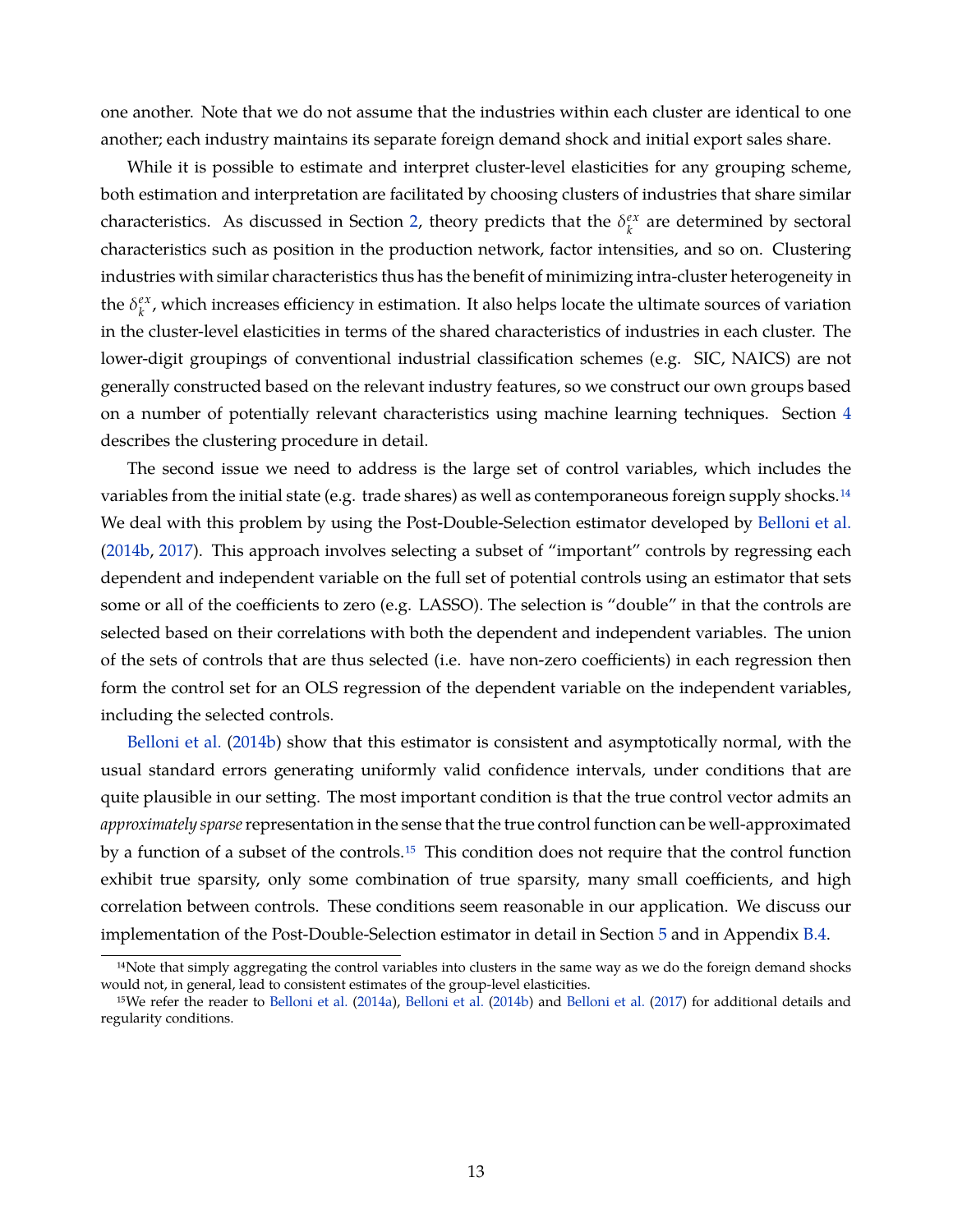one another. Note that we do not assume that the industries within each cluster are identical to one another; each industry maintains its separate foreign demand shock and initial export sales share.

While it is possible to estimate and interpret cluster-level elasticities for any grouping scheme, both estimation and interpretation are facilitated by choosing clusters of industries that share similar characteristics. As discussed in Section 2, theory predicts that the $\delta_k^{ex}$ are determined by sectoral characteristics such as position in the production network, factor intensities, and so on. Clustering industries with similar characteristics thus has the benefit of minimizing intra-cluster heterogeneity in the $\delta_k^{ex}$, which increases efficiency in estimation. It also helps locate the ultimate sources of variation in the cluster-level elasticities in terms of the shared characteristics of industries in each cluster. The lower-digit groupings of conventional industrial classification schemes (e.g. SIC, NAICS) are not generally constructed based on the relevant industry features, so we construct our own groups based on a number of potentially relevant characteristics using machine learning techniques. Section 4 describes the clustering procedure in detail.

The second issue we need to address is the large set of control variables, which includes the variables from the initial state (e.g. trade shares) as well as contemporaneous foreign supply shocks.[14] We deal with this problem by using the Post-Double-Selection estimator developed by Belloni et al. (2014b, 2017). This approach involves selecting a subset of "important" controls by regressing each dependent and independent variable on the full set of potential controls using an estimator that sets some or all of the coefficients to zero (e.g. LASSO). The selection is "double" in that the controls are selected based on their correlations with both the dependent and independent variables. The union of the sets of controls that are thus selected (i.e. have non-zero coefficients) in each regression then form the control set for an OLS regression of the dependent variable on the independent variables, including the selected controls.

Belloni et al. (2014b) show that this estimator is consistent and asymptotically normal, with the usual standard errors generating uniformly valid confidence intervals, under conditions that are quite plausible in our setting. The most important condition is that the true control vector admits an *approximately sparse* representation in the sense that the true control function can be well-approximated by a function of a subset of the controls.[15] This condition does not require that the control function exhibit true sparsity, only some combination of true sparsity, many small coefficients, and high correlation between controls. These conditions seem reasonable in our application. We discuss our implementation of the Post-Double-Selection estimator in detail in Section 5 and in Appendix B.4.

---

[14] Note that simply aggregating the control variables into clusters in the same way as we do the foreign demand shocks would not, in general, lead to consistent estimates of the group-level elasticities.

[15] We refer the reader to Belloni et al. (2014a), Belloni et al. (2014b) and Belloni et al. (2017) for additional details and regularity conditions.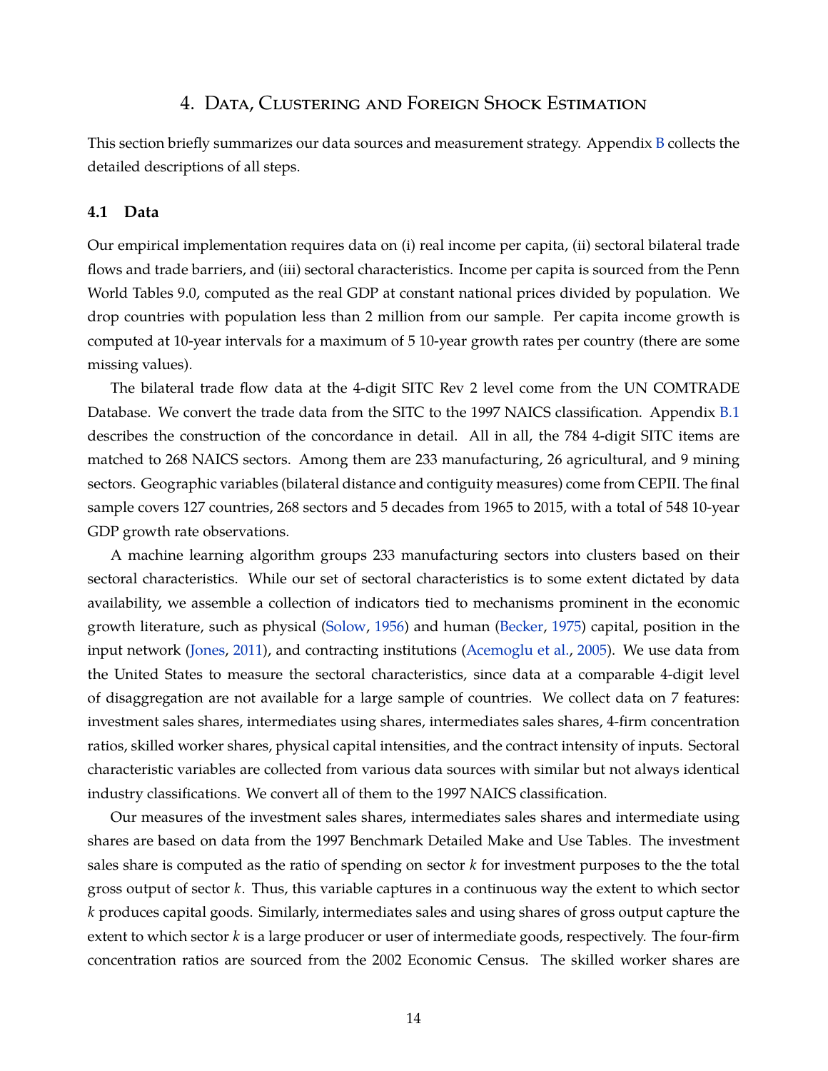# 4. Data, Clustering and Foreign Shock Estimation

This section briefly summarizes our data sources and measurement strategy. Appendix B collects the detailed descriptions of all steps.

### 4.1 Data

Our empirical implementation requires data on (i) real income per capita, (ii) sectoral bilateral trade flows and trade barriers, and (iii) sectoral characteristics. Income per capita is sourced from the Penn World Tables 9.0, computed as the real GDP at constant national prices divided by population. We drop countries with population less than 2 million from our sample. Per capita income growth is computed at 10-year intervals for a maximum of 5 10-year growth rates per country (there are some missing values).

The bilateral trade flow data at the 4-digit SITC Rev 2 level come from the UN COMTRADE Database. We convert the trade data from the SITC to the 1997 NAICS classification. Appendix B.1 describes the construction of the concordance in detail. All in all, the 784 4-digit SITC items are matched to 268 NAICS sectors. Among them are 233 manufacturing, 26 agricultural, and 9 mining sectors. Geographic variables (bilateral distance and contiguity measures) come from CEPII. The final sample covers 127 countries, 268 sectors and 5 decades from 1965 to 2015, with a total of 548 10-year GDP growth rate observations.

A machine learning algorithm groups 233 manufacturing sectors into clusters based on their sectoral characteristics. While our set of sectoral characteristics is to some extent dictated by data availability, we assemble a collection of indicators tied to mechanisms prominent in the economic growth literature, such as physical (Solow, 1956) and human (Becker, 1975) capital, position in the input network (Jones, 2011), and contracting institutions (Acemoglu et al., 2005). We use data from the United States to measure the sectoral characteristics, since data at a comparable 4-digit level of disaggregation are not available for a large sample of countries. We collect data on 7 features: investment sales shares, intermediates using shares, intermediates sales shares, 4-firm concentration ratios, skilled worker shares, physical capital intensities, and the contract intensity of inputs. Sectoral characteristic variables are collected from various data sources with similar but not always identical industry classifications. We convert all of them to the 1997 NAICS classification.

Our measures of the investment sales shares, intermediates sales shares and intermediate using shares are based on data from the 1997 Benchmark Detailed Make and Use Tables. The investment sales share is computed as the ratio of spending on sector $k$ for investment purposes to the the total gross output of sector $k$. Thus, this variable captures in a continuous way the extent to which sector $k$ produces capital goods. Similarly, intermediates sales and using shares of gross output capture the extent to which sector $k$ is a large producer or user of intermediate goods, respectively. The four-firm concentration ratios are sourced from the 2002 Economic Census. The skilled worker shares are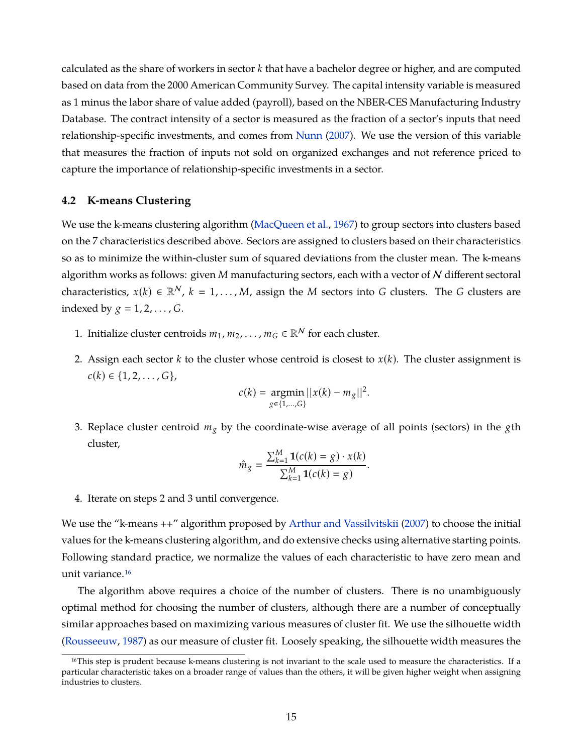calculated as the share of workers in sector $k$ that have a bachelor degree or higher, and are computed based on data from the 2000 American Community Survey. The capital intensity variable is measured as 1 minus the labor share of value added (payroll), based on the NBER-CES Manufacturing Industry Database. The contract intensity of a sector is measured as the fraction of a sector's inputs that need relationship-specific investments, and comes from Nunn (2007). We use the version of this variable that measures the fraction of inputs not sold on organized exchanges and not reference priced to capture the importance of relationship-specific investments in a sector.

### 4.2 K-means Clustering

We use the k-means clustering algorithm (MacQueen et al., 1967) to group sectors into clusters based on the 7 characteristics described above. Sectors are assigned to clusters based on their characteristics so as to minimize the within-cluster sum of squared deviations from the cluster mean. The k-means algorithm works as follows: given $M$ manufacturing sectors, each with a vector of $\mathcal{N}$ different sectoral characteristics, $x(k) \in \mathbb{R}^{\mathcal{N}}$, $k = 1, \ldots, M$, assign the $M$ sectors into $G$ clusters. The $G$ clusters are indexed by $g = 1, 2, \ldots, G$.

1. Initialize cluster centroids $m_1, m_2, \ldots, m_G \in \mathbb{R}^{\mathcal{N}}$ for each cluster.
2. Assign each sector $k$ to the cluster whose centroid is closest to $x(k)$. The cluster assignment is $c(k) \in \{1, 2, \ldots, G\}$,
$$c(k) = \underset{g \in \{1,\ldots,G\}}{\operatorname{argmin}} ||x(k) - m_g||^2.$$
3. Replace cluster centroid $m_g$ by the coordinate-wise average of all points (sectors) in the $g$th cluster,
$$\hat{m}_g = \frac{\sum_{k=1}^{M} \mathbf{1}(c(k) = g) \cdot x(k)}{\sum_{k=1}^{M} \mathbf{1}(c(k) = g)}.$$
4. Iterate on steps 2 and 3 until convergence.

We use the "k-means ++" algorithm proposed by Arthur and Vassilvitskii (2007) to choose the initial values for the k-means clustering algorithm, and do extensive checks using alternative starting points. Following standard practice, we normalize the values of each characteristic to have zero mean and unit variance.[16]

The algorithm above requires a choice of the number of clusters. There is no unambiguously optimal method for choosing the number of clusters, although there are a number of conceptually similar approaches based on maximizing various measures of cluster fit. We use the silhouette width (Rousseeuw, 1987) as our measure of cluster fit. Loosely speaking, the silhouette width measures the

[16] This step is prudent because k-means clustering is not invariant to the scale used to measure the characteristics. If a particular characteristic takes on a broader range of values than the others, it will be given higher weight when assigning industries to clusters.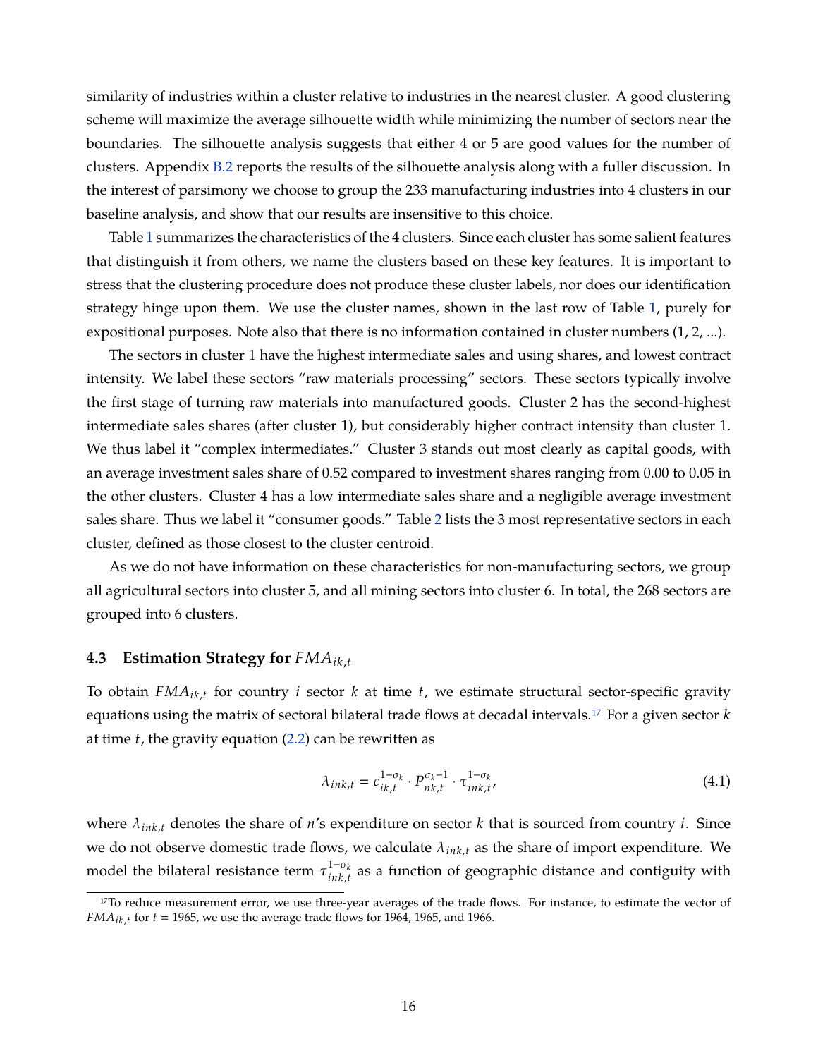similarity of industries within a cluster relative to industries in the nearest cluster. A good clustering scheme will maximize the average silhouette width while minimizing the number of sectors near the boundaries. The silhouette analysis suggests that either 4 or 5 are good values for the number of clusters. Appendix B.2 reports the results of the silhouette analysis along with a fuller discussion. In the interest of parsimony we choose to group the 233 manufacturing industries into 4 clusters in our baseline analysis, and show that our results are insensitive to this choice.

Table 1 summarizes the characteristics of the 4 clusters. Since each cluster has some salient features that distinguish it from others, we name the clusters based on these key features. It is important to stress that the clustering procedure does not produce these cluster labels, nor does our identification strategy hinge upon them. We use the cluster names, shown in the last row of Table 1, purely for expositional purposes. Note also that there is no information contained in cluster numbers (1, 2, ...).

The sectors in cluster 1 have the highest intermediate sales and using shares, and lowest contract intensity. We label these sectors "raw materials processing" sectors. These sectors typically involve the first stage of turning raw materials into manufactured goods. Cluster 2 has the second-highest intermediate sales shares (after cluster 1), but considerably higher contract intensity than cluster 1. We thus label it "complex intermediates." Cluster 3 stands out most clearly as capital goods, with an average investment sales share of 0.52 compared to investment shares ranging from 0.00 to 0.05 in the other clusters. Cluster 4 has a low intermediate sales share and a negligible average investment sales share. Thus we label it "consumer goods." Table 2 lists the 3 most representative sectors in each cluster, defined as those closest to the cluster centroid.

As we do not have information on these characteristics for non-manufacturing sectors, we group all agricultural sectors into cluster 5, and all mining sectors into cluster 6. In total, the 268 sectors are grouped into 6 clusters.

### 4.3 Estimation Strategy for $FMA_{ik,t}$

To obtain $FMA_{ik,t}$ for country $i$ sector $k$ at time $t$, we estimate structural sector-specific gravity equations using the matrix of sectoral bilateral trade flows at decadal intervals.[17] For a given sector $k$ at time $t$, the gravity equation (2.2) can be rewritten as

$$\lambda_{ink,t} = c_{ik,t}^{1-\sigma_k} \cdot P_{nk,t}^{\sigma_k - 1} \cdot \tau_{ink,t}^{1-\sigma_k}, \tag{4.1}$$

where $\lambda_{ink,t}$ denotes the share of $n$'s expenditure on sector $k$ that is sourced from country $i$. Since we do not observe domestic trade flows, we calculate $\lambda_{ink,t}$ as the share of import expenditure. We model the bilateral resistance term $\tau_{ink,t}^{1-\sigma_k}$ as a function of geographic distance and contiguity with

[17] To reduce measurement error, we use three-year averages of the trade flows. For instance, to estimate the vector of $FMA_{ik,t}$ for $t = 1965$, we use the average trade flows for 1964, 1965, and 1966.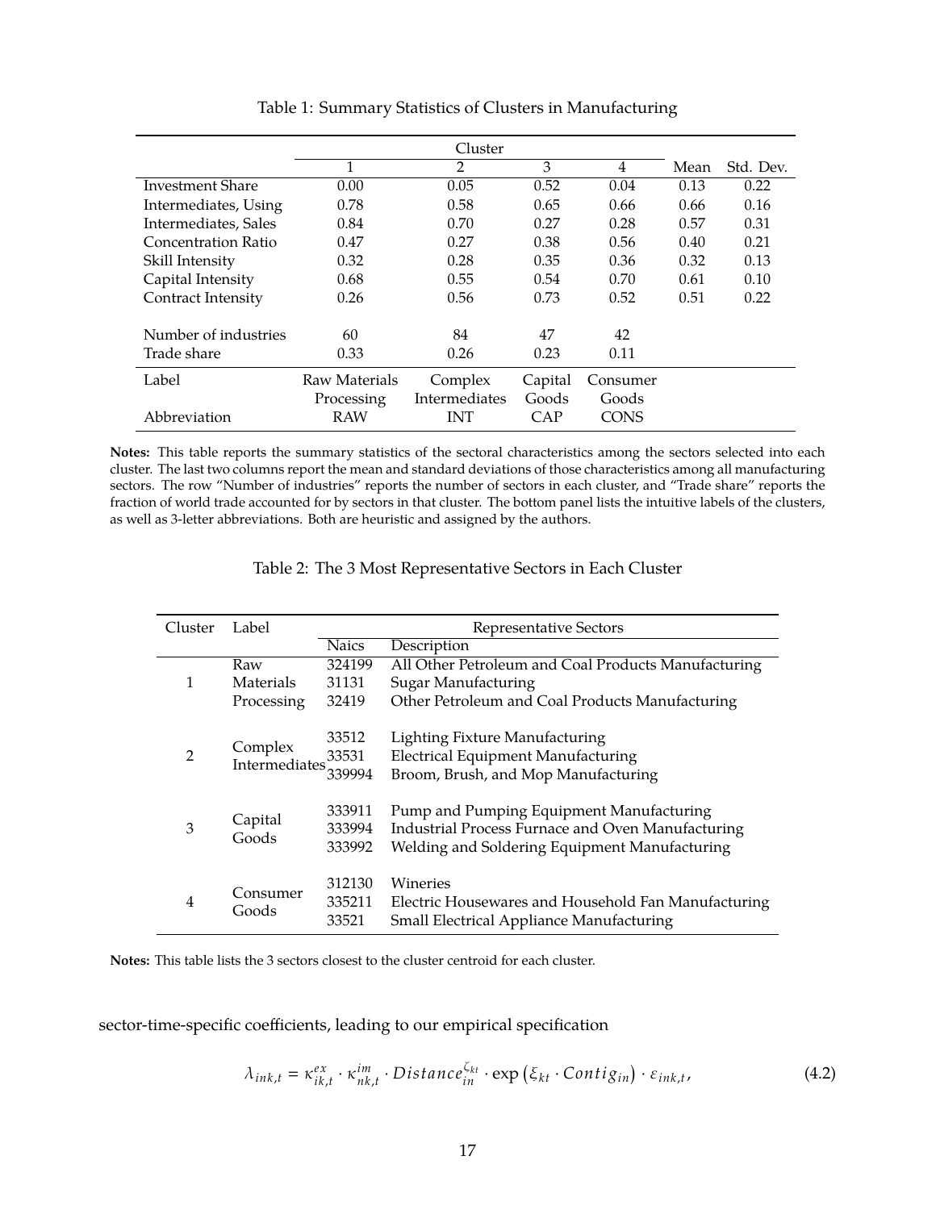Table 1: Summary Statistics of Clusters in Manufacturing

| | Cluster | | | | | |
|---|---|---|---|---|---|---|
| | 1 | 2 | 3 | 4 | Mean | Std. Dev. |
| Investment Share | 0.00 | 0.05 | 0.52 | 0.04 | 0.13 | 0.22 |
| Intermediates, Using | 0.78 | 0.58 | 0.65 | 0.66 | 0.66 | 0.16 |
| Intermediates, Sales | 0.84 | 0.70 | 0.27 | 0.28 | 0.57 | 0.31 |
| Concentration Ratio | 0.47 | 0.27 | 0.38 | 0.56 | 0.40 | 0.21 |
| Skill Intensity | 0.32 | 0.28 | 0.35 | 0.36 | 0.32 | 0.13 |
| Capital Intensity | 0.68 | 0.55 | 0.54 | 0.70 | 0.61 | 0.10 |
| Contract Intensity | 0.26 | 0.56 | 0.73 | 0.52 | 0.51 | 0.22 |
| Number of industries | 60 | 84 | 47 | 42 | | |
| Trade share | 0.33 | 0.26 | 0.23 | 0.11 | | |
| Label | Raw Materials Processing | Complex Intermediates | Capital Goods | Consumer Goods | | |
| Abbreviation | RAW | INT | CAP | CONS | | |

**Notes:** This table reports the summary statistics of the sectoral characteristics among the sectors selected into each cluster. The last two columns report the mean and standard deviations of those characteristics among all manufacturing sectors. The row "Number of industries" reports the number of sectors in each cluster, and "Trade share" reports the fraction of world trade accounted for by sectors in that cluster. The bottom panel lists the intuitive labels of the clusters, as well as 3-letter abbreviations. Both are heuristic and assigned by the authors.

Table 2: The 3 Most Representative Sectors in Each Cluster

| Cluster | Label | Representative Sectors | |
|---|---|---|---|
| | | Naics | Description |
| 1 | Raw Materials Processing | 324199 | All Other Petroleum and Coal Products Manufacturing |
| | | 31131 | Sugar Manufacturing |
| | | 32419 | Other Petroleum and Coal Products Manufacturing |
| 2 | Complex Intermediates | 33512 | Lighting Fixture Manufacturing |
| | | 33531 | Electrical Equipment Manufacturing |
| | | 339994 | Broom, Brush, and Mop Manufacturing |
| 3 | Capital Goods | 333911 | Pump and Pumping Equipment Manufacturing |
| | | 333994 | Industrial Process Furnace and Oven Manufacturing |
| | | 333992 | Welding and Soldering Equipment Manufacturing |
| 4 | Consumer Goods | 312130 | Wineries |
| | | 335211 | Electric Housewares and Household Fan Manufacturing |
| | | 33521 | Small Electrical Appliance Manufacturing |

**Notes:** This table lists the 3 sectors closest to the cluster centroid for each cluster.

sector-time-specific coefficients, leading to our empirical specification

$$\lambda_{ink,t} = \kappa^{ex}_{ik,t} \cdot \kappa^{im}_{nk,t} \cdot Distance^{\zeta_{kt}}_{in} \cdot \exp\left(\xi_{kt} \cdot Contig_{in}\right) \cdot \varepsilon_{ink,t}, \tag{4.2}$$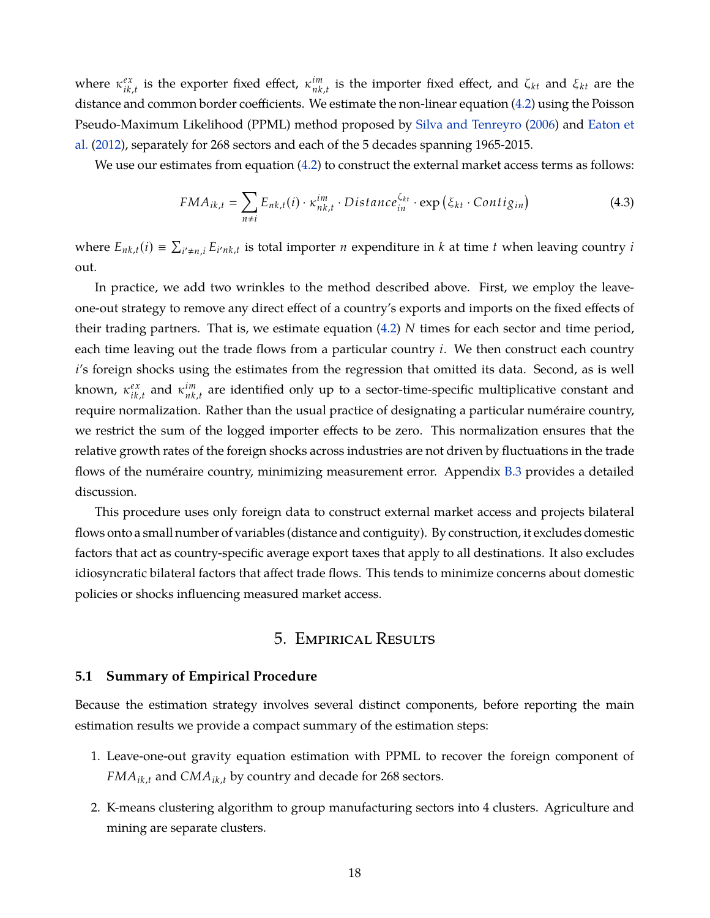where $\kappa_{ik,t}^{ex}$ is the exporter fixed effect, $\kappa_{nk,t}^{im}$ is the importer fixed effect, and $\zeta_{kt}$ and $\xi_{kt}$ are the distance and common border coefficients. We estimate the non-linear equation (4.2) using the Poisson Pseudo-Maximum Likelihood (PPML) method proposed by Silva and Tenreyro (2006) and Eaton et al. (2012), separately for 268 sectors and each of the 5 decades spanning 1965-2015.

We use our estimates from equation (4.2) to construct the external market access terms as follows:

$$FMA_{ik,t} = \sum_{n \neq i} E_{nk,t}(i) \cdot \kappa_{nk,t}^{im} \cdot Distance_{in}^{\zeta_{kt}} \cdot \exp\left(\xi_{kt} \cdot Contig_{in}\right) \tag{4.3}$$

where $E_{nk,t}(i) \equiv \sum_{i' \neq n,i} E_{i'nk,t}$ is total importer $n$ expenditure in $k$ at time $t$ when leaving country $i$ out.

In practice, we add two wrinkles to the method described above. First, we employ the leave-one-out strategy to remove any direct effect of a country's exports and imports on the fixed effects of their trading partners. That is, we estimate equation (4.2) $N$ times for each sector and time period, each time leaving out the trade flows from a particular country $i$. We then construct each country $i$'s foreign shocks using the estimates from the regression that omitted its data. Second, as is well known, $\kappa_{ik,t}^{ex}$ and $\kappa_{nk,t}^{im}$ are identified only up to a sector-time-specific multiplicative constant and require normalization. Rather than the usual practice of designating a particular numéraire country, we restrict the sum of the logged importer effects to be zero. This normalization ensures that the relative growth rates of the foreign shocks across industries are not driven by fluctuations in the trade flows of the numéraire country, minimizing measurement error. Appendix B.3 provides a detailed discussion.

This procedure uses only foreign data to construct external market access and projects bilateral flows onto a small number of variables (distance and contiguity). By construction, it excludes domestic factors that act as country-specific average export taxes that apply to all destinations. It also excludes idiosyncratic bilateral factors that affect trade flows. This tends to minimize concerns about domestic policies or shocks influencing measured market access.

# 5. Empirical Results

## 5.1 Summary of Empirical Procedure

Because the estimation strategy involves several distinct components, before reporting the main estimation results we provide a compact summary of the estimation steps:

1. Leave-one-out gravity equation estimation with PPML to recover the foreign component of $FMA_{ik,t}$ and $CMA_{ik,t}$ by country and decade for 268 sectors.

2. K-means clustering algorithm to group manufacturing sectors into 4 clusters. Agriculture and mining are separate clusters.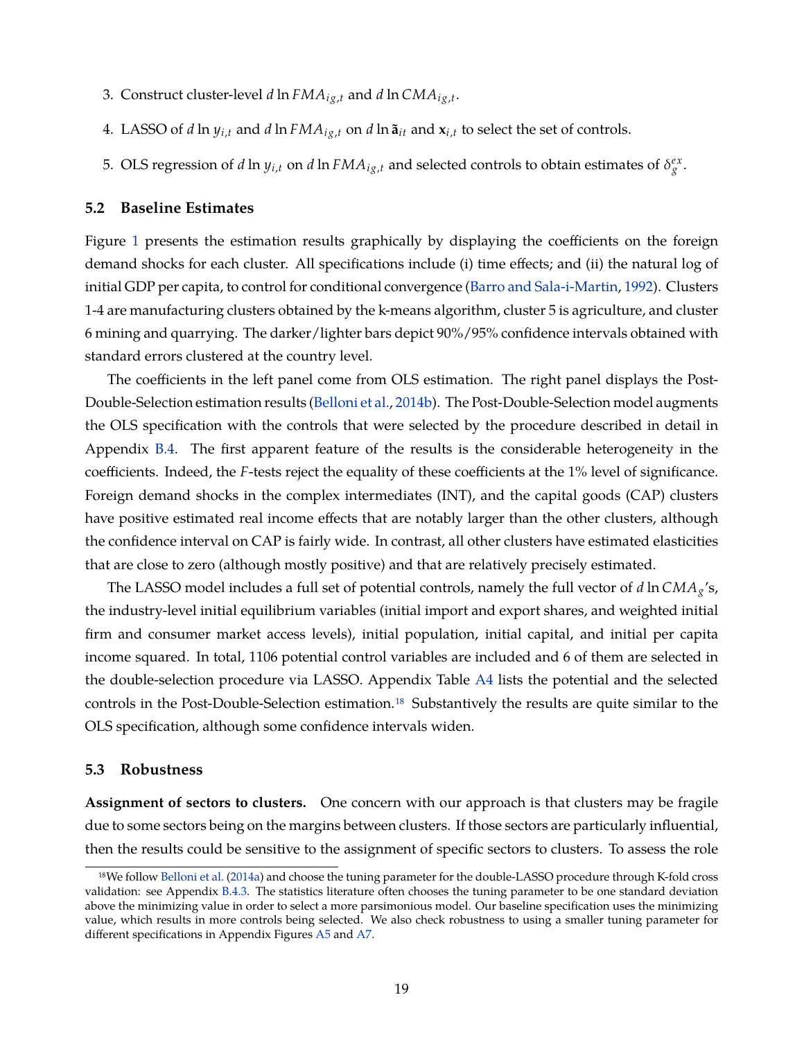3. Construct cluster-level $d \ln FMA_{ig,t}$ and $d \ln CMA_{ig,t}$.

4. LASSO of $d \ln y_{i,t}$ and $d \ln FMA_{ig,t}$ on $d \ln \tilde{\mathbf{a}}_{it}$ and $\mathbf{x}_{i,t}$ to select the set of controls.

5. OLS regression of $d \ln y_{i,t}$ on $d \ln FMA_{ig,t}$ and selected controls to obtain estimates of $\delta_g^{ex}$.

### 5.2 Baseline Estimates

Figure 1 presents the estimation results graphically by displaying the coefficients on the foreign demand shocks for each cluster. All specifications include (i) time effects; and (ii) the natural log of initial GDP per capita, to control for conditional convergence (Barro and Sala-i-Martin, 1992). Clusters 1-4 are manufacturing clusters obtained by the k-means algorithm, cluster 5 is agriculture, and cluster 6 mining and quarrying. The darker/lighter bars depict 90%/95% confidence intervals obtained with standard errors clustered at the country level.

The coefficients in the left panel come from OLS estimation. The right panel displays the Post-Double-Selection estimation results (Belloni et al., 2014b). The Post-Double-Selection model augments the OLS specification with the controls that were selected by the procedure described in detail in Appendix B.4. The first apparent feature of the results is the considerable heterogeneity in the coefficients. Indeed, the $F$-tests reject the equality of these coefficients at the 1% level of significance. Foreign demand shocks in the complex intermediates (INT), and the capital goods (CAP) clusters have positive estimated real income effects that are notably larger than the other clusters, although the confidence interval on CAP is fairly wide. In contrast, all other clusters have estimated elasticities that are close to zero (although mostly positive) and that are relatively precisely estimated.

The LASSO model includes a full set of potential controls, namely the full vector of $d \ln CMA_g$'s, the industry-level initial equilibrium variables (initial import and export shares, and weighted initial firm and consumer market access levels), initial population, initial capital, and initial per capita income squared. In total, 1106 potential control variables are included and 6 of them are selected in the double-selection procedure via LASSO. Appendix Table A4 lists the potential and the selected controls in the Post-Double-Selection estimation.[18] Substantively the results are quite similar to the OLS specification, although some confidence intervals widen.

### 5.3 Robustness

**Assignment of sectors to clusters.** One concern with our approach is that clusters may be fragile due to some sectors being on the margins between clusters. If those sectors are particularly influential, then the results could be sensitive to the assignment of specific sectors to clusters. To assess the role

[18] We follow Belloni et al. (2014a) and choose the tuning parameter for the double-LASSO procedure through K-fold cross validation: see Appendix B.4.3. The statistics literature often chooses the tuning parameter to be one standard deviation above the minimizing value in order to select a more parsimonious model. Our baseline specification uses the minimizing value, which results in more controls being selected. We also check robustness to using a smaller tuning parameter for different specifications in Appendix Figures A5 and A7.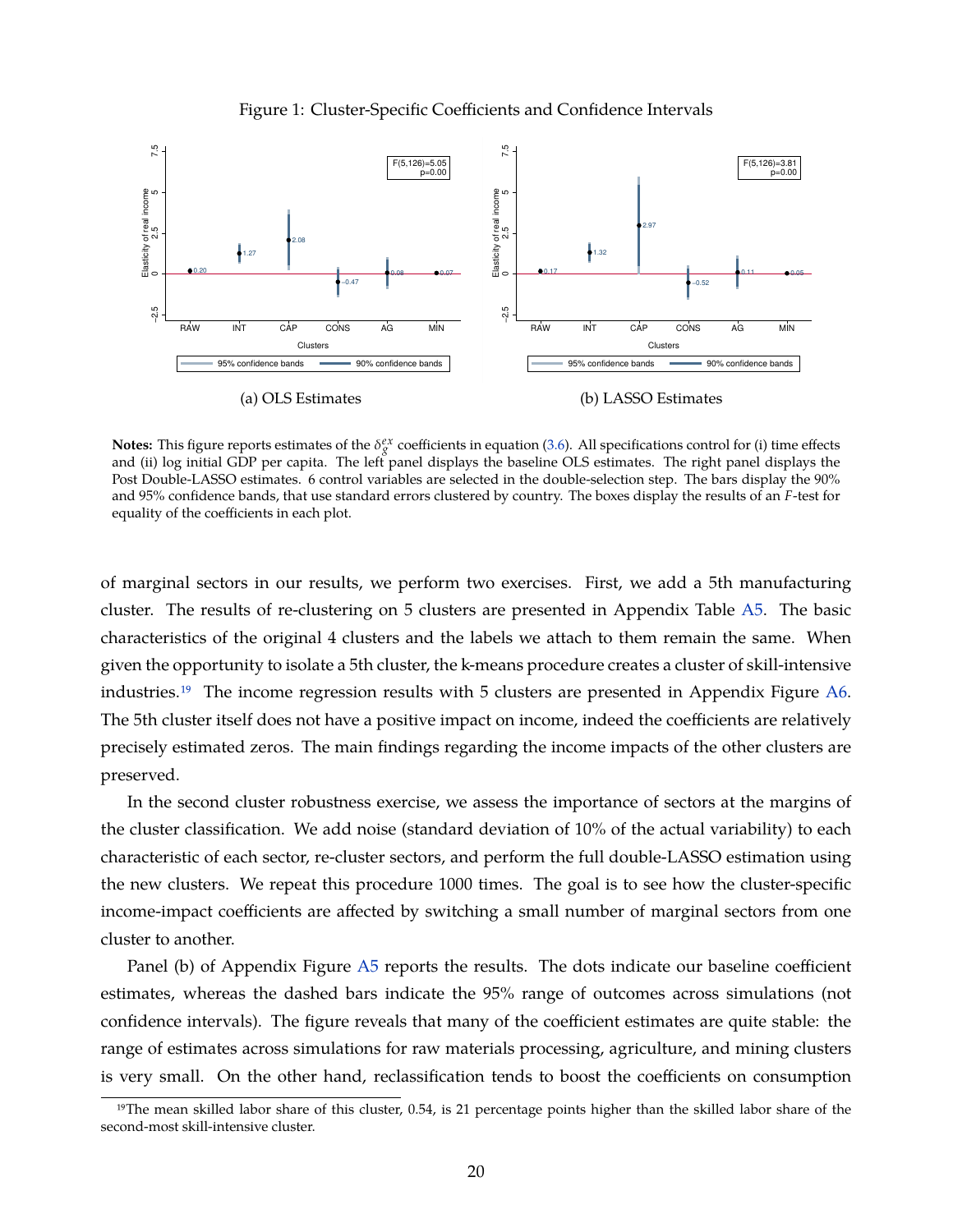Figure 1: Cluster-Specific Coefficients and Confidence Intervals

(a) OLS Estimates

(b) LASSO Estimates

**Notes:** This figure reports estimates of the $\delta_g^{ex}$ coefficients in equation (3.6). All specifications control for (i) time effects and (ii) log initial GDP per capita. The left panel displays the baseline OLS estimates. The right panel displays the Post Double-LASSO estimates. 6 control variables are selected in the double-selection step. The bars display the 90% and 95% confidence bands, that use standard errors clustered by country. The boxes display the results of an $F$-test for equality of the coefficients in each plot.

of marginal sectors in our results, we perform two exercises. First, we add a 5th manufacturing cluster. The results of re-clustering on 5 clusters are presented in Appendix Table A5. The basic characteristics of the original 4 clusters and the labels we attach to them remain the same. When given the opportunity to isolate a 5th cluster, the k-means procedure creates a cluster of skill-intensive industries.[19] The income regression results with 5 clusters are presented in Appendix Figure A6. The 5th cluster itself does not have a positive impact on income, indeed the coefficients are relatively precisely estimated zeros. The main findings regarding the income impacts of the other clusters are preserved.

In the second cluster robustness exercise, we assess the importance of sectors at the margins of the cluster classification. We add noise (standard deviation of 10% of the actual variability) to each characteristic of each sector, re-cluster sectors, and perform the full double-LASSO estimation using the new clusters. We repeat this procedure 1000 times. The goal is to see how the cluster-specific income-impact coefficients are affected by switching a small number of marginal sectors from one cluster to another.

Panel (b) of Appendix Figure A5 reports the results. The dots indicate our baseline coefficient estimates, whereas the dashed bars indicate the 95% range of outcomes across simulations (not confidence intervals). The figure reveals that many of the coefficient estimates are quite stable: the range of estimates across simulations for raw materials processing, agriculture, and mining clusters is very small. On the other hand, reclassification tends to boost the coefficients on consumption

[19] The mean skilled labor share of this cluster, 0.54, is 21 percentage points higher than the skilled labor share of the second-most skill-intensive cluster.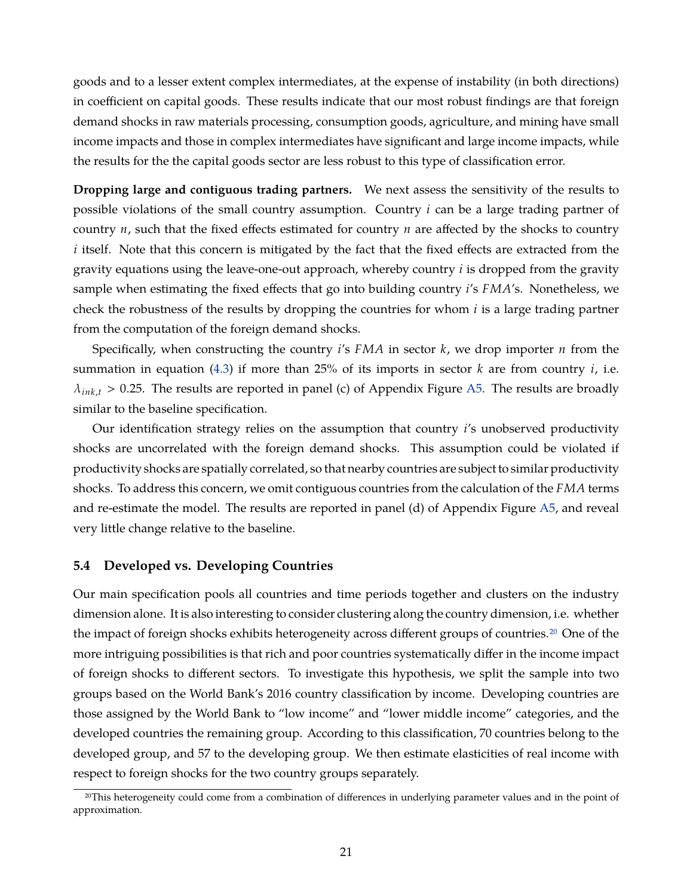goods and to a lesser extent complex intermediates, at the expense of instability (in both directions) in coefficient on capital goods. These results indicate that our most robust findings are that foreign demand shocks in raw materials processing, consumption goods, agriculture, and mining have small income impacts and those in complex intermediates have significant and large income impacts, while the results for the the capital goods sector are less robust to this type of classification error.

**Dropping large and contiguous trading partners.** We next assess the sensitivity of the results to possible violations of the small country assumption. Country $i$ can be a large trading partner of country $n$, such that the fixed effects estimated for country $n$ are affected by the shocks to country $i$ itself. Note that this concern is mitigated by the fact that the fixed effects are extracted from the gravity equations using the leave-one-out approach, whereby country $i$ is dropped from the gravity sample when estimating the fixed effects that go into building country $i$'s $FMA$'s. Nonetheless, we check the robustness of the results by dropping the countries for whom $i$ is a large trading partner from the computation of the foreign demand shocks.

Specifically, when constructing the country $i$'s $FMA$ in sector $k$, we drop importer $n$ from the summation in equation (4.3) if more than 25% of its imports in sector $k$ are from country $i$, i.e. $\lambda_{ink,t} > 0.25$. The results are reported in panel (c) of Appendix Figure A5. The results are broadly similar to the baseline specification.

Our identification strategy relies on the assumption that country $i$'s unobserved productivity shocks are uncorrelated with the foreign demand shocks. This assumption could be violated if productivity shocks are spatially correlated, so that nearby countries are subject to similar productivity shocks. To address this concern, we omit contiguous countries from the calculation of the $FMA$ terms and re-estimate the model. The results are reported in panel (d) of Appendix Figure A5, and reveal very little change relative to the baseline.

### 5.4 Developed vs. Developing Countries

Our main specification pools all countries and time periods together and clusters on the industry dimension alone. It is also interesting to consider clustering along the country dimension, i.e. whether the impact of foreign shocks exhibits heterogeneity across different groups of countries.[20] One of the more intriguing possibilities is that rich and poor countries systematically differ in the income impact of foreign shocks to different sectors. To investigate this hypothesis, we split the sample into two groups based on the World Bank's 2016 country classification by income. Developing countries are those assigned by the World Bank to "low income" and "lower middle income" categories, and the developed countries the remaining group. According to this classification, 70 countries belong to the developed group, and 57 to the developing group. We then estimate elasticities of real income with respect to foreign shocks for the two country groups separately.

[20] This heterogeneity could come from a combination of differences in underlying parameter values and in the point of approximation.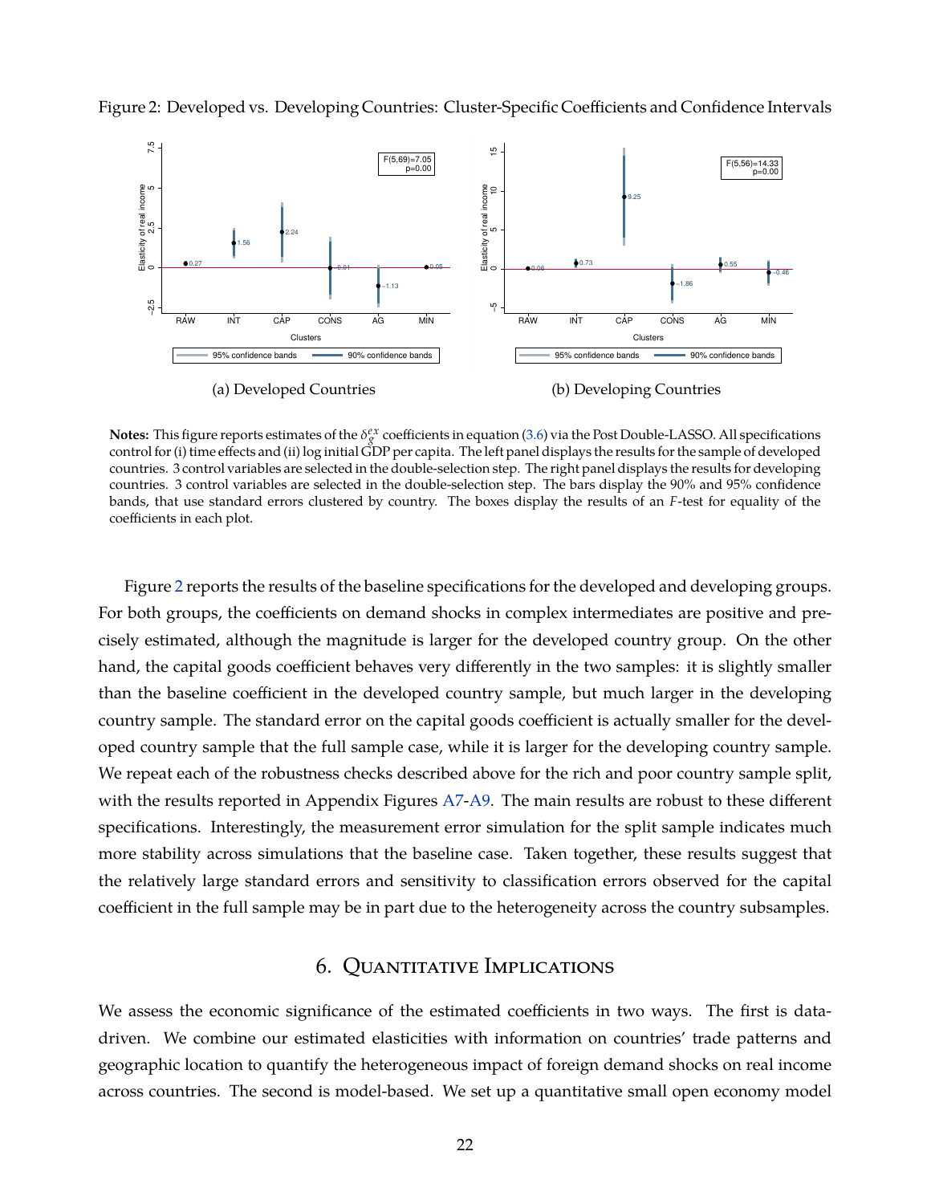Figure 2: Developed vs. Developing Countries: Cluster-Specific Coefficients and Confidence Intervals

(a) Developed Countries

(b) Developing Countries

**Notes:** This figure reports estimates of the $\delta_g^{ex}$ coefficients in equation (3.6) via the Post Double-LASSO. All specifications control for (i) time effects and (ii) log initial GDP per capita. The left panel displays the results for the sample of developed countries. 3 control variables are selected in the double-selection step. The right panel displays the results for developing countries. 3 control variables are selected in the double-selection step. The bars display the 90% and 95% confidence bands, that use standard errors clustered by country. The boxes display the results of an *F*-test for equality of the coefficients in each plot.

Figure 2 reports the results of the baseline specifications for the developed and developing groups. For both groups, the coefficients on demand shocks in complex intermediates are positive and precisely estimated, although the magnitude is larger for the developed country group. On the other hand, the capital goods coefficient behaves very differently in the two samples: it is slightly smaller than the baseline coefficient in the developed country sample, but much larger in the developing country sample. The standard error on the capital goods coefficient is actually smaller for the developed country sample that the full sample case, while it is larger for the developing country sample. We repeat each of the robustness checks described above for the rich and poor country sample split, with the results reported in Appendix Figures A7-A9. The main results are robust to these different specifications. Interestingly, the measurement error simulation for the split sample indicates much more stability across simulations that the baseline case. Taken together, these results suggest that the relatively large standard errors and sensitivity to classification errors observed for the capital coefficient in the full sample may be in part due to the heterogeneity across the country subsamples.

## 6. Quantitative Implications

We assess the economic significance of the estimated coefficients in two ways. The first is data-driven. We combine our estimated elasticities with information on countries' trade patterns and geographic location to quantify the heterogeneous impact of foreign demand shocks on real income across countries. The second is model-based. We set up a quantitative small open economy model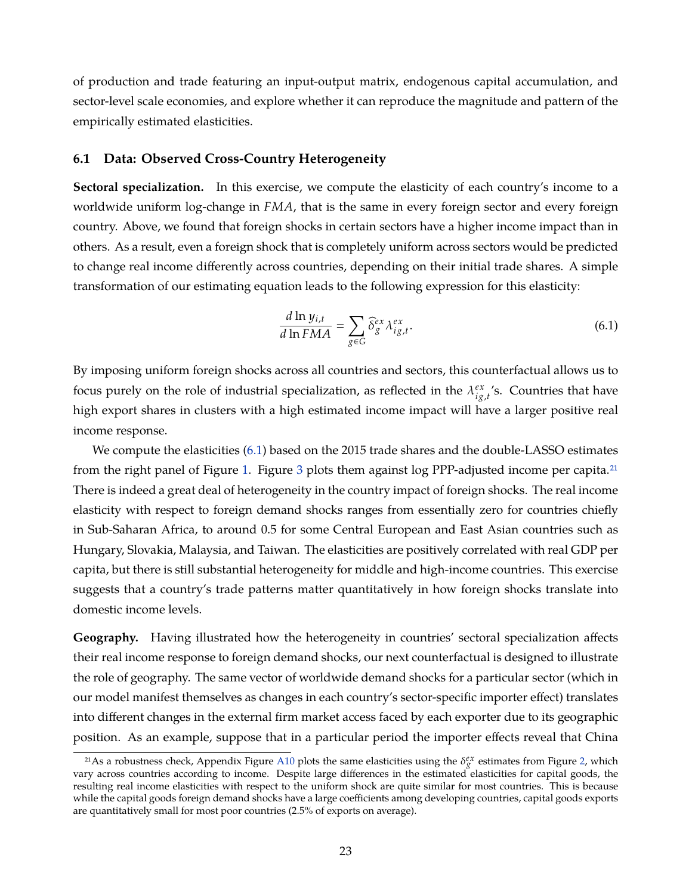of production and trade featuring an input-output matrix, endogenous capital accumulation, and sector-level scale economies, and explore whether it can reproduce the magnitude and pattern of the empirically estimated elasticities.

### 6.1 Data: Observed Cross-Country Heterogeneity

**Sectoral specialization.** In this exercise, we compute the elasticity of each country's income to a worldwide uniform log-change in $FMA$, that is the same in every foreign sector and every foreign country. Above, we found that foreign shocks in certain sectors have a higher income impact than in others. As a result, even a foreign shock that is completely uniform across sectors would be predicted to change real income differently across countries, depending on their initial trade shares. A simple transformation of our estimating equation leads to the following expression for this elasticity:

$$\frac{d \ln y_{i,t}}{d \ln FMA} = \sum_{g \in G} \widehat{\delta}_g^{ex} \lambda_{ig,t}^{ex}. \tag{6.1}$$

By imposing uniform foreign shocks across all countries and sectors, this counterfactual allows us to focus purely on the role of industrial specialization, as reflected in the $\lambda_{ig,t}^{ex}$'s. Countries that have high export shares in clusters with a high estimated income impact will have a larger positive real income response.

We compute the elasticities (6.1) based on the 2015 trade shares and the double-LASSO estimates from the right panel of Figure 1. Figure 3 plots them against log PPP-adjusted income per capita.[21] There is indeed a great deal of heterogeneity in the country impact of foreign shocks. The real income elasticity with respect to foreign demand shocks ranges from essentially zero for countries chiefly in Sub-Saharan Africa, to around 0.5 for some Central European and East Asian countries such as Hungary, Slovakia, Malaysia, and Taiwan. The elasticities are positively correlated with real GDP per capita, but there is still substantial heterogeneity for middle and high-income countries. This exercise suggests that a country's trade patterns matter quantitatively in how foreign shocks translate into domestic income levels.

**Geography.** Having illustrated how the heterogeneity in countries' sectoral specialization affects their real income response to foreign demand shocks, our next counterfactual is designed to illustrate the role of geography. The same vector of worldwide demand shocks for a particular sector (which in our model manifest themselves as changes in each country's sector-specific importer effect) translates into different changes in the external firm market access faced by each exporter due to its geographic position. As an example, suppose that in a particular period the importer effects reveal that China

[21] As a robustness check, Appendix Figure A10 plots the same elasticities using the $\delta_g^{ex}$ estimates from Figure 2, which vary across countries according to income. Despite large differences in the estimated elasticities for capital goods, the resulting real income elasticities with respect to the uniform shock are quite similar for most countries. This is because while the capital goods foreign demand shocks have a large coefficients among developing countries, capital goods exports are quantitatively small for most poor countries (2.5% of exports on average).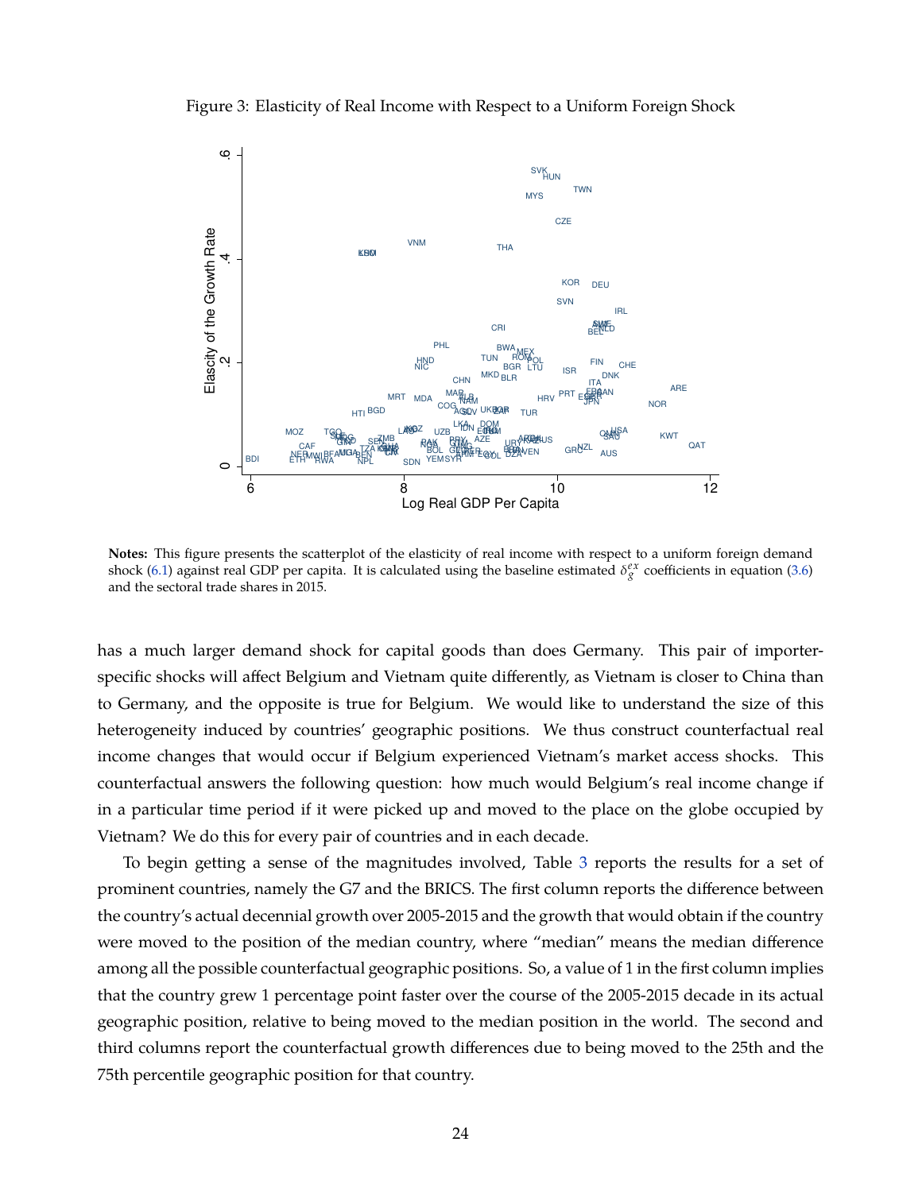Figure 3: Elasticity of Real Income with Respect to a Uniform Foreign Shock

**Notes:** This figure presents the scatterplot of the elasticity of real income with respect to a uniform foreign demand shock (6.1) against real GDP per capita. It is calculated using the baseline estimated $\delta_g^{ex}$ coefficients in equation (3.6) and the sectoral trade shares in 2015.

has a much larger demand shock for capital goods than does Germany. This pair of importer-specific shocks will affect Belgium and Vietnam quite differently, as Vietnam is closer to China than to Germany, and the opposite is true for Belgium. We would like to understand the size of this heterogeneity induced by countries' geographic positions. We thus construct counterfactual real income changes that would occur if Belgium experienced Vietnam's market access shocks. This counterfactual answers the following question: how much would Belgium's real income change if in a particular time period if it were picked up and moved to the place on the globe occupied by Vietnam? We do this for every pair of countries and in each decade.

To begin getting a sense of the magnitudes involved, Table 3 reports the results for a set of prominent countries, namely the G7 and the BRICS. The first column reports the difference between the country's actual decennial growth over 2005-2015 and the growth that would obtain if the country were moved to the position of the median country, where "median" means the median difference among all the possible counterfactual geographic positions. So, a value of 1 in the first column implies that the country grew 1 percentage point faster over the course of the 2005-2015 decade in its actual geographic position, relative to being moved to the median position in the world. The second and third columns report the counterfactual growth differences due to being moved to the 25th and the 75th percentile geographic position for that country.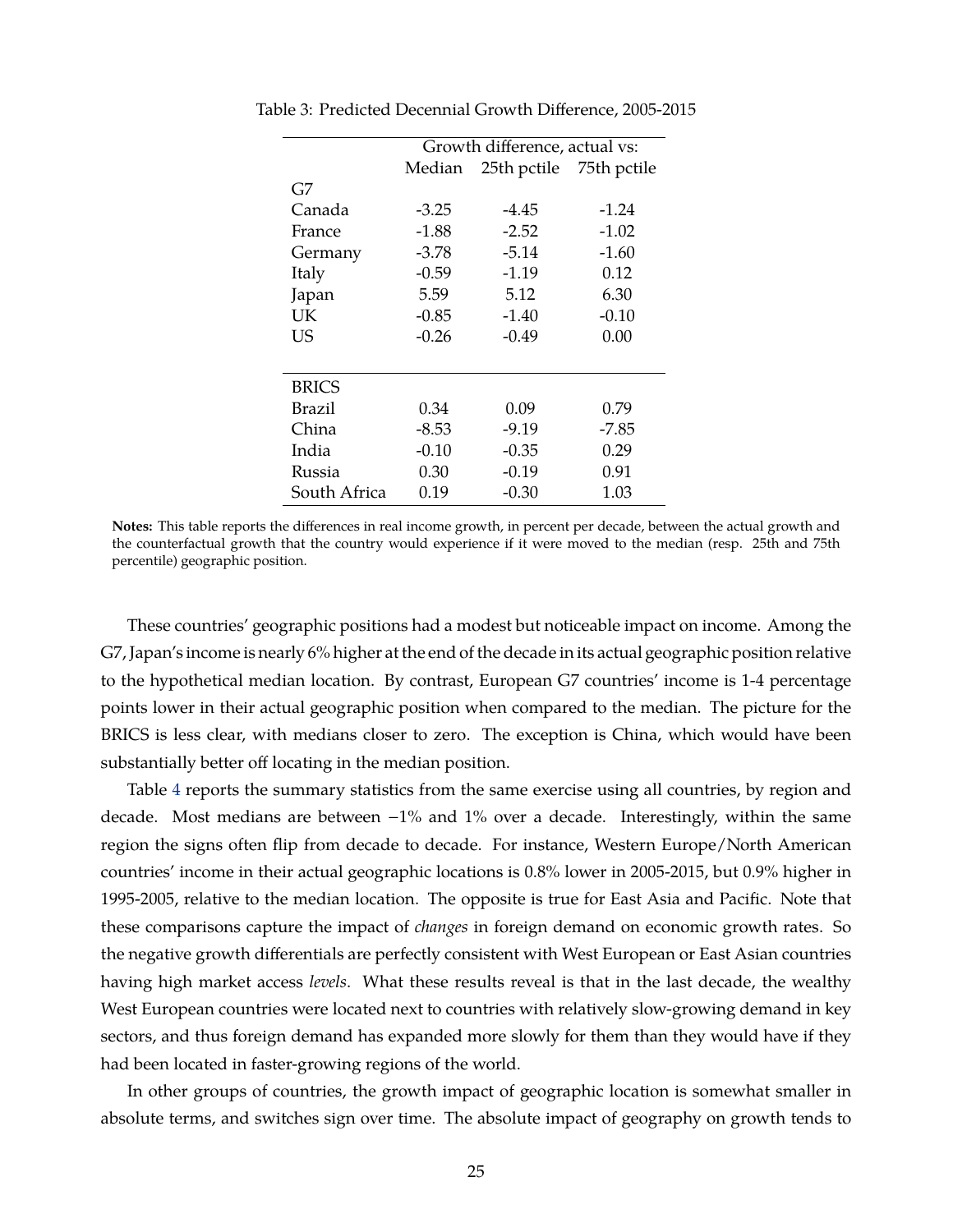Table 3: Predicted Decennial Growth Difference, 2005-2015

| | Growth difference, actual vs: | | |
|---|---|---|---|
| | Median | 25th pctile | 75th pctile |
| G7 | | | |
| Canada | -3.25 | -4.45 | -1.24 |
| France | -1.88 | -2.52 | -1.02 |
| Germany | -3.78 | -5.14 | -1.60 |
| Italy | -0.59 | -1.19 | 0.12 |
| Japan | 5.59 | 5.12 | 6.30 |
| UK | -0.85 | -1.40 | -0.10 |
| US | -0.26 | -0.49 | 0.00 |
| BRICS | | | |
| Brazil | 0.34 | 0.09 | 0.79 |
| China | -8.53 | -9.19 | -7.85 |
| India | -0.10 | -0.35 | 0.29 |
| Russia | 0.30 | -0.19 | 0.91 |
| South Africa | 0.19 | -0.30 | 1.03 |

**Notes:** This table reports the differences in real income growth, in percent per decade, between the actual growth and the counterfactual growth that the country would experience if it were moved to the median (resp. 25th and 75th percentile) geographic position.

These countries' geographic positions had a modest but noticeable impact on income. Among the G7, Japan's income is nearly 6% higher at the end of the decade in its actual geographic position relative to the hypothetical median location. By contrast, European G7 countries' income is 1-4 percentage points lower in their actual geographic position when compared to the median. The picture for the BRICS is less clear, with medians closer to zero. The exception is China, which would have been substantially better off locating in the median position.

Table 4 reports the summary statistics from the same exercise using all countries, by region and decade. Most medians are between $-1\%$ and $1\%$ over a decade. Interestingly, within the same region the signs often flip from decade to decade. For instance, Western Europe/North American countries' income in their actual geographic locations is 0.8% lower in 2005-2015, but 0.9% higher in 1995-2005, relative to the median location. The opposite is true for East Asia and Pacific. Note that these comparisons capture the impact of *changes* in foreign demand on economic growth rates. So the negative growth differentials are perfectly consistent with West European or East Asian countries having high market access *levels*. What these results reveal is that in the last decade, the wealthy West European countries were located next to countries with relatively slow-growing demand in key sectors, and thus foreign demand has expanded more slowly for them than they would have if they had been located in faster-growing regions of the world.

In other groups of countries, the growth impact of geographic location is somewhat smaller in absolute terms, and switches sign over time. The absolute impact of geography on growth tends to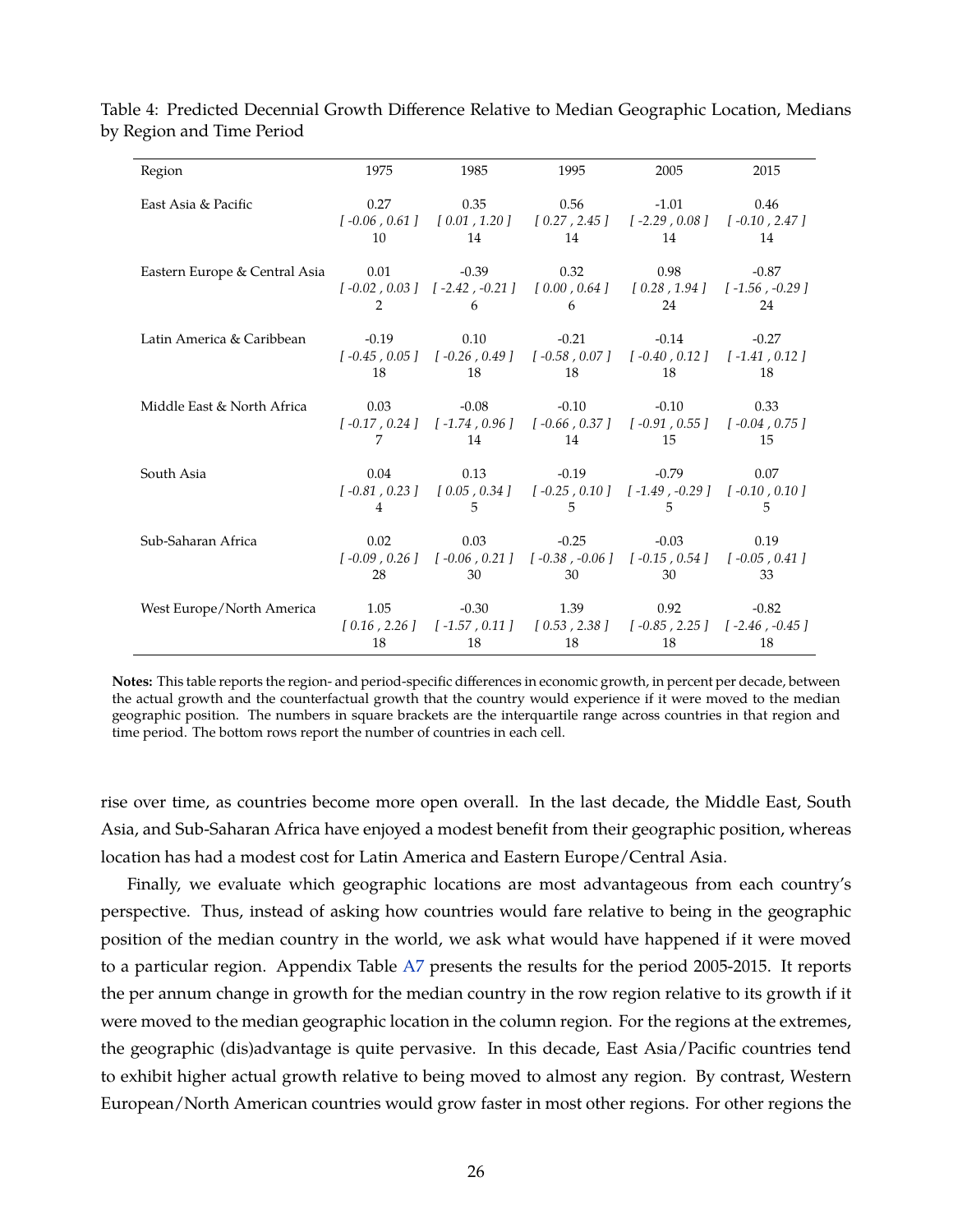Table 4: Predicted Decennial Growth Difference Relative to Median Geographic Location, Medians by Region and Time Period

| Region | 1975 | 1985 | 1995 | 2005 | 2015 |
|---|---|---|---|---|---|
| East Asia & Pacific | 0.27 | 0.35 | 0.56 | -1.01 | 0.46 |
| | *[ -0.06 , 0.61 ]* | *[ 0.01 , 1.20 ]* | *[ 0.27 , 2.45 ]* | *[ -2.29 , 0.08 ]* | *[ -0.10 , 2.47 ]* |
| | 10 | 14 | 14 | 14 | 14 |
| Eastern Europe & Central Asia | 0.01 | -0.39 | 0.32 | 0.98 | -0.87 |
| | *[ -0.02 , 0.03 ]* | *[ -2.42 , -0.21 ]* | *[ 0.00 , 0.64 ]* | *[ 0.28 , 1.94 ]* | *[ -1.56 , -0.29 ]* |
| | 2 | 6 | 6 | 24 | 24 |
| Latin America & Caribbean | -0.19 | 0.10 | -0.21 | -0.14 | -0.27 |
| | *[ -0.45 , 0.05 ]* | *[ -0.26 , 0.49 ]* | *[ -0.58 , 0.07 ]* | *[ -0.40 , 0.12 ]* | *[ -1.41 , 0.12 ]* |
| | 18 | 18 | 18 | 18 | 18 |
| Middle East & North Africa | 0.03 | -0.08 | -0.10 | -0.10 | 0.33 |
| | *[ -0.17 , 0.24 ]* | *[ -1.74 , 0.96 ]* | *[ -0.66 , 0.37 ]* | *[ -0.91 , 0.55 ]* | *[ -0.04 , 0.75 ]* |
| | 7 | 14 | 14 | 15 | 15 |
| South Asia | 0.04 | 0.13 | -0.19 | -0.79 | 0.07 |
| | *[ -0.81 , 0.23 ]* | *[ 0.05 , 0.34 ]* | *[ -0.25 , 0.10 ]* | *[ -1.49 , -0.29 ]* | *[ -0.10 , 0.10 ]* |
| | 4 | 5 | 5 | 5 | 5 |
| Sub-Saharan Africa | 0.02 | 0.03 | -0.25 | -0.03 | 0.19 |
| | *[ -0.09 , 0.26 ]* | *[ -0.06 , 0.21 ]* | *[ -0.38 , -0.06 ]* | *[ -0.15 , 0.54 ]* | *[ -0.05 , 0.41 ]* |
| | 28 | 30 | 30 | 30 | 33 |
| West Europe/North America | 1.05 | -0.30 | 1.39 | 0.92 | -0.82 |
| | *[ 0.16 , 2.26 ]* | *[ -1.57 , 0.11 ]* | *[ 0.53 , 2.38 ]* | *[ -0.85 , 2.25 ]* | *[ -2.46 , -0.45 ]* |
| | 18 | 18 | 18 | 18 | 18 |

**Notes:** This table reports the region- and period-specific differences in economic growth, in percent per decade, between the actual growth and the counterfactual growth that the country would experience if it were moved to the median geographic position. The numbers in square brackets are the interquartile range across countries in that region and time period. The bottom rows report the number of countries in each cell.

rise over time, as countries become more open overall. In the last decade, the Middle East, South Asia, and Sub-Saharan Africa have enjoyed a modest benefit from their geographic position, whereas location has had a modest cost for Latin America and Eastern Europe/Central Asia.

Finally, we evaluate which geographic locations are most advantageous from each country's perspective. Thus, instead of asking how countries would fare relative to being in the geographic position of the median country in the world, we ask what would have happened if it were moved to a particular region. Appendix Table A7 presents the results for the period 2005-2015. It reports the per annum change in growth for the median country in the row region relative to its growth if it were moved to the median geographic location in the column region. For the regions at the extremes, the geographic (dis)advantage is quite pervasive. In this decade, East Asia/Pacific countries tend to exhibit higher actual growth relative to being moved to almost any region. By contrast, Western European/North American countries would grow faster in most other regions. For other regions the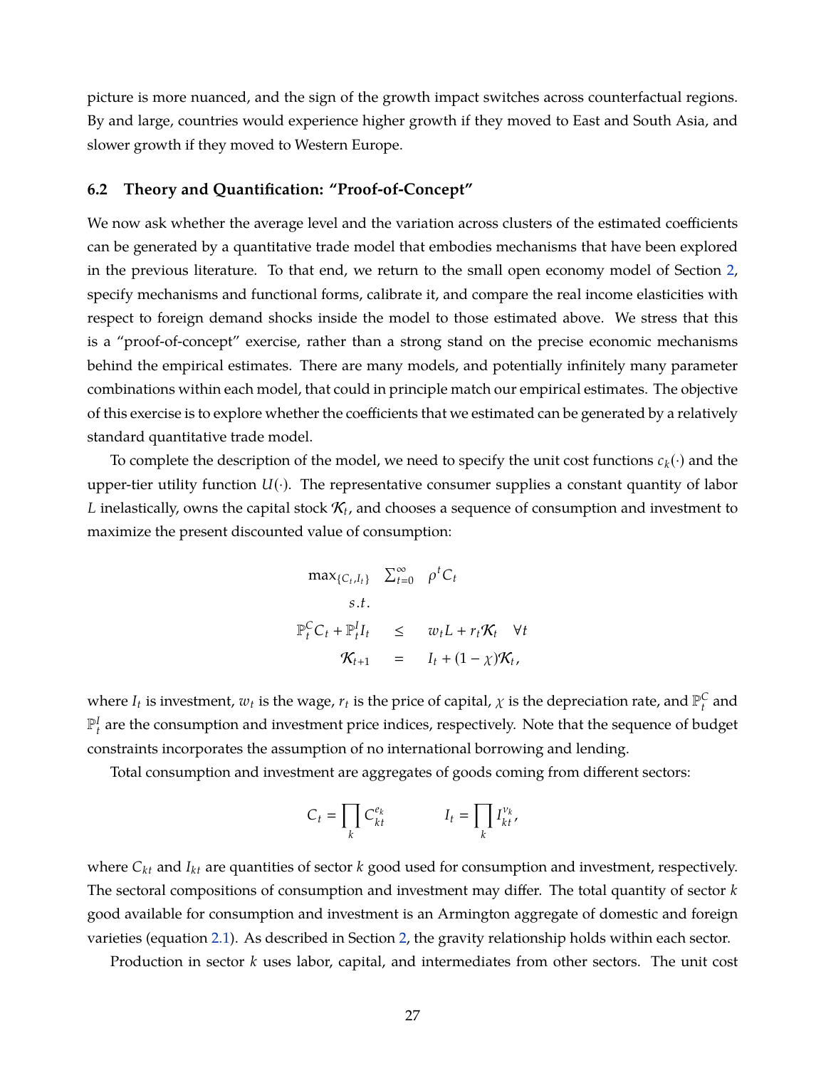picture is more nuanced, and the sign of the growth impact switches across counterfactual regions. By and large, countries would experience higher growth if they moved to East and South Asia, and slower growth if they moved to Western Europe.

### 6.2 Theory and Quantification: "Proof-of-Concept"

We now ask whether the average level and the variation across clusters of the estimated coefficients can be generated by a quantitative trade model that embodies mechanisms that have been explored in the previous literature. To that end, we return to the small open economy model of Section 2, specify mechanisms and functional forms, calibrate it, and compare the real income elasticities with respect to foreign demand shocks inside the model to those estimated above. We stress that this is a "proof-of-concept" exercise, rather than a strong stand on the precise economic mechanisms behind the empirical estimates. There are many models, and potentially infinitely many parameter combinations within each model, that could in principle match our empirical estimates. The objective of this exercise is to explore whether the coefficients that we estimated can be generated by a relatively standard quantitative trade model.

To complete the description of the model, we need to specify the unit cost functions $c_k(\cdot)$ and the upper-tier utility function $U(\cdot)$. The representative consumer supplies a constant quantity of labor $L$ inelastically, owns the capital stock $\mathcal{K}_t$, and chooses a sequence of consumption and investment to maximize the present discounted value of consumption:

$$
\begin{aligned}
\max_{\{C_t, I_t\}} \quad & \sum_{t=0}^{\infty} \rho^t C_t \\
s.t. \quad & \\
\mathbb{P}_t^C C_t + \mathbb{P}_t^I I_t \quad & \leq \quad w_t L + r_t \mathcal{K}_t \quad \forall t \\
\mathcal{K}_{t+1} \quad & = \quad I_t + (1-\chi)\mathcal{K}_t,
\end{aligned}
$$

where $I_t$ is investment, $w_t$ is the wage, $r_t$ is the price of capital, $\chi$ is the depreciation rate, and $\mathbb{P}_t^C$ and $\mathbb{P}_t^I$ are the consumption and investment price indices, respectively. Note that the sequence of budget constraints incorporates the assumption of no international borrowing and lending.

Total consumption and investment are aggregates of goods coming from different sectors:

$$
C_t = \prod_k C_{kt}^{\epsilon_k} \qquad\qquad I_t = \prod_k I_{kt}^{\nu_k},
$$

where $C_{kt}$ and $I_{kt}$ are quantities of sector $k$ good used for consumption and investment, respectively. The sectoral compositions of consumption and investment may differ. The total quantity of sector $k$ good available for consumption and investment is an Armington aggregate of domestic and foreign varieties (equation 2.1). As described in Section 2, the gravity relationship holds within each sector.

Production in sector $k$ uses labor, capital, and intermediates from other sectors. The unit cost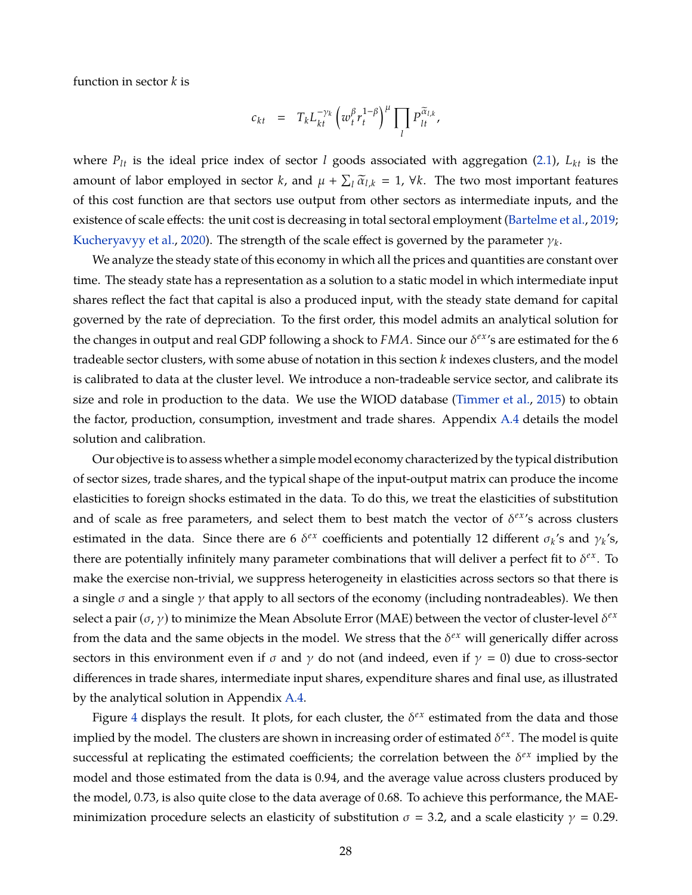function in sector $k$ is

$$c_{kt} = T_k L_{kt}^{-\gamma_k} \left( w_t^{\beta} r_t^{1-\beta} \right)^{\mu} \prod_l P_{lt}^{\widetilde{\alpha}_{l,k}},$$

where $P_{lt}$ is the ideal price index of sector $l$ goods associated with aggregation (2.1), $L_{kt}$ is the amount of labor employed in sector $k$, and $\mu + \sum_l \widetilde{\alpha}_{l,k} = 1$, $\forall k$. The two most important features of this cost function are that sectors use output from other sectors as intermediate inputs, and the existence of scale effects: the unit cost is decreasing in total sectoral employment (Bartelme et al., 2019; Kucheryavyy et al., 2020). The strength of the scale effect is governed by the parameter $\gamma_k$.

We analyze the steady state of this economy in which all the prices and quantities are constant over time. The steady state has a representation as a solution to a static model in which intermediate input shares reflect the fact that capital is also a produced input, with the steady state demand for capital governed by the rate of depreciation. To the first order, this model admits an analytical solution for the changes in output and real GDP following a shock to $FMA$. Since our $\delta^{ex}$'s are estimated for the 6 tradeable sector clusters, with some abuse of notation in this section $k$ indexes clusters, and the model is calibrated to data at the cluster level. We introduce a non-tradeable service sector, and calibrate its size and role in production to the data. We use the WIOD database (Timmer et al., 2015) to obtain the factor, production, consumption, investment and trade shares. Appendix A.4 details the model solution and calibration.

Our objective is to assess whether a simple model economy characterized by the typical distribution of sector sizes, trade shares, and the typical shape of the input-output matrix can produce the income elasticities to foreign shocks estimated in the data. To do this, we treat the elasticities of substitution and of scale as free parameters, and select them to best match the vector of $\delta^{ex}$'s across clusters estimated in the data. Since there are 6 $\delta^{ex}$ coefficients and potentially 12 different $\sigma_k$'s and $\gamma_k$'s, there are potentially infinitely many parameter combinations that will deliver a perfect fit to $\delta^{ex}$. To make the exercise non-trivial, we suppress heterogeneity in elasticities across sectors so that there is a single $\sigma$ and a single $\gamma$ that apply to all sectors of the economy (including nontradeables). We then select a pair $(\sigma, \gamma)$ to minimize the Mean Absolute Error (MAE) between the vector of cluster-level $\delta^{ex}$ from the data and the same objects in the model. We stress that the $\delta^{ex}$ will generically differ across sectors in this environment even if $\sigma$ and $\gamma$ do not (and indeed, even if $\gamma = 0$) due to cross-sector differences in trade shares, intermediate input shares, expenditure shares and final use, as illustrated by the analytical solution in Appendix A.4.

Figure 4 displays the result. It plots, for each cluster, the $\delta^{ex}$ estimated from the data and those implied by the model. The clusters are shown in increasing order of estimated $\delta^{ex}$. The model is quite successful at replicating the estimated coefficients; the correlation between the $\delta^{ex}$ implied by the model and those estimated from the data is 0.94, and the average value across clusters produced by the model, 0.73, is also quite close to the data average of 0.68. To achieve this performance, the MAE-minimization procedure selects an elasticity of substitution $\sigma = 3.2$, and a scale elasticity $\gamma = 0.29$.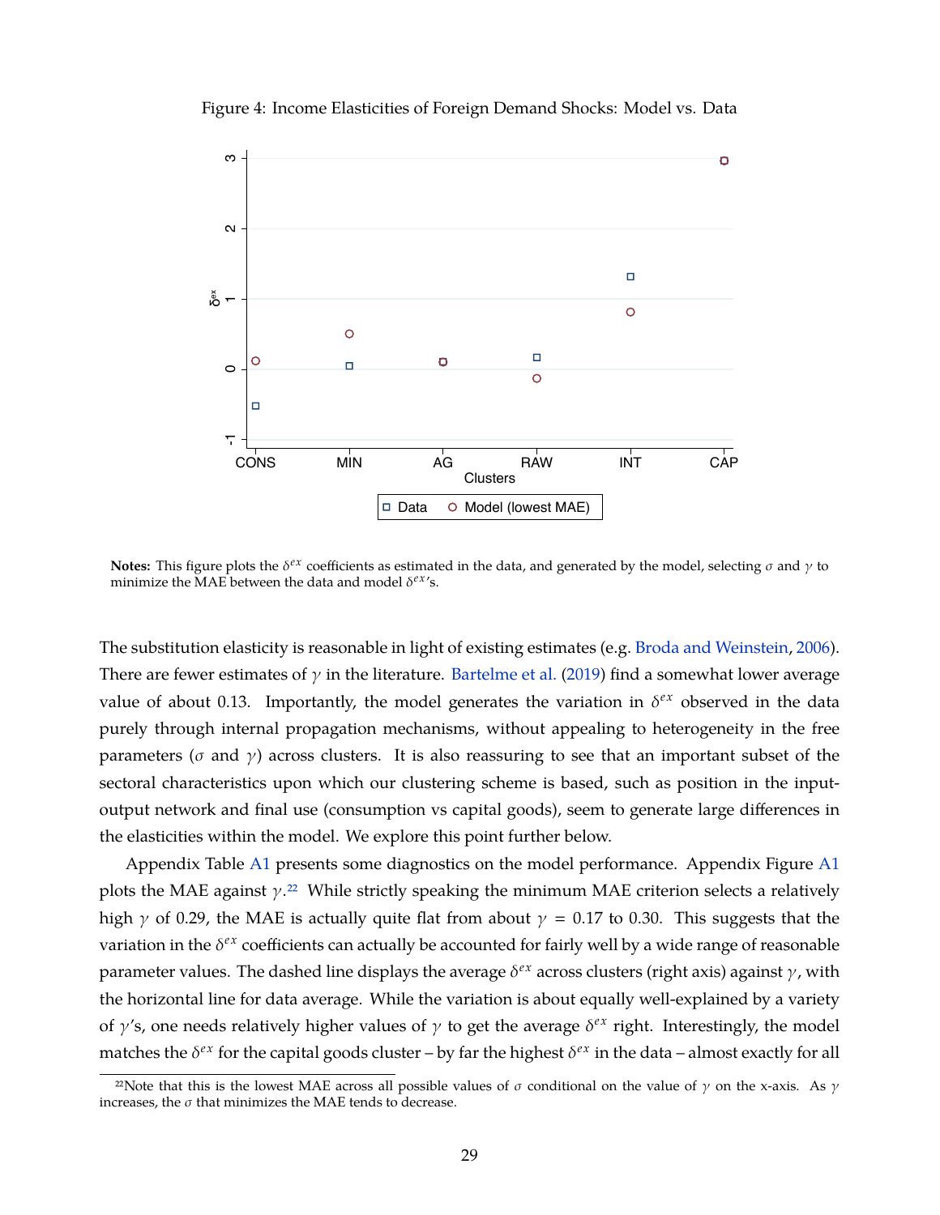Figure 4: Income Elasticities of Foreign Demand Shocks: Model vs. Data

**Notes:** This figure plots the $\delta^{ex}$ coefficients as estimated in the data, and generated by the model, selecting $\sigma$ and $\gamma$ to minimize the MAE between the data and model $\delta^{ex}$'s.

The substitution elasticity is reasonable in light of existing estimates (e.g. Broda and Weinstein, 2006). There are fewer estimates of $\gamma$ in the literature. Bartelme et al. (2019) find a somewhat lower average value of about 0.13. Importantly, the model generates the variation in $\delta^{ex}$ observed in the data purely through internal propagation mechanisms, without appealing to heterogeneity in the free parameters ($\sigma$ and $\gamma$) across clusters. It is also reassuring to see that an important subset of the sectoral characteristics upon which our clustering scheme is based, such as position in the input-output network and final use (consumption vs capital goods), seem to generate large differences in the elasticities within the model. We explore this point further below.

Appendix Table A1 presents some diagnostics on the model performance. Appendix Figure A1 plots the MAE against $\gamma$.[22] While strictly speaking the minimum MAE criterion selects a relatively high $\gamma$ of 0.29, the MAE is actually quite flat from about $\gamma = 0.17$ to 0.30. This suggests that the variation in the $\delta^{ex}$ coefficients can actually be accounted for fairly well by a wide range of reasonable parameter values. The dashed line displays the average $\delta^{ex}$ across clusters (right axis) against $\gamma$, with the horizontal line for data average. While the variation is about equally well-explained by a variety of $\gamma$'s, one needs relatively higher values of $\gamma$ to get the average $\delta^{ex}$ right. Interestingly, the model matches the $\delta^{ex}$ for the capital goods cluster – by far the highest $\delta^{ex}$ in the data – almost exactly for all

[22] Note that this is the lowest MAE across all possible values of $\sigma$ conditional on the value of $\gamma$ on the x-axis. As $\gamma$ increases, the $\sigma$ that minimizes the MAE tends to decrease.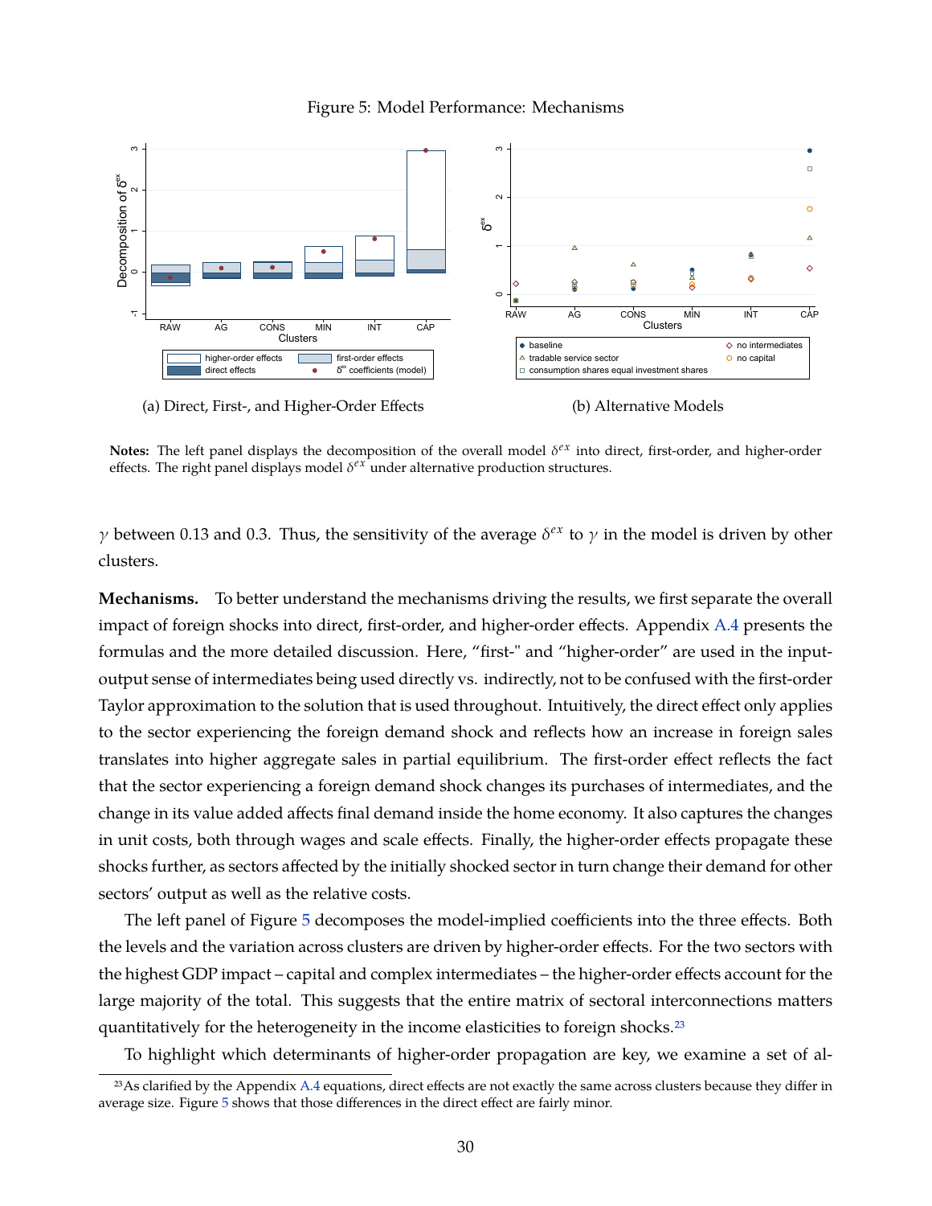Figure 5: Model Performance: Mechanisms

(a) Direct, First-, and Higher-Order Effects

(b) Alternative Models

**Notes:** The left panel displays the decomposition of the overall model $\delta^{ex}$ into direct, first-order, and higher-order effects. The right panel displays model $\delta^{ex}$ under alternative production structures.

$\gamma$ between 0.13 and 0.3. Thus, the sensitivity of the average $\delta^{ex}$ to $\gamma$ in the model is driven by other clusters.

**Mechanisms.** To better understand the mechanisms driving the results, we first separate the overall impact of foreign shocks into direct, first-order, and higher-order effects. Appendix A.4 presents the formulas and the more detailed discussion. Here, "first-" and "higher-order" are used in the input-output sense of intermediates being used directly vs. indirectly, not to be confused with the first-order Taylor approximation to the solution that is used throughout. Intuitively, the direct effect only applies to the sector experiencing the foreign demand shock and reflects how an increase in foreign sales translates into higher aggregate sales in partial equilibrium. The first-order effect reflects the fact that the sector experiencing a foreign demand shock changes its purchases of intermediates, and the change in its value added affects final demand inside the home economy. It also captures the changes in unit costs, both through wages and scale effects. Finally, the higher-order effects propagate these shocks further, as sectors affected by the initially shocked sector in turn change their demand for other sectors' output as well as the relative costs.

The left panel of Figure 5 decomposes the model-implied coefficients into the three effects. Both the levels and the variation across clusters are driven by higher-order effects. For the two sectors with the highest GDP impact – capital and complex intermediates – the higher-order effects account for the large majority of the total. This suggests that the entire matrix of sectoral interconnections matters quantitatively for the heterogeneity in the income elasticities to foreign shocks.[23]

To highlight which determinants of higher-order propagation are key, we examine a set of al-

[23]As clarified by the Appendix A.4 equations, direct effects are not exactly the same across clusters because they differ in average size. Figure 5 shows that those differences in the direct effect are fairly minor.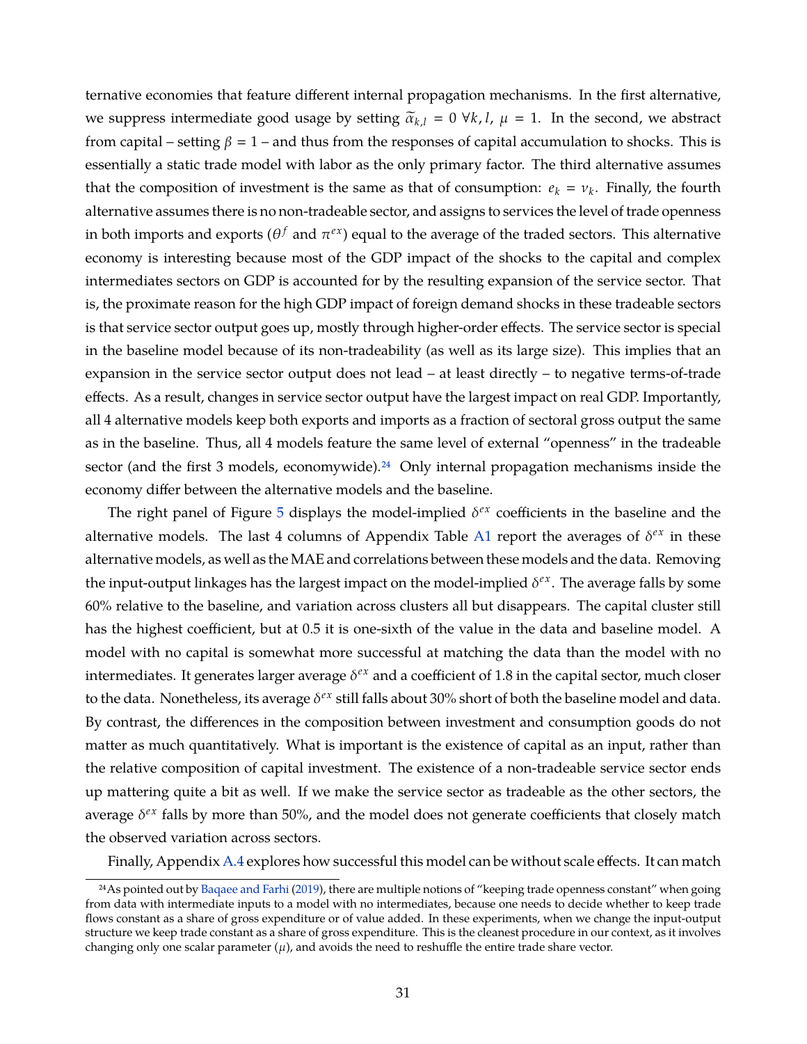ternative economies that feature different internal propagation mechanisms. In the first alternative, we suppress intermediate good usage by setting $\widetilde{\alpha}_{k,l} = 0 \; \forall k, l$, $\mu = 1$. In the second, we abstract from capital – setting $\beta = 1$ – and thus from the responses of capital accumulation to shocks. This is essentially a static trade model with labor as the only primary factor. The third alternative assumes that the composition of investment is the same as that of consumption: $e_k = \nu_k$. Finally, the fourth alternative assumes there is no non-tradeable sector, and assigns to services the level of trade openness in both imports and exports ($\theta^f$ and $\pi^{ex}$) equal to the average of the traded sectors. This alternative economy is interesting because most of the GDP impact of the shocks to the capital and complex intermediates sectors on GDP is accounted for by the resulting expansion of the service sector. That is, the proximate reason for the high GDP impact of foreign demand shocks in these tradeable sectors is that service sector output goes up, mostly through higher-order effects. The service sector is special in the baseline model because of its non-tradeability (as well as its large size). This implies that an expansion in the service sector output does not lead – at least directly – to negative terms-of-trade effects. As a result, changes in service sector output have the largest impact on real GDP. Importantly, all 4 alternative models keep both exports and imports as a fraction of sectoral gross output the same as in the baseline. Thus, all 4 models feature the same level of external "openness" in the tradeable sector (and the first 3 models, economywide).[24] Only internal propagation mechanisms inside the economy differ between the alternative models and the baseline.

The right panel of Figure 5 displays the model-implied $\delta^{ex}$ coefficients in the baseline and the alternative models. The last 4 columns of Appendix Table A1 report the averages of $\delta^{ex}$ in these alternative models, as well as the MAE and correlations between these models and the data. Removing the input-output linkages has the largest impact on the model-implied $\delta^{ex}$. The average falls by some 60% relative to the baseline, and variation across clusters all but disappears. The capital cluster still has the highest coefficient, but at 0.5 it is one-sixth of the value in the data and baseline model. A model with no capital is somewhat more successful at matching the data than the model with no intermediates. It generates larger average $\delta^{ex}$ and a coefficient of 1.8 in the capital sector, much closer to the data. Nonetheless, its average $\delta^{ex}$ still falls about 30% short of both the baseline model and data. By contrast, the differences in the composition between investment and consumption goods do not matter as much quantitatively. What is important is the existence of capital as an input, rather than the relative composition of capital investment. The existence of a non-tradeable service sector ends up mattering quite a bit as well. If we make the service sector as tradeable as the other sectors, the average $\delta^{ex}$ falls by more than 50%, and the model does not generate coefficients that closely match the observed variation across sectors.

Finally, Appendix A.4 explores how successful this model can be without scale effects. It can match

[24] As pointed out by Baqaee and Farhi (2019), there are multiple notions of "keeping trade openness constant" when going from data with intermediate inputs to a model with no intermediates, because one needs to decide whether to keep trade flows constant as a share of gross expenditure or of value added. In these experiments, when we change the input-output structure we keep trade constant as a share of gross expenditure. This is the cleanest procedure in our context, as it involves changing only one scalar parameter ($\mu$), and avoids the need to reshuffle the entire trade share vector.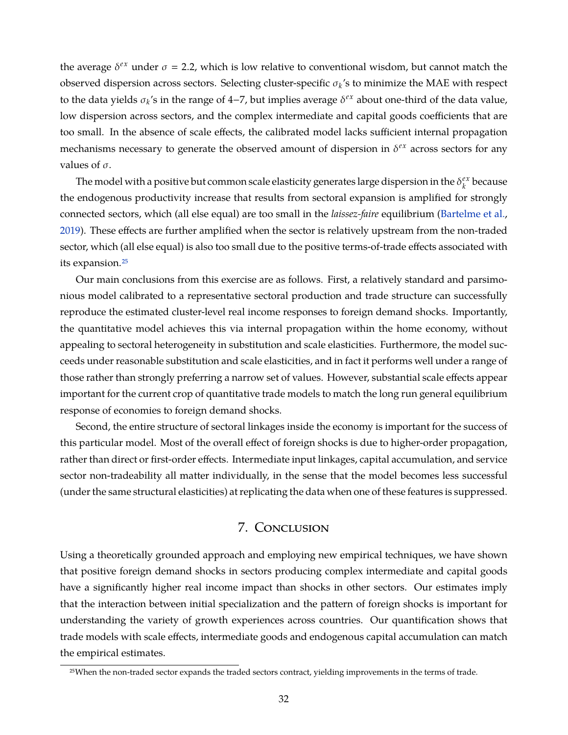the average $\delta^{ex}$ under $\sigma = 2.2$, which is low relative to conventional wisdom, but cannot match the observed dispersion across sectors. Selecting cluster-specific $\sigma_k$'s to minimize the MAE with respect to the data yields $\sigma_k$'s in the range of 4−7, but implies average $\delta^{ex}$ about one-third of the data value, low dispersion across sectors, and the complex intermediate and capital goods coefficients that are too small. In the absence of scale effects, the calibrated model lacks sufficient internal propagation mechanisms necessary to generate the observed amount of dispersion in $\delta^{ex}$ across sectors for any values of $\sigma$.

The model with a positive but common scale elasticity generates large dispersion in the $\delta_k^{ex}$ because the endogenous productivity increase that results from sectoral expansion is amplified for strongly connected sectors, which (all else equal) are too small in the *laissez-faire* equilibrium (Bartelme et al., 2019). These effects are further amplified when the sector is relatively upstream from the non-traded sector, which (all else equal) is also too small due to the positive terms-of-trade effects associated with its expansion.[25]

Our main conclusions from this exercise are as follows. First, a relatively standard and parsimonious model calibrated to a representative sectoral production and trade structure can successfully reproduce the estimated cluster-level real income responses to foreign demand shocks. Importantly, the quantitative model achieves this via internal propagation within the home economy, without appealing to sectoral heterogeneity in substitution and scale elasticities. Furthermore, the model succeeds under reasonable substitution and scale elasticities, and in fact it performs well under a range of those rather than strongly preferring a narrow set of values. However, substantial scale effects appear important for the current crop of quantitative trade models to match the long run general equilibrium response of economies to foreign demand shocks.

Second, the entire structure of sectoral linkages inside the economy is important for the success of this particular model. Most of the overall effect of foreign shocks is due to higher-order propagation, rather than direct or first-order effects. Intermediate input linkages, capital accumulation, and service sector non-tradeability all matter individually, in the sense that the model becomes less successful (under the same structural elasticities) at replicating the data when one of these features is suppressed.

## 7. Conclusion

Using a theoretically grounded approach and employing new empirical techniques, we have shown that positive foreign demand shocks in sectors producing complex intermediate and capital goods have a significantly higher real income impact than shocks in other sectors. Our estimates imply that the interaction between initial specialization and the pattern of foreign shocks is important for understanding the variety of growth experiences across countries. Our quantification shows that trade models with scale effects, intermediate goods and endogenous capital accumulation can match the empirical estimates.

[25] When the non-traded sector expands the traded sectors contract, yielding improvements in the terms of trade.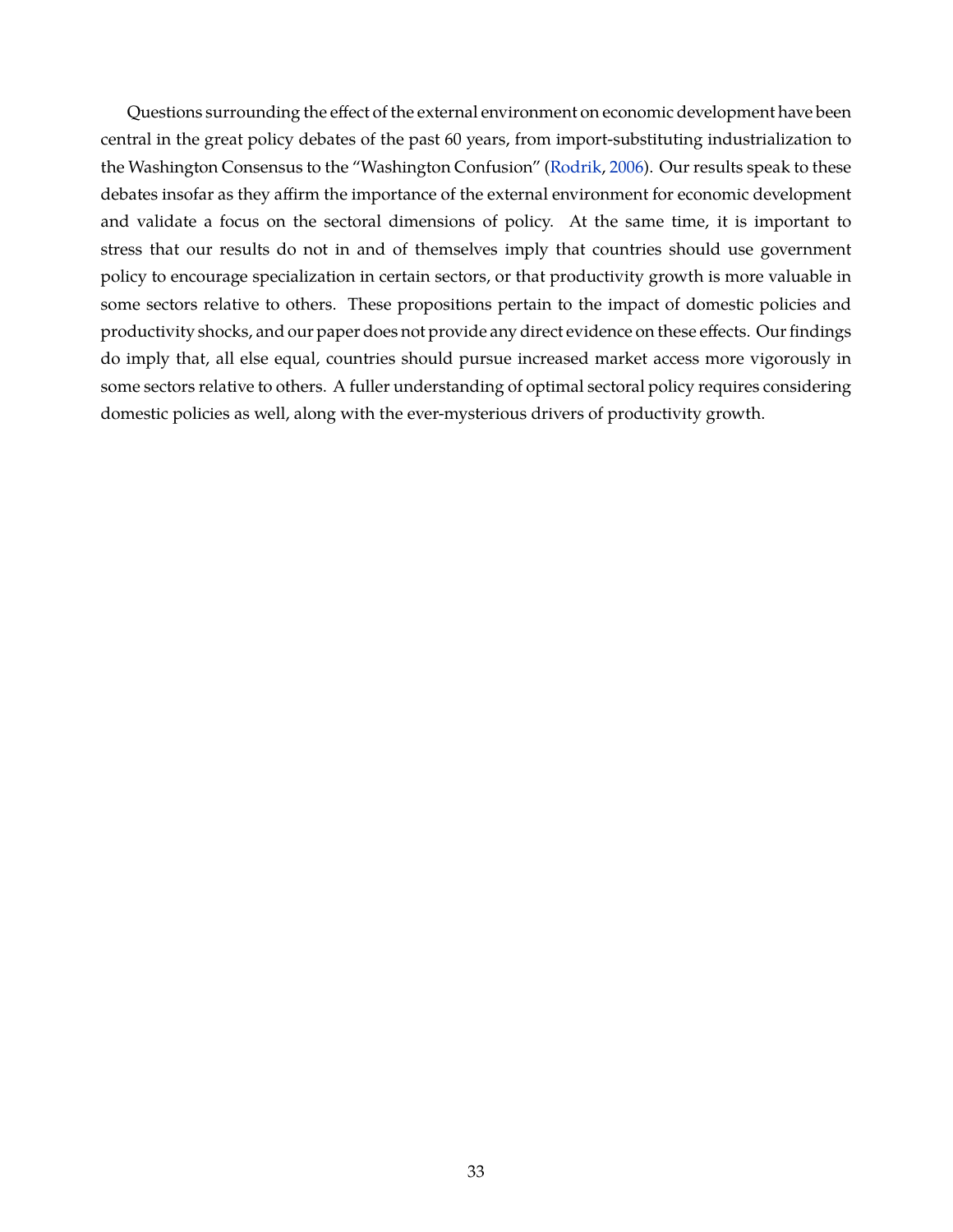Questions surrounding the effect of the external environment on economic development have been central in the great policy debates of the past 60 years, from import-substituting industrialization to the Washington Consensus to the "Washington Confusion" (Rodrik, 2006). Our results speak to these debates insofar as they affirm the importance of the external environment for economic development and validate a focus on the sectoral dimensions of policy. At the same time, it is important to stress that our results do not in and of themselves imply that countries should use government policy to encourage specialization in certain sectors, or that productivity growth is more valuable in some sectors relative to others. These propositions pertain to the impact of domestic policies and productivity shocks, and our paper does not provide any direct evidence on these effects. Our findings do imply that, all else equal, countries should pursue increased market access more vigorously in some sectors relative to others. A fuller understanding of optimal sectoral policy requires considering domestic policies as well, along with the ever-mysterious drivers of productivity growth.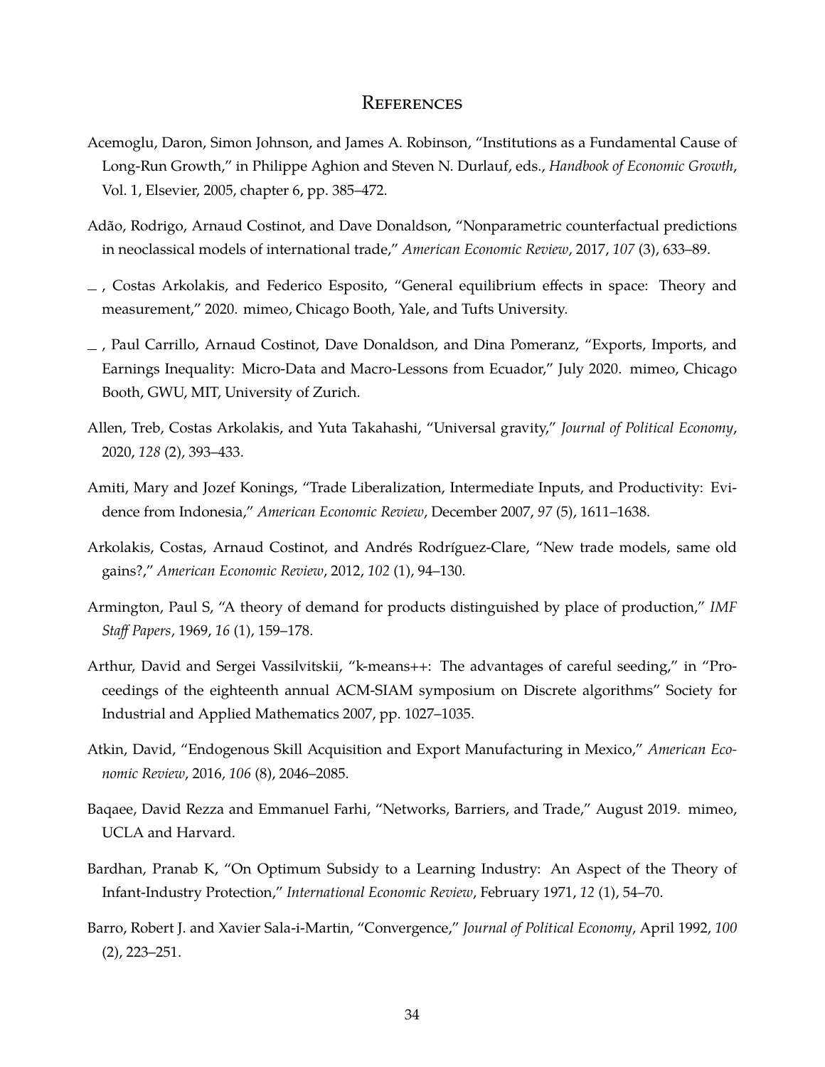# References

Acemoglu, Daron, Simon Johnson, and James A. Robinson, "Institutions as a Fundamental Cause of Long-Run Growth," in Philippe Aghion and Steven N. Durlauf, eds., *Handbook of Economic Growth*, Vol. 1, Elsevier, 2005, chapter 6, pp. 385–472.

Adão, Rodrigo, Arnaud Costinot, and Dave Donaldson, "Nonparametric counterfactual predictions in neoclassical models of international trade," *American Economic Review*, 2017, *107* (3), 633–89.

_ , Costas Arkolakis, and Federico Esposito, "General equilibrium effects in space: Theory and measurement," 2020. mimeo, Chicago Booth, Yale, and Tufts University.

_ , Paul Carrillo, Arnaud Costinot, Dave Donaldson, and Dina Pomeranz, "Exports, Imports, and Earnings Inequality: Micro-Data and Macro-Lessons from Ecuador," July 2020. mimeo, Chicago Booth, GWU, MIT, University of Zurich.

Allen, Treb, Costas Arkolakis, and Yuta Takahashi, "Universal gravity," *Journal of Political Economy*, 2020, *128* (2), 393–433.

Amiti, Mary and Jozef Konings, "Trade Liberalization, Intermediate Inputs, and Productivity: Evidence from Indonesia," *American Economic Review*, December 2007, *97* (5), 1611–1638.

Arkolakis, Costas, Arnaud Costinot, and Andrés Rodríguez-Clare, "New trade models, same old gains?," *American Economic Review*, 2012, *102* (1), 94–130.

Armington, Paul S, "A theory of demand for products distinguished by place of production," *IMF Staff Papers*, 1969, *16* (1), 159–178.

Arthur, David and Sergei Vassilvitskii, "k-means++: The advantages of careful seeding," in "Proceedings of the eighteenth annual ACM-SIAM symposium on Discrete algorithms" Society for Industrial and Applied Mathematics 2007, pp. 1027–1035.

Atkin, David, "Endogenous Skill Acquisition and Export Manufacturing in Mexico," *American Economic Review*, 2016, *106* (8), 2046–2085.

Baqaee, David Rezza and Emmanuel Farhi, "Networks, Barriers, and Trade," August 2019. mimeo, UCLA and Harvard.

Bardhan, Pranab K, "On Optimum Subsidy to a Learning Industry: An Aspect of the Theory of Infant-Industry Protection," *International Economic Review*, February 1971, *12* (1), 54–70.

Barro, Robert J. and Xavier Sala-i-Martin, "Convergence," *Journal of Political Economy*, April 1992, *100* (2), 223–251.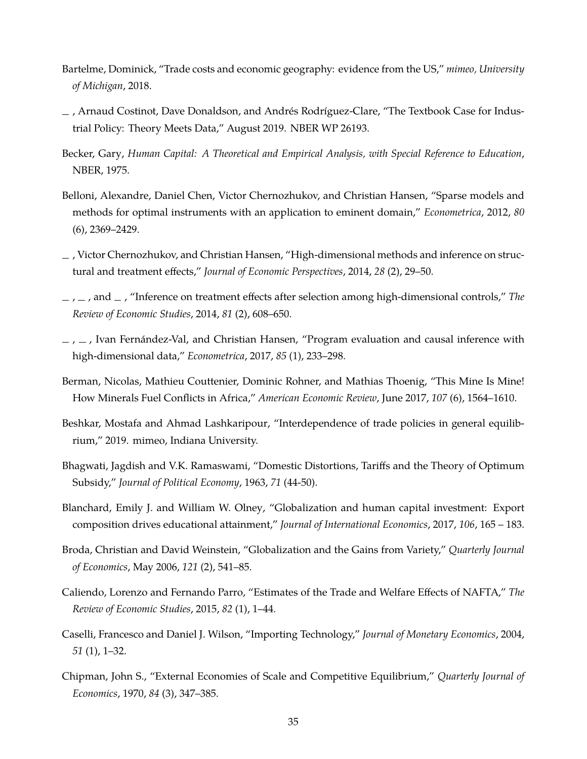Bartelme, Dominick, "Trade costs and economic geography: evidence from the US," *mimeo, University of Michigan*, 2018.

_ , Arnaud Costinot, Dave Donaldson, and Andrés Rodríguez-Clare, "The Textbook Case for Industrial Policy: Theory Meets Data," August 2019. NBER WP 26193.

Becker, Gary, *Human Capital: A Theoretical and Empirical Analysis, with Special Reference to Education*, NBER, 1975.

Belloni, Alexandre, Daniel Chen, Victor Chernozhukov, and Christian Hansen, "Sparse models and methods for optimal instruments with an application to eminent domain," *Econometrica*, 2012, *80* (6), 2369–2429.

_ , Victor Chernozhukov, and Christian Hansen, "High-dimensional methods and inference on structural and treatment effects," *Journal of Economic Perspectives*, 2014, *28* (2), 29–50.

_ , _ , and _ , "Inference on treatment effects after selection among high-dimensional controls," *The Review of Economic Studies*, 2014, *81* (2), 608–650.

_ , _ , Ivan Fernández-Val, and Christian Hansen, "Program evaluation and causal inference with high-dimensional data," *Econometrica*, 2017, *85* (1), 233–298.

Berman, Nicolas, Mathieu Couttenier, Dominic Rohner, and Mathias Thoenig, "This Mine Is Mine! How Minerals Fuel Conflicts in Africa," *American Economic Review*, June 2017, *107* (6), 1564–1610.

Beshkar, Mostafa and Ahmad Lashkaripour, "Interdependence of trade policies in general equilibrium," 2019. mimeo, Indiana University.

Bhagwati, Jagdish and V.K. Ramaswami, "Domestic Distortions, Tariffs and the Theory of Optimum Subsidy," *Journal of Political Economy*, 1963, *71* (44-50).

Blanchard, Emily J. and William W. Olney, "Globalization and human capital investment: Export composition drives educational attainment," *Journal of International Economics*, 2017, *106*, 165 – 183.

Broda, Christian and David Weinstein, "Globalization and the Gains from Variety," *Quarterly Journal of Economics*, May 2006, *121* (2), 541–85.

Caliendo, Lorenzo and Fernando Parro, "Estimates of the Trade and Welfare Effects of NAFTA," *The Review of Economic Studies*, 2015, *82* (1), 1–44.

Caselli, Francesco and Daniel J. Wilson, "Importing Technology," *Journal of Monetary Economics*, 2004, *51* (1), 1–32.

Chipman, John S., "External Economies of Scale and Competitive Equilibrium," *Quarterly Journal of Economics*, 1970, *84* (3), 347–385.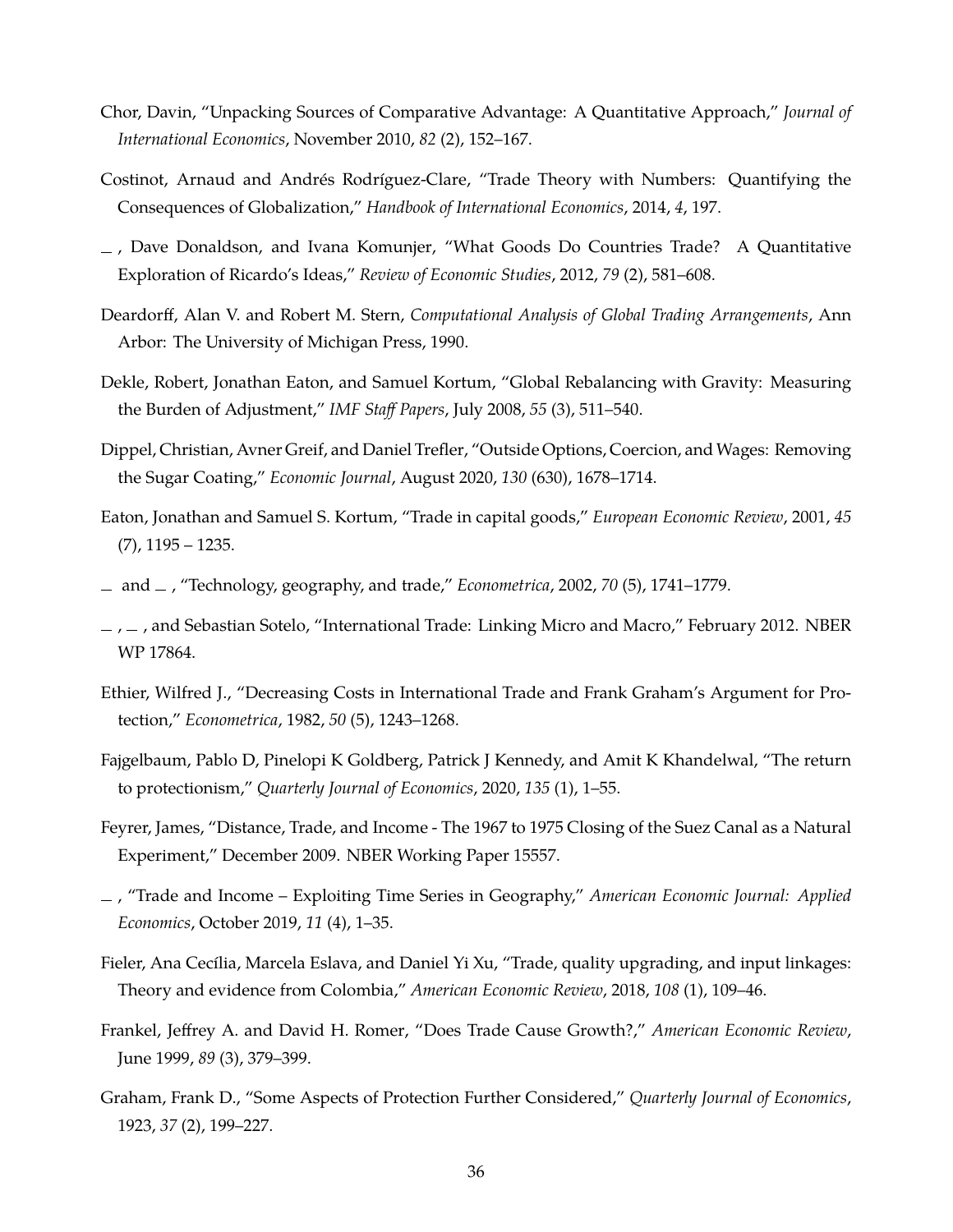Chor, Davin, "Unpacking Sources of Comparative Advantage: A Quantitative Approach," *Journal of International Economics*, November 2010, *82* (2), 152–167.

Costinot, Arnaud and Andrés Rodríguez-Clare, "Trade Theory with Numbers: Quantifying the Consequences of Globalization," *Handbook of International Economics*, 2014, *4*, 197.

_ , Dave Donaldson, and Ivana Komunjer, "What Goods Do Countries Trade? A Quantitative Exploration of Ricardo's Ideas," *Review of Economic Studies*, 2012, *79* (2), 581–608.

Deardorff, Alan V. and Robert M. Stern, *Computational Analysis of Global Trading Arrangements*, Ann Arbor: The University of Michigan Press, 1990.

Dekle, Robert, Jonathan Eaton, and Samuel Kortum, "Global Rebalancing with Gravity: Measuring the Burden of Adjustment," *IMF Staff Papers*, July 2008, *55* (3), 511–540.

Dippel, Christian, Avner Greif, and Daniel Trefler, "Outside Options, Coercion, and Wages: Removing the Sugar Coating," *Economic Journal*, August 2020, *130* (630), 1678–1714.

Eaton, Jonathan and Samuel S. Kortum, "Trade in capital goods," *European Economic Review*, 2001, *45* (7), 1195 – 1235.

_ and _ , "Technology, geography, and trade," *Econometrica*, 2002, *70* (5), 1741–1779.

_ , _ , and Sebastian Sotelo, "International Trade: Linking Micro and Macro," February 2012. NBER WP 17864.

Ethier, Wilfred J., "Decreasing Costs in International Trade and Frank Graham's Argument for Protection," *Econometrica*, 1982, *50* (5), 1243–1268.

Fajgelbaum, Pablo D, Pinelopi K Goldberg, Patrick J Kennedy, and Amit K Khandelwal, "The return to protectionism," *Quarterly Journal of Economics*, 2020, *135* (1), 1–55.

Feyrer, James, "Distance, Trade, and Income - The 1967 to 1975 Closing of the Suez Canal as a Natural Experiment," December 2009. NBER Working Paper 15557.

_ , "Trade and Income – Exploiting Time Series in Geography," *American Economic Journal: Applied Economics*, October 2019, *11* (4), 1–35.

Fieler, Ana Cecília, Marcela Eslava, and Daniel Yi Xu, "Trade, quality upgrading, and input linkages: Theory and evidence from Colombia," *American Economic Review*, 2018, *108* (1), 109–46.

Frankel, Jeffrey A. and David H. Romer, "Does Trade Cause Growth?," *American Economic Review*, June 1999, *89* (3), 379–399.

Graham, Frank D., "Some Aspects of Protection Further Considered," *Quarterly Journal of Economics*, 1923, *37* (2), 199–227.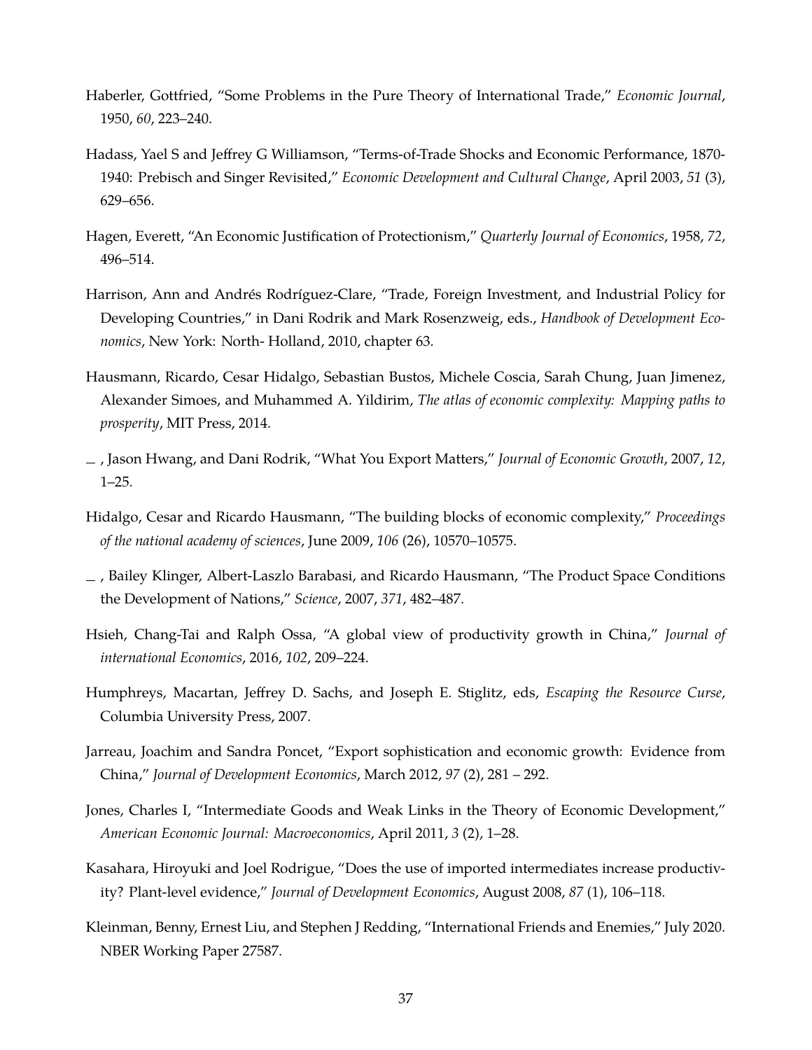Haberler, Gottfried, "Some Problems in the Pure Theory of International Trade," *Economic Journal*, 1950, *60*, 223–240.

Hadass, Yael S and Jeffrey G Williamson, "Terms-of-Trade Shocks and Economic Performance, 1870-1940: Prebisch and Singer Revisited," *Economic Development and Cultural Change*, April 2003, *51* (3), 629–656.

Hagen, Everett, "An Economic Justification of Protectionism," *Quarterly Journal of Economics*, 1958, *72*, 496–514.

Harrison, Ann and Andrés Rodríguez-Clare, "Trade, Foreign Investment, and Industrial Policy for Developing Countries," in Dani Rodrik and Mark Rosenzweig, eds., *Handbook of Development Economics*, New York: North- Holland, 2010, chapter 63.

Hausmann, Ricardo, Cesar Hidalgo, Sebastian Bustos, Michele Coscia, Sarah Chung, Juan Jimenez, Alexander Simoes, and Muhammed A. Yildirim, *The atlas of economic complexity: Mapping paths to prosperity*, MIT Press, 2014.

_ , Jason Hwang, and Dani Rodrik, "What You Export Matters," *Journal of Economic Growth*, 2007, *12*, 1–25.

Hidalgo, Cesar and Ricardo Hausmann, "The building blocks of economic complexity," *Proceedings of the national academy of sciences*, June 2009, *106* (26), 10570–10575.

_ , Bailey Klinger, Albert-Laszlo Barabasi, and Ricardo Hausmann, "The Product Space Conditions the Development of Nations," *Science*, 2007, *371*, 482–487.

Hsieh, Chang-Tai and Ralph Ossa, "A global view of productivity growth in China," *Journal of international Economics*, 2016, *102*, 209–224.

Humphreys, Macartan, Jeffrey D. Sachs, and Joseph E. Stiglitz, eds, *Escaping the Resource Curse*, Columbia University Press, 2007.

Jarreau, Joachim and Sandra Poncet, "Export sophistication and economic growth: Evidence from China," *Journal of Development Economics*, March 2012, *97* (2), 281 – 292.

Jones, Charles I, "Intermediate Goods and Weak Links in the Theory of Economic Development," *American Economic Journal: Macroeconomics*, April 2011, *3* (2), 1–28.

Kasahara, Hiroyuki and Joel Rodrigue, "Does the use of imported intermediates increase productivity? Plant-level evidence," *Journal of Development Economics*, August 2008, *87* (1), 106–118.

Kleinman, Benny, Ernest Liu, and Stephen J Redding, "International Friends and Enemies," July 2020. NBER Working Paper 27587.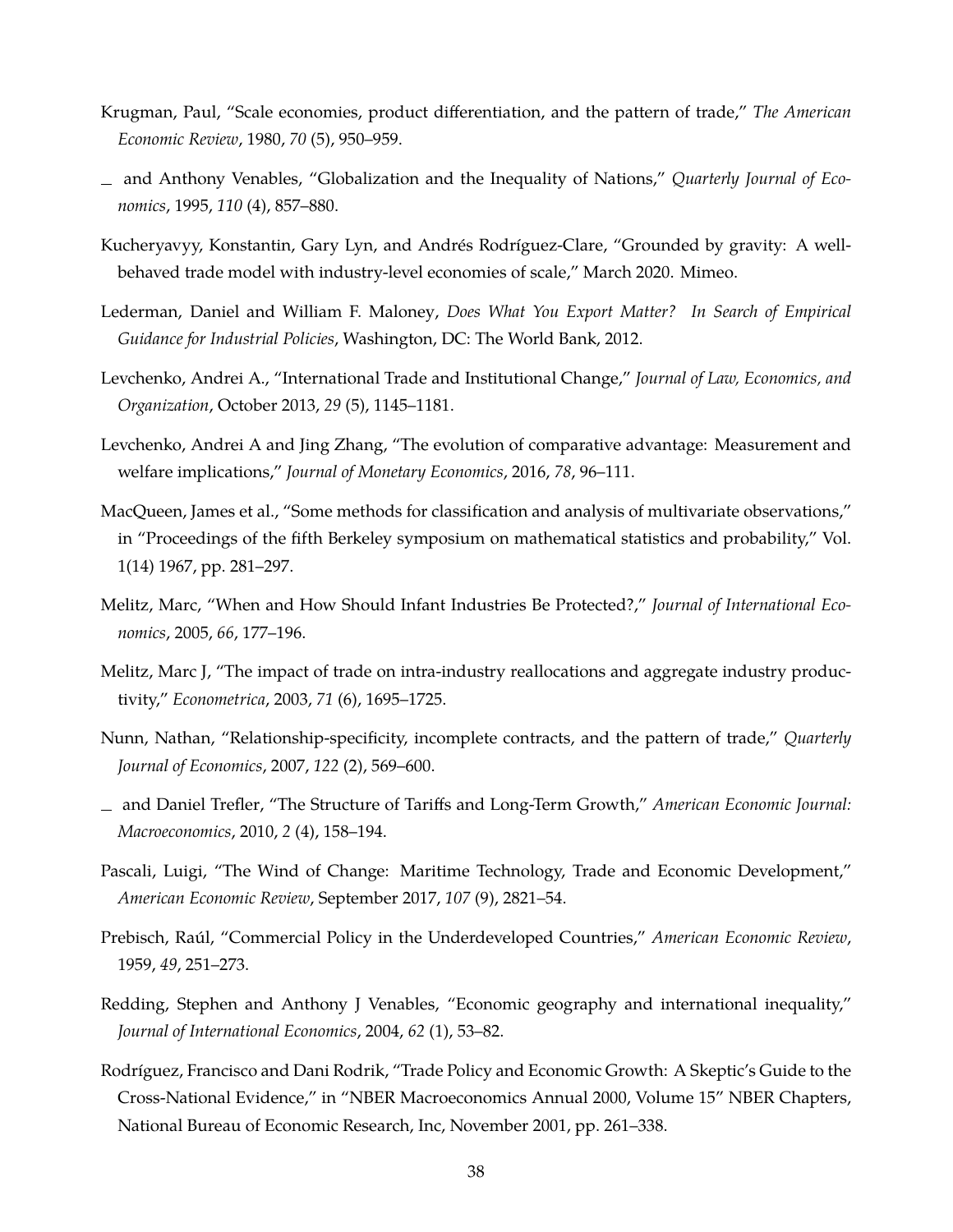Krugman, Paul, "Scale economies, product differentiation, and the pattern of trade," *The American Economic Review*, 1980, *70* (5), 950–959.

_ and Anthony Venables, "Globalization and the Inequality of Nations," *Quarterly Journal of Economics*, 1995, *110* (4), 857–880.

Kucheryavyy, Konstantin, Gary Lyn, and Andrés Rodríguez-Clare, "Grounded by gravity: A well-behaved trade model with industry-level economies of scale," March 2020. Mimeo.

Lederman, Daniel and William F. Maloney, *Does What You Export Matter? In Search of Empirical Guidance for Industrial Policies*, Washington, DC: The World Bank, 2012.

Levchenko, Andrei A., "International Trade and Institutional Change," *Journal of Law, Economics, and Organization*, October 2013, *29* (5), 1145–1181.

Levchenko, Andrei A and Jing Zhang, "The evolution of comparative advantage: Measurement and welfare implications," *Journal of Monetary Economics*, 2016, *78*, 96–111.

MacQueen, James et al., "Some methods for classification and analysis of multivariate observations," in "Proceedings of the fifth Berkeley symposium on mathematical statistics and probability," Vol. 1(14) 1967, pp. 281–297.

Melitz, Marc, "When and How Should Infant Industries Be Protected?," *Journal of International Economics*, 2005, *66*, 177–196.

Melitz, Marc J, "The impact of trade on intra-industry reallocations and aggregate industry productivity," *Econometrica*, 2003, *71* (6), 1695–1725.

Nunn, Nathan, "Relationship-specificity, incomplete contracts, and the pattern of trade," *Quarterly Journal of Economics*, 2007, *122* (2), 569–600.

_ and Daniel Trefler, "The Structure of Tariffs and Long-Term Growth," *American Economic Journal: Macroeconomics*, 2010, *2* (4), 158–194.

Pascali, Luigi, "The Wind of Change: Maritime Technology, Trade and Economic Development," *American Economic Review*, September 2017, *107* (9), 2821–54.

Prebisch, Raúl, "Commercial Policy in the Underdeveloped Countries," *American Economic Review*, 1959, *49*, 251–273.

Redding, Stephen and Anthony J Venables, "Economic geography and international inequality," *Journal of International Economics*, 2004, *62* (1), 53–82.

Rodríguez, Francisco and Dani Rodrik, "Trade Policy and Economic Growth: A Skeptic's Guide to the Cross-National Evidence," in "NBER Macroeconomics Annual 2000, Volume 15" NBER Chapters, National Bureau of Economic Research, Inc, November 2001, pp. 261–338.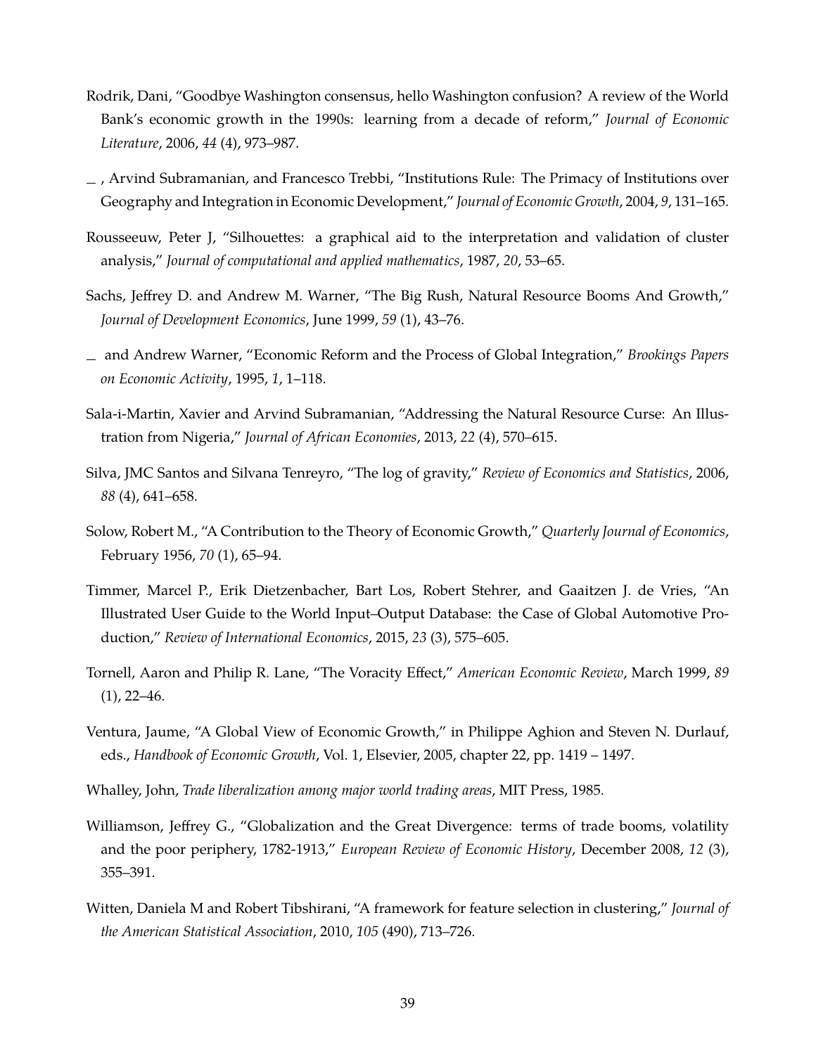Rodrik, Dani, "Goodbye Washington consensus, hello Washington confusion? A review of the World Bank's economic growth in the 1990s: learning from a decade of reform," *Journal of Economic Literature*, 2006, *44* (4), 973–987.

_ , Arvind Subramanian, and Francesco Trebbi, "Institutions Rule: The Primacy of Institutions over Geography and Integration in Economic Development," *Journal of Economic Growth*, 2004, *9*, 131–165.

Rousseeuw, Peter J, "Silhouettes: a graphical aid to the interpretation and validation of cluster analysis," *Journal of computational and applied mathematics*, 1987, *20*, 53–65.

Sachs, Jeffrey D. and Andrew M. Warner, "The Big Rush, Natural Resource Booms And Growth," *Journal of Development Economics*, June 1999, *59* (1), 43–76.

_ and Andrew Warner, "Economic Reform and the Process of Global Integration," *Brookings Papers on Economic Activity*, 1995, *1*, 1–118.

Sala-i-Martin, Xavier and Arvind Subramanian, "Addressing the Natural Resource Curse: An Illustration from Nigeria," *Journal of African Economies*, 2013, *22* (4), 570–615.

Silva, JMC Santos and Silvana Tenreyro, "The log of gravity," *Review of Economics and Statistics*, 2006, *88* (4), 641–658.

Solow, Robert M., "A Contribution to the Theory of Economic Growth," *Quarterly Journal of Economics*, February 1956, *70* (1), 65–94.

Timmer, Marcel P., Erik Dietzenbacher, Bart Los, Robert Stehrer, and Gaaitzen J. de Vries, "An Illustrated User Guide to the World Input–Output Database: the Case of Global Automotive Production," *Review of International Economics*, 2015, *23* (3), 575–605.

Tornell, Aaron and Philip R. Lane, "The Voracity Effect," *American Economic Review*, March 1999, *89* (1), 22–46.

Ventura, Jaume, "A Global View of Economic Growth," in Philippe Aghion and Steven N. Durlauf, eds., *Handbook of Economic Growth*, Vol. 1, Elsevier, 2005, chapter 22, pp. 1419 – 1497.

Whalley, John, *Trade liberalization among major world trading areas*, MIT Press, 1985.

Williamson, Jeffrey G., "Globalization and the Great Divergence: terms of trade booms, volatility and the poor periphery, 1782-1913," *European Review of Economic History*, December 2008, *12* (3), 355–391.

Witten, Daniela M and Robert Tibshirani, "A framework for feature selection in clustering," *Journal of the American Statistical Association*, 2010, *105* (490), 713–726.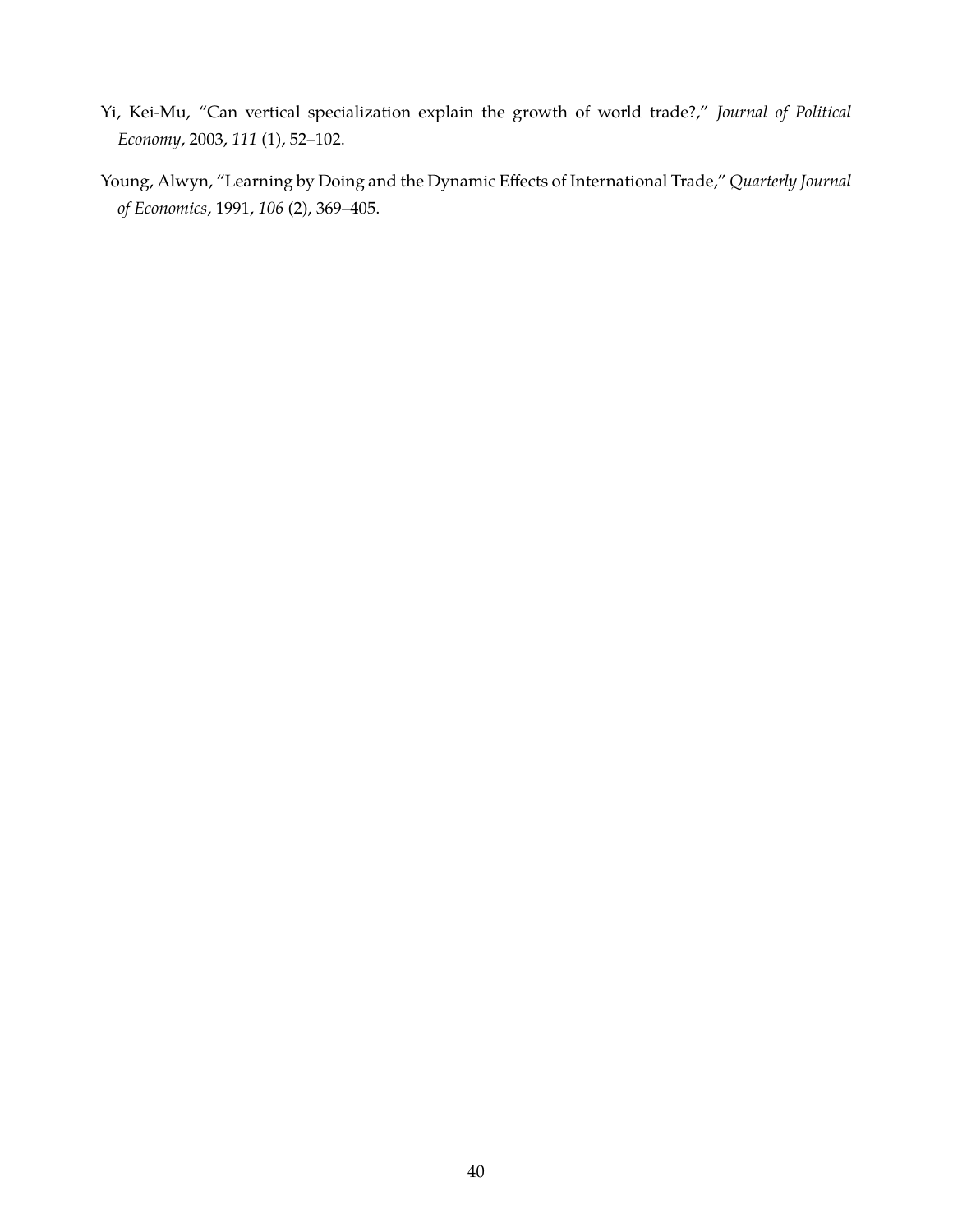Yi, Kei-Mu, "Can vertical specialization explain the growth of world trade?," *Journal of Political Economy*, 2003, *111* (1), 52–102.

Young, Alwyn, "Learning by Doing and the Dynamic Effects of International Trade," *Quarterly Journal of Economics*, 1991, *106* (2), 369–405.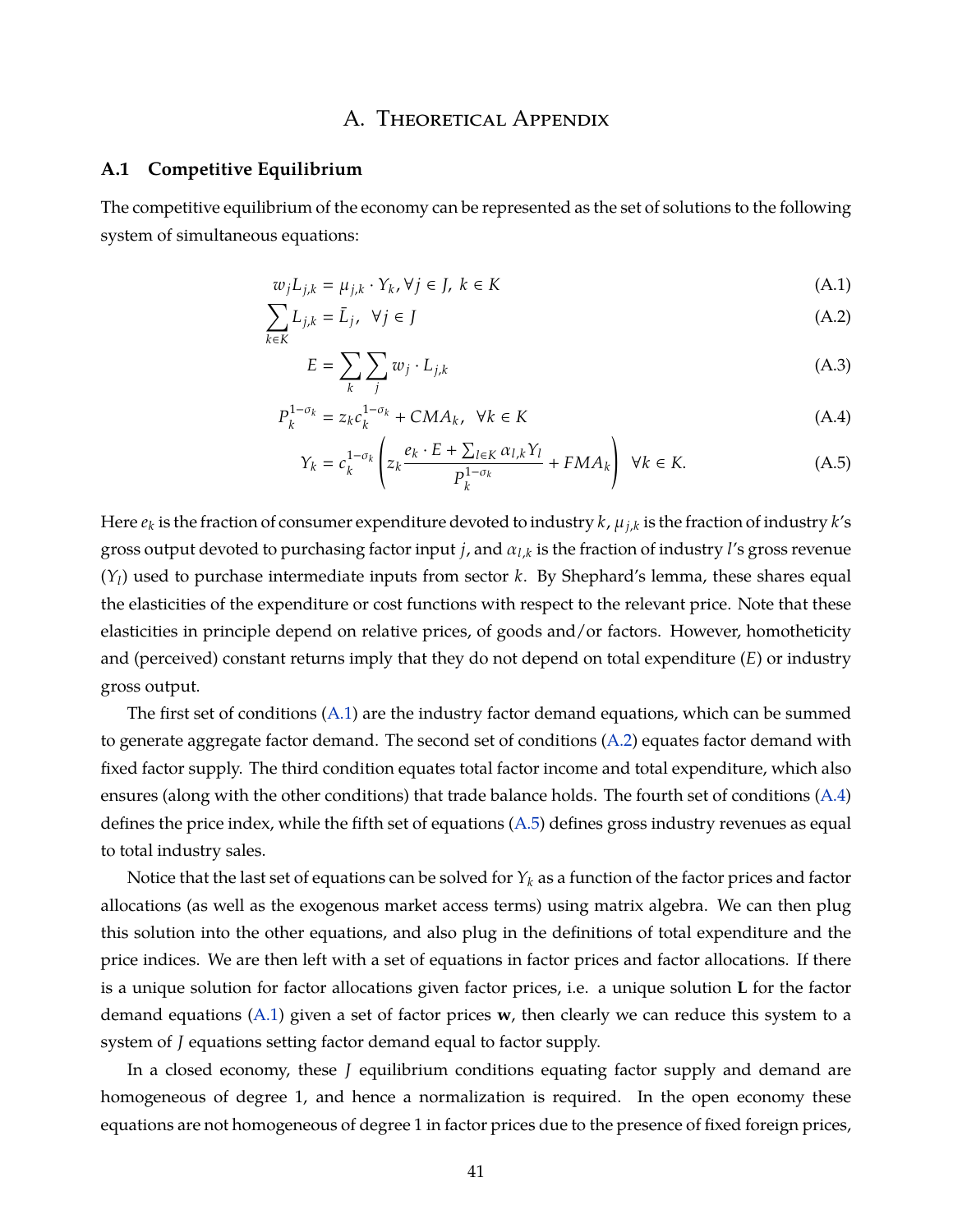# A. Theoretical Appendix

## A.1 Competitive Equilibrium

The competitive equilibrium of the economy can be represented as the set of solutions to the following system of simultaneous equations:

$$w_j L_{j,k} = \mu_{j,k} \cdot Y_k, \forall j \in J,\ k \in K \tag{A.1}$$

$$\sum_{k \in K} L_{j,k} = \bar{L}_j, \ \ \forall j \in J \tag{A.2}$$

$$E = \sum_k \sum_j w_j \cdot L_{j,k} \tag{A.3}$$

$$P_k^{1-\sigma_k} = z_k c_k^{1-\sigma_k} + CMA_k, \ \ \forall k \in K \tag{A.4}$$

$$Y_k = c_k^{1-\sigma_k} \left( z_k \frac{e_k \cdot E + \sum_{l \in K} \alpha_{l,k} Y_l}{P_k^{1-\sigma_k}} + FMA_k \right) \ \ \forall k \in K. \tag{A.5}$$

Here $e_k$ is the fraction of consumer expenditure devoted to industry $k$, $\mu_{j,k}$ is the fraction of industry $k$'s gross output devoted to purchasing factor input $j$, and $\alpha_{l,k}$ is the fraction of industry $l$'s gross revenue ($Y_l$) used to purchase intermediate inputs from sector $k$. By Shephard's lemma, these shares equal the elasticities of the expenditure or cost functions with respect to the relevant price. Note that these elasticities in principle depend on relative prices, of goods and/or factors. However, homotheticity and (perceived) constant returns imply that they do not depend on total expenditure ($E$) or industry gross output.

The first set of conditions (A.1) are the industry factor demand equations, which can be summed to generate aggregate factor demand. The second set of conditions (A.2) equates factor demand with fixed factor supply. The third condition equates total factor income and total expenditure, which also ensures (along with the other conditions) that trade balance holds. The fourth set of conditions (A.4) defines the price index, while the fifth set of equations (A.5) defines gross industry revenues as equal to total industry sales.

Notice that the last set of equations can be solved for $Y_k$ as a function of the factor prices and factor allocations (as well as the exogenous market access terms) using matrix algebra. We can then plug this solution into the other equations, and also plug in the definitions of total expenditure and the price indices. We are then left with a set of equations in factor prices and factor allocations. If there is a unique solution for factor allocations given factor prices, i.e. a unique solution $\mathbf{L}$ for the factor demand equations (A.1) given a set of factor prices $\mathbf{w}$, then clearly we can reduce this system to a system of $J$ equations setting factor demand equal to factor supply.

In a closed economy, these $J$ equilibrium conditions equating factor supply and demand are homogeneous of degree 1, and hence a normalization is required. In the open economy these equations are not homogeneous of degree 1 in factor prices due to the presence of fixed foreign prices,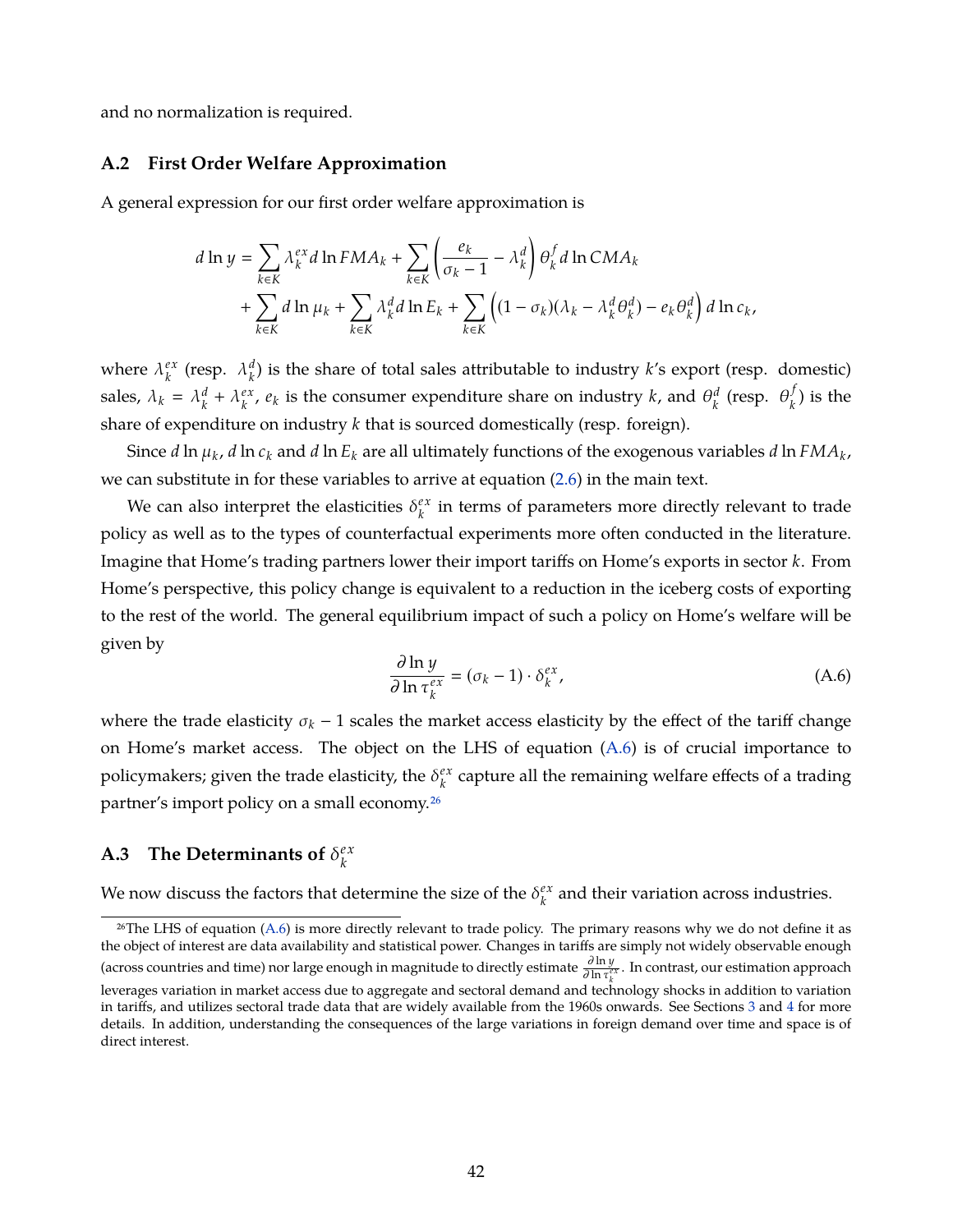and no normalization is required.

### A.2 First Order Welfare Approximation

A general expression for our first order welfare approximation is

$$
\begin{aligned}
d \ln y = & \sum_{k \in K} \lambda_k^{ex} d \ln FMA_k + \sum_{k \in K} \left( \frac{e_k}{\sigma_k - 1} - \lambda_k^d \right) \theta_k^f d \ln CMA_k \\
& + \sum_{k \in K} d \ln \mu_k + \sum_{k \in K} \lambda_k^d d \ln E_k + \sum_{k \in K} \left( (1 - \sigma_k)(\lambda_k - \lambda_k^d \theta_k^d) - e_k \theta_k^d \right) d \ln c_k,
\end{aligned}
$$

where $\lambda_k^{ex}$ (resp. $\lambda_k^d$) is the share of total sales attributable to industry $k$'s export (resp. domestic) sales, $\lambda_k = \lambda_k^d + \lambda_k^{ex}$, $e_k$ is the consumer expenditure share on industry $k$, and $\theta_k^d$ (resp. $\theta_k^f$) is the share of expenditure on industry $k$ that is sourced domestically (resp. foreign).

Since $d \ln \mu_k$, $d \ln c_k$ and $d \ln E_k$ are all ultimately functions of the exogenous variables $d \ln FMA_k$, we can substitute in for these variables to arrive at equation (2.6) in the main text.

We can also interpret the elasticities $\delta_k^{ex}$ in terms of parameters more directly relevant to trade policy as well as to the types of counterfactual experiments more often conducted in the literature. Imagine that Home's trading partners lower their import tariffs on Home's exports in sector $k$. From Home's perspective, this policy change is equivalent to a reduction in the iceberg costs of exporting to the rest of the world. The general equilibrium impact of such a policy on Home's welfare will be given by

$$
\frac{\partial \ln y}{\partial \ln \tau_k^{ex}} = (\sigma_k - 1) \cdot \delta_k^{ex}, \tag{A.6}
$$

where the trade elasticity $\sigma_k - 1$ scales the market access elasticity by the effect of the tariff change on Home's market access. The object on the LHS of equation (A.6) is of crucial importance to policymakers; given the trade elasticity, the $\delta_k^{ex}$ capture all the remaining welfare effects of a trading partner's import policy on a small economy.[26]

### A.3 The Determinants of $\delta_k^{ex}$

We now discuss the factors that determine the size of the $\delta_k^{ex}$ and their variation across industries.

[26] The LHS of equation (A.6) is more directly relevant to trade policy. The primary reasons why we do not define it as the object of interest are data availability and statistical power. Changes in tariffs are simply not widely observable enough (across countries and time) nor large enough in magnitude to directly estimate $\frac{\partial \ln y}{\partial \ln \tau_k^{ex}}$. In contrast, our estimation approach leverages variation in market access due to aggregate and sectoral demand and technology shocks in addition to variation in tariffs, and utilizes sectoral trade data that are widely available from the 1960s onwards. See Sections 3 and 4 for more details. In addition, understanding the consequences of the large variations in foreign demand over time and space is of direct interest.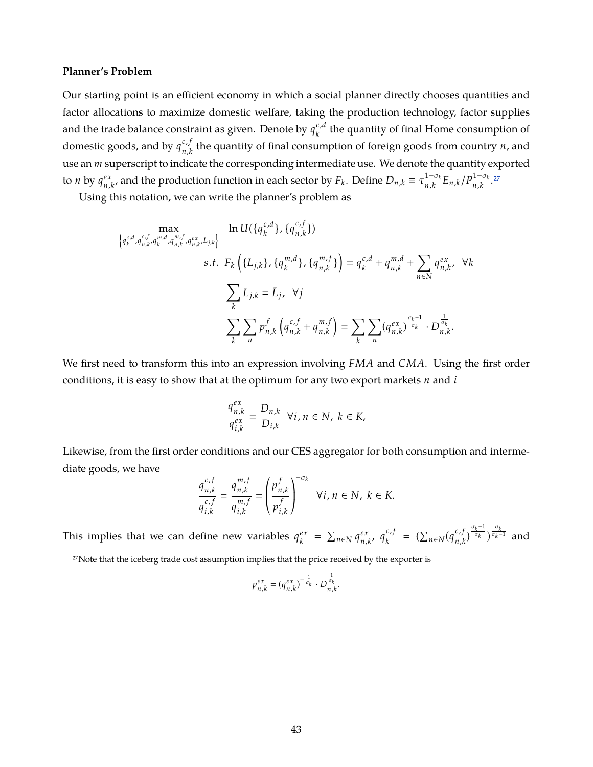**Planner's Problem**

Our starting point is an efficient economy in which a social planner directly chooses quantities and factor allocations to maximize domestic welfare, taking the production technology, factor supplies and the trade balance constraint as given. Denote by $q_k^{c,d}$ the quantity of final Home consumption of domestic goods, and by $q_{n,k}^{c,f}$ the quantity of final consumption of foreign goods from country $n$, and use an $m$ superscript to indicate the corresponding intermediate use. We denote the quantity exported to $n$ by $q_{n,k}^{ex}$, and the production function in each sector by $F_k$. Define $D_{n,k} \equiv \tau_{n,k}^{1-\sigma_k} E_{n,k} / P_{n,k}^{1-\sigma_k}$.[27]

Using this notation, we can write the planner's problem as

$$\max_{\left\{q_k^{c,d}, q_{n,k}^{c,f}, q_k^{m,d}, q_{n,k}^{m,f}, q_{n,k}^{ex}, L_{j,k}\right\}} \quad \ln U(\{q_k^{c,d}\}, \{q_{n,k}^{c,f}\})$$

$$s.t. \;\; F_k\left(\{L_{j,k}\}, \{q_k^{m,d}\}, \{q_{n,k}^{m,f}\}\right) = q_k^{c,d} + q_{n,k}^{m,d} + \sum_{n \in N} q_{n,k}^{ex}, \;\; \forall k$$

$$\sum_k L_{j,k} = \bar{L}_j, \;\; \forall j$$

$$\sum_k \sum_n p_{n,k}^f \left(q_{n,k}^{c,f} + q_{n,k}^{m,f}\right) = \sum_k \sum_n (q_{n,k}^{ex})^{\frac{\sigma_k - 1}{\sigma_k}} \cdot D_{n,k}^{\frac{1}{\sigma_k}}.$$

We first need to transform this into an expression involving $FMA$ and $CMA$. Using the first order conditions, it is easy to show that at the optimum for any two export markets $n$ and $i$

$$\frac{q_{n,k}^{ex}}{q_{i,k}^{ex}} = \frac{D_{n,k}}{D_{i,k}} \;\; \forall i, n \in N, \; k \in K,$$

Likewise, from the first order conditions and our CES aggregator for both consumption and intermediate goods, we have

$$\frac{q_{n,k}^{c,f}}{q_{i,k}^{c,f}} = \frac{q_{n,k}^{m,f}}{q_{i,k}^{m,f}} = \left(\frac{p_{n,k}^f}{p_{i,k}^f}\right)^{-\sigma_k} \;\; \forall i, n \in N, \; k \in K.$$

This implies that we can define new variables $q_k^{ex} = \sum_{n \in N} q_{n,k}^{ex}$, $q_k^{c,f} = (\sum_{n \in N} (q_{n,k}^{c,f})^{\frac{\sigma_k - 1}{\sigma_k}})^{\frac{\sigma_k}{\sigma_k - 1}}$ and

[27] Note that the iceberg trade cost assumption implies that the price received by the exporter is

$$p_{n,k}^{ex} = (q_{n,k}^{ex})^{-\frac{1}{\sigma_k}} \cdot D_{n,k}^{\frac{1}{\sigma_k}}.$$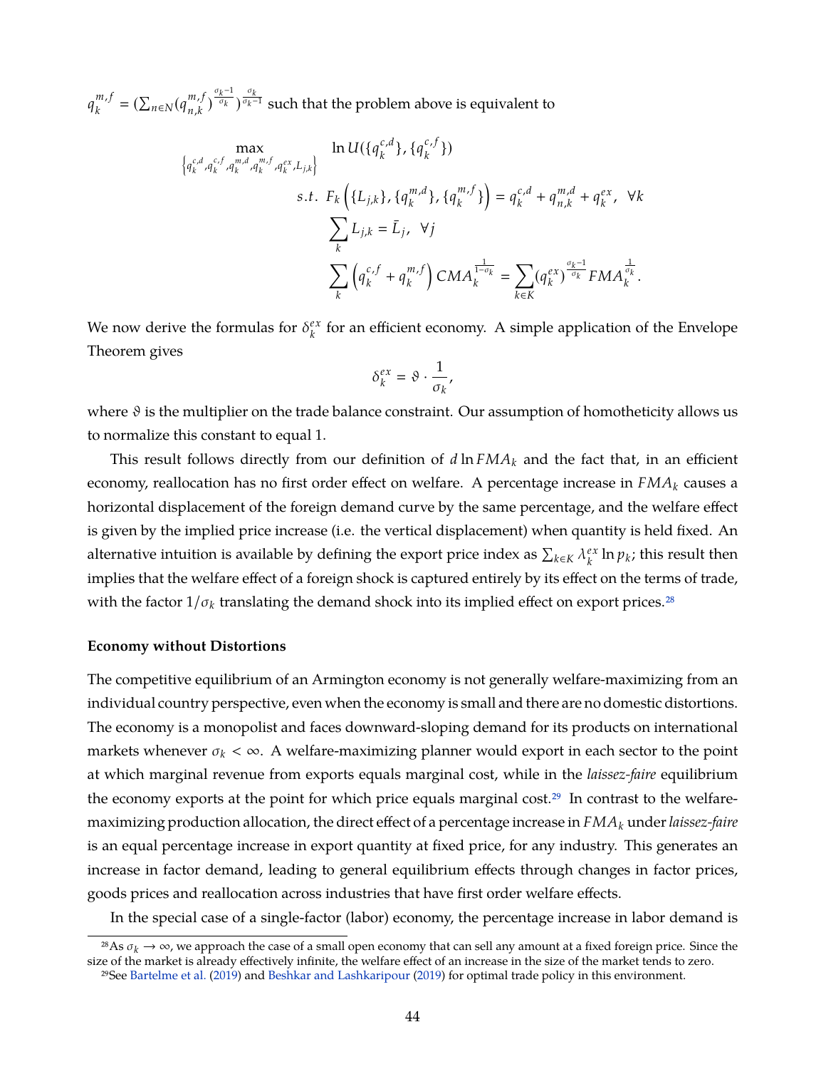$q_k^{m,f} = (\sum_{n\in N}(q_{n,k}^{m,f})^{\frac{\sigma_k-1}{\sigma_k}})^{\frac{\sigma_k}{\sigma_k-1}}$ such that the problem above is equivalent to

$$
\begin{aligned}
\max_{\left\{q_k^{c,d}, q_k^{c,f}, q_k^{m,d}, q_k^{m,f}, q_k^{ex}, L_{j,k}\right\}} \quad & \ln U(\{q_k^{c,d}\}, \{q_k^{c,f}\}) \\
s.t. \; & F_k\left(\{L_{j,k}\}, \{q_k^{m,d}\}, \{q_k^{m,f}\}\right) = q_k^{c,d} + q_{n,k}^{m,d} + q_k^{ex}, \;\; \forall k \\
& \sum_k L_{j,k} = \bar{L}_j, \;\; \forall j \\
& \sum_k \left(q_k^{c,f} + q_k^{m,f}\right) CMA_k^{\frac{1}{1-\sigma_k}} = \sum_{k\in K} (q_k^{ex})^{\frac{\sigma_k-1}{\sigma_k}} FMA_k^{\frac{1}{\sigma_k}}.
\end{aligned}
$$

We now derive the formulas for $\delta_k^{ex}$ for an efficient economy. A simple application of the Envelope Theorem gives

$$
\delta_k^{ex} = \vartheta \cdot \frac{1}{\sigma_k},
$$

where $\vartheta$ is the multiplier on the trade balance constraint. Our assumption of homotheticity allows us to normalize this constant to equal 1.

This result follows directly from our definition of $d\ln FMA_k$ and the fact that, in an efficient economy, reallocation has no first order effect on welfare. A percentage increase in $FMA_k$ causes a horizontal displacement of the foreign demand curve by the same percentage, and the welfare effect is given by the implied price increase (i.e. the vertical displacement) when quantity is held fixed. An alternative intuition is available by defining the export price index as $\sum_{k\in K}\lambda_k^{ex}\ln p_k$; this result then implies that the welfare effect of a foreign shock is captured entirely by its effect on the terms of trade, with the factor $1/\sigma_k$ translating the demand shock into its implied effect on export prices.[28]

#### Economy without Distortions

The competitive equilibrium of an Armington economy is not generally welfare-maximizing from an individual country perspective, even when the economy is small and there are no domestic distortions. The economy is a monopolist and faces downward-sloping demand for its products on international markets whenever $\sigma_k < \infty$. A welfare-maximizing planner would export in each sector to the point at which marginal revenue from exports equals marginal cost, while in the *laissez-faire* equilibrium the economy exports at the point for which price equals marginal cost.[29] In contrast to the welfare-maximizing production allocation, the direct effect of a percentage increase in $FMA_k$ under *laissez-faire* is an equal percentage increase in export quantity at fixed price, for any industry. This generates an increase in factor demand, leading to general equilibrium effects through changes in factor prices, goods prices and reallocation across industries that have first order welfare effects.

In the special case of a single-factor (labor) economy, the percentage increase in labor demand is

[28] As $\sigma_k \to \infty$, we approach the case of a small open economy that can sell any amount at a fixed foreign price. Since the size of the market is already effectively infinite, the welfare effect of an increase in the size of the market tends to zero.

[29] See Bartelme et al. (2019) and Beshkar and Lashkaripour (2019) for optimal trade policy in this environment.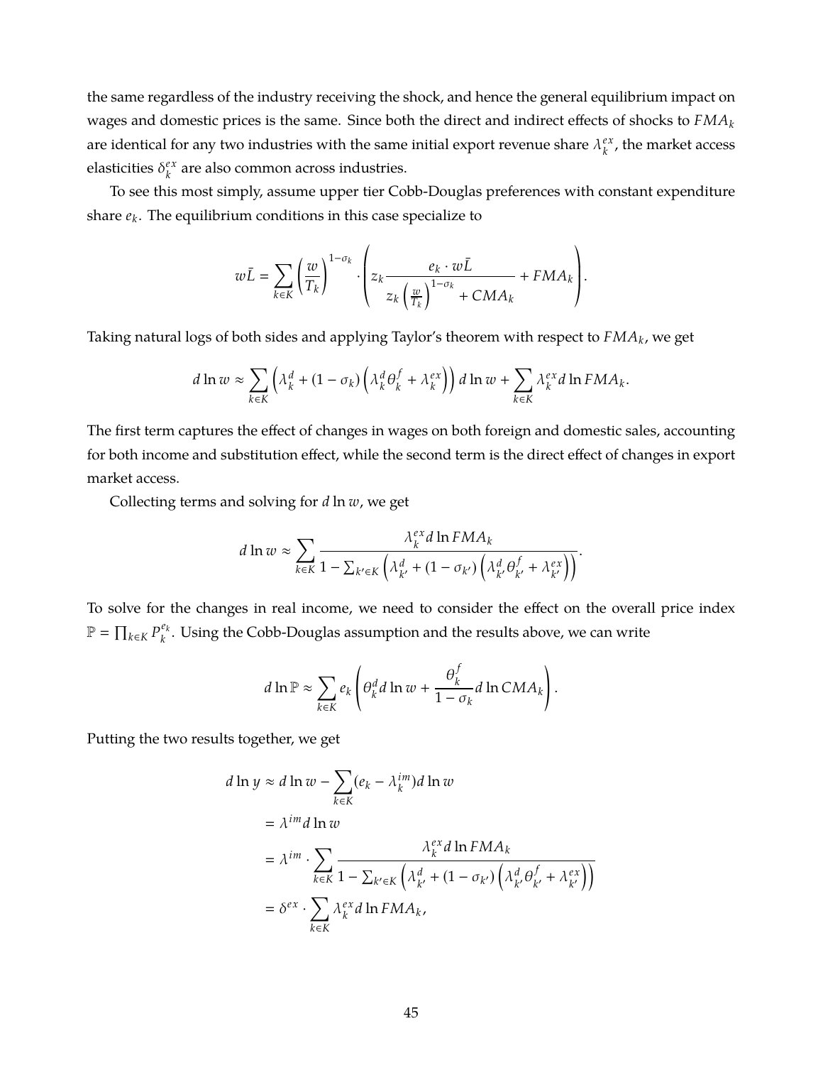the same regardless of the industry receiving the shock, and hence the general equilibrium impact on wages and domestic prices is the same. Since both the direct and indirect effects of shocks to $FMA_k$ are identical for any two industries with the same initial export revenue share $\lambda_k^{ex}$, the market access elasticities $\delta_k^{ex}$ are also common across industries.

To see this most simply, assume upper tier Cobb-Douglas preferences with constant expenditure share $e_k$. The equilibrium conditions in this case specialize to

$$w\bar{L} = \sum_{k \in K} \left(\frac{w}{T_k}\right)^{1-\sigma_k} \cdot \left( z_k \frac{e_k \cdot w\bar{L}}{z_k \left(\frac{w}{T_k}\right)^{1-\sigma_k} + CMA_k} + FMA_k \right).$$

Taking natural logs of both sides and applying Taylor's theorem with respect to $FMA_k$, we get

$$d\ln w \approx \sum_{k \in K} \left( \lambda_k^d + (1-\sigma_k)\left(\lambda_k^d \theta_k^f + \lambda_k^{ex}\right) \right) d\ln w + \sum_{k \in K} \lambda_k^{ex} d\ln FMA_k.$$

The first term captures the effect of changes in wages on both foreign and domestic sales, accounting for both income and substitution effect, while the second term is the direct effect of changes in export market access.

Collecting terms and solving for $d\ln w$, we get

$$d\ln w \approx \sum_{k \in K} \frac{\lambda_k^{ex} d\ln FMA_k}{1 - \sum_{k' \in K} \left( \lambda_{k'}^d + (1-\sigma_{k'})\left(\lambda_{k'}^d \theta_{k'}^f + \lambda_{k'}^{ex}\right) \right)}.$$

To solve for the changes in real income, we need to consider the effect on the overall price index $\mathbb{P} = \prod_{k \in K} P_k^{e_k}$. Using the Cobb-Douglas assumption and the results above, we can write

$$d\ln \mathbb{P} \approx \sum_{k \in K} e_k \left( \theta_k^d d\ln w + \frac{\theta_k^f}{1-\sigma_k} d\ln CMA_k \right).$$

Putting the two results together, we get

$$\begin{aligned}
d\ln y &\approx d\ln w - \sum_{k \in K} (e_k - \lambda_k^{im}) d\ln w \\
&= \lambda^{im} d\ln w \\
&= \lambda^{im} \cdot \sum_{k \in K} \frac{\lambda_k^{ex} d\ln FMA_k}{1 - \sum_{k' \in K} \left( \lambda_{k'}^d + (1-\sigma_{k'})\left(\lambda_{k'}^d \theta_{k'}^f + \lambda_{k'}^{ex}\right) \right)} \\
&= \delta^{ex} \cdot \sum_{k \in K} \lambda_k^{ex} d\ln FMA_k,
\end{aligned}$$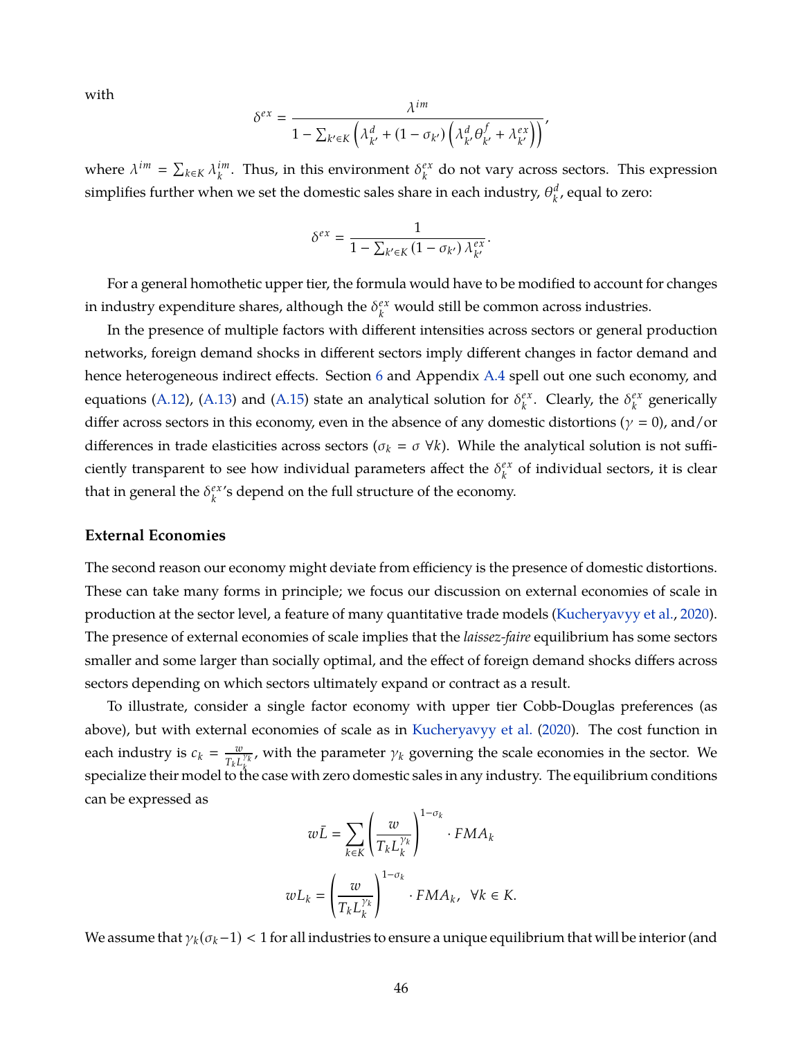with

$$\delta^{ex} = \frac{\lambda^{im}}{1 - \sum_{k' \in K} \left( \lambda^{d}_{k'} + (1 - \sigma_{k'}) \left( \lambda^{d}_{k'} \theta^{f}_{k'} + \lambda^{ex}_{k'} \right) \right)},$$

where $\lambda^{im} = \sum_{k \in K} \lambda^{im}_{k}$. Thus, in this environment $\delta^{ex}_{k}$ do not vary across sectors. This expression simplifies further when we set the domestic sales share in each industry, $\theta^{d}_{k}$, equal to zero:

$$\delta^{ex} = \frac{1}{1 - \sum_{k' \in K} (1 - \sigma_{k'}) \lambda^{ex}_{k'}}.$$

For a general homothetic upper tier, the formula would have to be modified to account for changes in industry expenditure shares, although the $\delta^{ex}_{k}$ would still be common across industries.

In the presence of multiple factors with different intensities across sectors or general production networks, foreign demand shocks in different sectors imply different changes in factor demand and hence heterogeneous indirect effects. Section 6 and Appendix A.4 spell out one such economy, and equations (A.12), (A.13) and (A.15) state an analytical solution for $\delta^{ex}_{k}$. Clearly, the $\delta^{ex}_{k}$ generically differ across sectors in this economy, even in the absence of any domestic distortions ($\gamma = 0$), and/or differences in trade elasticities across sectors ($\sigma_k = \sigma \ \forall k$). While the analytical solution is not sufficiently transparent to see how individual parameters affect the $\delta^{ex}_{k}$ of individual sectors, it is clear that in general the $\delta^{ex}_{k}$'s depend on the full structure of the economy.

### External Economies

The second reason our economy might deviate from efficiency is the presence of domestic distortions. These can take many forms in principle; we focus our discussion on external economies of scale in production at the sector level, a feature of many quantitative trade models (Kucheryavyy et al., 2020). The presence of external economies of scale implies that the *laissez-faire* equilibrium has some sectors smaller and some larger than socially optimal, and the effect of foreign demand shocks differs across sectors depending on which sectors ultimately expand or contract as a result.

To illustrate, consider a single factor economy with upper tier Cobb-Douglas preferences (as above), but with external economies of scale as in Kucheryavyy et al. (2020). The cost function in each industry is $c_k = \frac{w}{T_k L_k^{\gamma_k}}$, with the parameter $\gamma_k$ governing the scale economies in the sector. We specialize their model to the case with zero domestic sales in any industry. The equilibrium conditions can be expressed as

$$w\bar{L} = \sum_{k \in K} \left( \frac{w}{T_k L_k^{\gamma_k}} \right)^{1-\sigma_k} \cdot FMA_k$$

$$wL_k = \left( \frac{w}{T_k L_k^{\gamma_k}} \right)^{1-\sigma_k} \cdot FMA_k, \quad \forall k \in K.$$

We assume that $\gamma_k(\sigma_k - 1) < 1$ for all industries to ensure a unique equilibrium that will be interior (and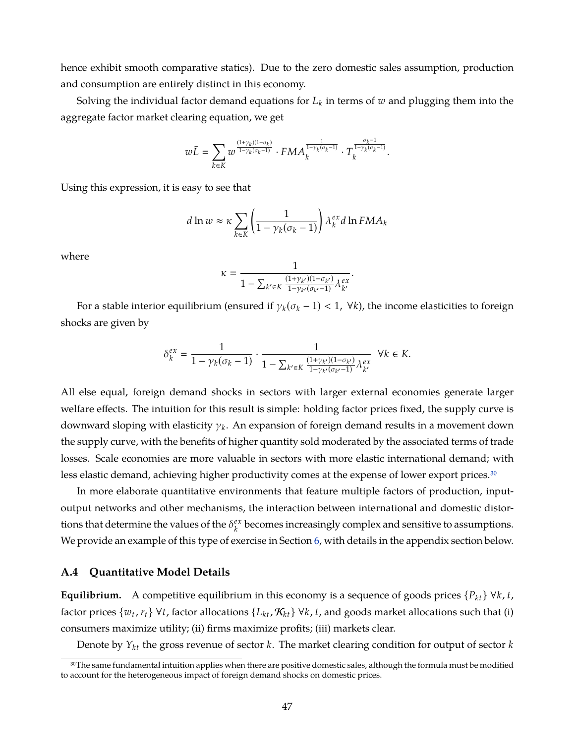hence exhibit smooth comparative statics). Due to the zero domestic sales assumption, production and consumption are entirely distinct in this economy.

Solving the individual factor demand equations for $L_k$ in terms of $w$ and plugging them into the aggregate factor market clearing equation, we get

$$w\bar{L} = \sum_{k \in K} w^{\frac{(1+\gamma_k)(1-\sigma_k)}{1-\gamma_k(\sigma_k-1)}} \cdot FMA_k^{\frac{1}{1-\gamma_k(\sigma_k-1)}} \cdot T_k^{\frac{\sigma_k-1}{1-\gamma_k(\sigma_k-1)}}.$$

Using this expression, it is easy to see that

$$d\ln w \approx \kappa \sum_{k \in K} \left( \frac{1}{1-\gamma_k(\sigma_k-1)} \right) \lambda_k^{ex} d\ln FMA_k$$

where

$$\kappa = \frac{1}{1 - \sum_{k' \in K} \frac{(1+\gamma_{k'})(1-\sigma_{k'})}{1-\gamma_{k'}(\sigma_{k'}-1)} \lambda_{k'}^{ex}}.$$

For a stable interior equilibrium (ensured if $\gamma_k(\sigma_k - 1) < 1, \ \forall k$), the income elasticities to foreign shocks are given by

$$\delta_k^{ex} = \frac{1}{1-\gamma_k(\sigma_k-1)} \cdot \frac{1}{1 - \sum_{k' \in K} \frac{(1+\gamma_{k'})(1-\sigma_{k'})}{1-\gamma_{k'}(\sigma_{k'}-1)} \lambda_{k'}^{ex}} \quad \forall k \in K.$$

All else equal, foreign demand shocks in sectors with larger external economies generate larger welfare effects. The intuition for this result is simple: holding factor prices fixed, the supply curve is downward sloping with elasticity $\gamma_k$. An expansion of foreign demand results in a movement down the supply curve, with the benefits of higher quantity sold moderated by the associated terms of trade losses. Scale economies are more valuable in sectors with more elastic international demand; with less elastic demand, achieving higher productivity comes at the expense of lower export prices.[30]

In more elaborate quantitative environments that feature multiple factors of production, input-output networks and other mechanisms, the interaction between international and domestic distortions that determine the values of the $\delta_k^{ex}$ becomes increasingly complex and sensitive to assumptions. We provide an example of this type of exercise in Section 6, with details in the appendix section below.

### A.4 Quantitative Model Details

**Equilibrium.** A competitive equilibrium in this economy is a sequence of goods prices $\{P_{kt}\}$ $\forall k, t$, factor prices $\{w_t, r_t\}$ $\forall t$, factor allocations $\{L_{kt}, \mathcal{K}_{kt}\}$ $\forall k, t$, and goods market allocations such that (i) consumers maximize utility; (ii) firms maximize profits; (iii) markets clear.

Denote by $Y_{kt}$ the gross revenue of sector $k$. The market clearing condition for output of sector $k$

[30] The same fundamental intuition applies when there are positive domestic sales, although the formula must be modified to account for the heterogeneous impact of foreign demand shocks on domestic prices.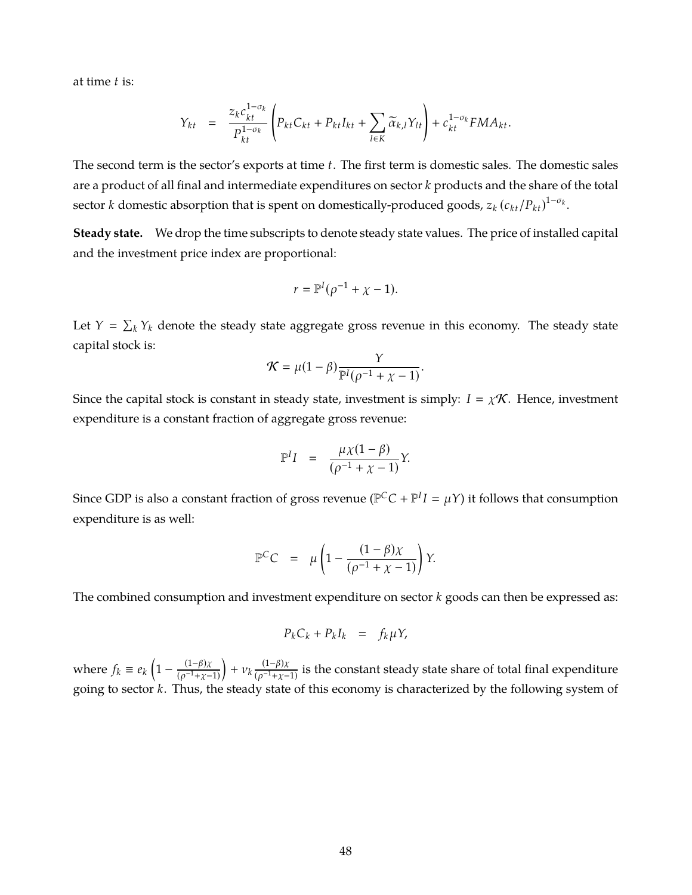at time $t$ is:

$$Y_{kt} = \frac{z_k c_{kt}^{1-\sigma_k}}{P_{kt}^{1-\sigma_k}} \left( P_{kt} C_{kt} + P_{kt} I_{kt} + \sum_{l \in K} \widetilde{\alpha}_{k,l} Y_{lt} \right) + c_{kt}^{1-\sigma_k} FMA_{kt}.$$

The second term is the sector's exports at time $t$. The first term is domestic sales. The domestic sales are a product of all final and intermediate expenditures on sector $k$ products and the share of the total sector $k$ domestic absorption that is spent on domestically-produced goods, $z_k \left(c_{kt}/P_{kt}\right)^{1-\sigma_k}$.

**Steady state.** We drop the time subscripts to denote steady state values. The price of installed capital and the investment price index are proportional:

$$r = \mathbb{P}^I(\rho^{-1} + \chi - 1).$$

Let $Y = \sum_k Y_k$ denote the steady state aggregate gross revenue in this economy. The steady state capital stock is:

$$\mathcal{K} = \mu(1-\beta)\frac{Y}{\mathbb{P}^I(\rho^{-1} + \chi - 1)}.$$

Since the capital stock is constant in steady state, investment is simply: $I = \chi\mathcal{K}$. Hence, investment expenditure is a constant fraction of aggregate gross revenue:

$$\mathbb{P}^I I = \frac{\mu\chi(1-\beta)}{(\rho^{-1} + \chi - 1)} Y.$$

Since GDP is also a constant fraction of gross revenue ($\mathbb{P}^C C + \mathbb{P}^I I = \mu Y$) it follows that consumption expenditure is as well:

$$\mathbb{P}^C C = \mu \left( 1 - \frac{(1-\beta)\chi}{(\rho^{-1} + \chi - 1)} \right) Y.$$

The combined consumption and investment expenditure on sector $k$ goods can then be expressed as:

$$P_k C_k + P_k I_k = f_k \mu Y,$$

where $f_k \equiv e_k \left( 1 - \frac{(1-\beta)\chi}{(\rho^{-1}+\chi-1)} \right) + \nu_k \frac{(1-\beta)\chi}{(\rho^{-1}+\chi-1)}$ is the constant steady state share of total final expenditure going to sector $k$. Thus, the steady state of this economy is characterized by the following system of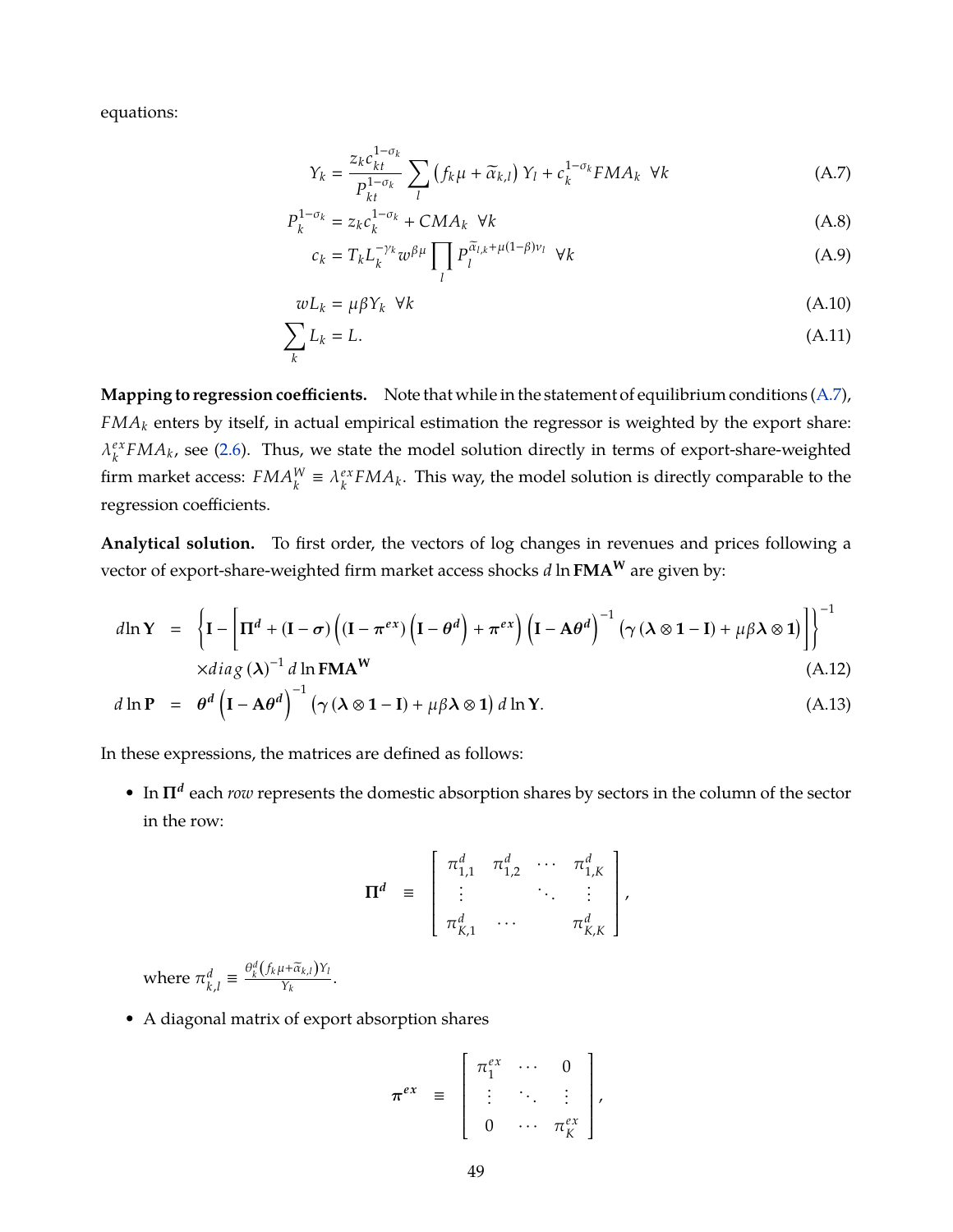equations:

$$Y_k = \frac{z_k c_{kt}^{1-\sigma_k}}{P_{kt}^{1-\sigma_k}} \sum_l \left(f_k \mu + \widetilde{\alpha}_{k,l}\right) Y_l + c_k^{1-\sigma_k} FMA_k \;\; \forall k \tag{A.7}$$

$$P_k^{1-\sigma_k} = z_k c_k^{1-\sigma_k} + CMA_k \;\; \forall k \tag{A.8}$$

$$c_k = T_k L_k^{-\gamma_k} w^{\beta\mu} \prod_l P_l^{\widetilde{\alpha}_{l,k}+\mu(1-\beta)\nu_l} \;\; \forall k \tag{A.9}$$

$$w L_k = \mu\beta Y_k \;\; \forall k \tag{A.10}$$

$$\sum_k L_k = L. \tag{A.11}$$

**Mapping to regression coefficients.** Note that while in the statement of equilibrium conditions (A.7), $FMA_k$ enters by itself, in actual empirical estimation the regressor is weighted by the export share: $\lambda_k^{ex} FMA_k$, see (2.6). Thus, we state the model solution directly in terms of export-share-weighted firm market access: $FMA_k^W \equiv \lambda_k^{ex} FMA_k$. This way, the model solution is directly comparable to the regression coefficients.

**Analytical solution.** To first order, the vectors of log changes in revenues and prices following a vector of export-share-weighted firm market access shocks $d\ln \mathbf{FMA^W}$ are given by:

$$\begin{aligned} d\ln \mathbf{Y} &= \left\{ \mathbf{I} - \left[ \mathbf{\Pi}^d + (\mathbf{I} - \boldsymbol{\sigma}) \left( (\mathbf{I} - \boldsymbol{\pi}^{ex}) \left( \mathbf{I} - \boldsymbol{\theta}^d \right) + \boldsymbol{\pi}^{ex} \right) \left( \mathbf{I} - \mathbf{A}\boldsymbol{\theta}^d \right)^{-1} \left( \boldsymbol{\gamma} \left( \boldsymbol{\lambda} \otimes \mathbf{1} - \mathbf{I} \right) + \mu\beta \boldsymbol{\lambda} \otimes \mathbf{1} \right) \right] \right\}^{-1} \\ &\quad \times diag\,(\boldsymbol{\lambda})^{-1}\, d\ln \mathbf{FMA^W} \end{aligned} \tag{A.12}$$

$$d\ln \mathbf{P} = \boldsymbol{\theta}^d \left( \mathbf{I} - \mathbf{A}\boldsymbol{\theta}^d \right)^{-1} \left( \boldsymbol{\gamma} \left( \boldsymbol{\lambda} \otimes \mathbf{1} - \mathbf{I} \right) + \mu\beta \boldsymbol{\lambda} \otimes \mathbf{1} \right) d\ln \mathbf{Y}. \tag{A.13}$$

In these expressions, the matrices are defined as follows:

- In $\mathbf{\Pi}^d$ each *row* represents the domestic absorption shares by sectors in the column of the sector in the row:

$$\mathbf{\Pi}^d \equiv \begin{bmatrix} \pi_{1,1}^d & \pi_{1,2}^d & \cdots & \pi_{1,K}^d \\ \vdots & & \ddots & \vdots \\ \pi_{K,1}^d & \cdots & & \pi_{K,K}^d \end{bmatrix},$$

  where $\pi_{k,l}^d \equiv \frac{\theta_k^d \left(f_k \mu + \widetilde{\alpha}_{k,l}\right) Y_l}{Y_k}$.

- A diagonal matrix of export absorption shares

$$\boldsymbol{\pi}^{ex} \equiv \begin{bmatrix} \pi_1^{ex} & \cdots & 0 \\ \vdots & \ddots & \vdots \\ 0 & \cdots & \pi_K^{ex} \end{bmatrix},$$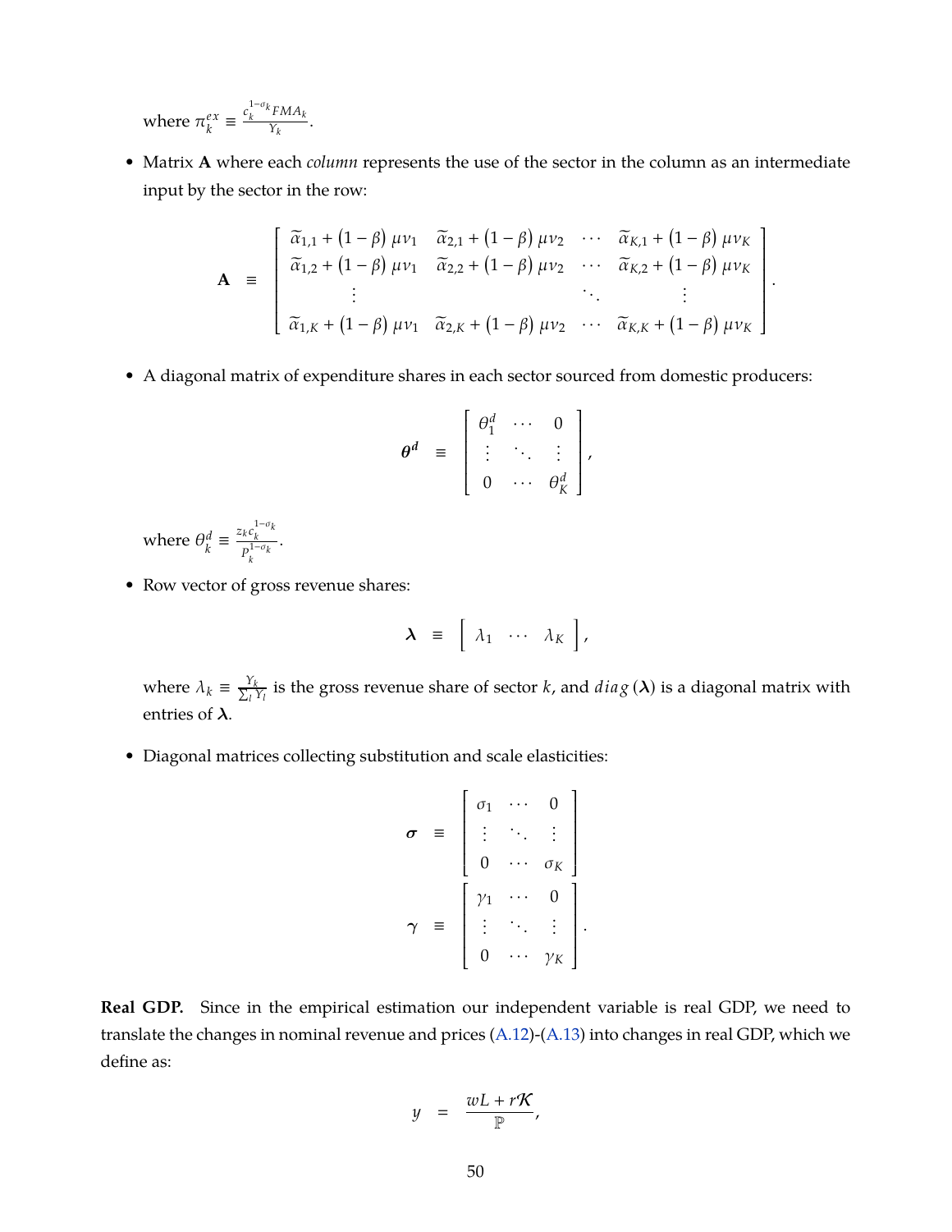where $\pi_k^{ex} \equiv \frac{c_k^{1-\sigma_k} FMA_k}{Y_k}$.

- Matrix $\mathbf{A}$ where each *column* represents the use of the sector in the column as an intermediate input by the sector in the row:

$$
\mathbf{A} \equiv \begin{bmatrix} \widetilde{\alpha}_{1,1} + (1-\beta)\,\mu\nu_1 & \widetilde{\alpha}_{2,1} + (1-\beta)\,\mu\nu_2 & \cdots & \widetilde{\alpha}_{K,1} + (1-\beta)\,\mu\nu_K \\ \widetilde{\alpha}_{1,2} + (1-\beta)\,\mu\nu_1 & \widetilde{\alpha}_{2,2} + (1-\beta)\,\mu\nu_2 & \cdots & \widetilde{\alpha}_{K,2} + (1-\beta)\,\mu\nu_K \\ \vdots & & \ddots & \vdots \\ \widetilde{\alpha}_{1,K} + (1-\beta)\,\mu\nu_1 & \widetilde{\alpha}_{2,K} + (1-\beta)\,\mu\nu_2 & \cdots & \widetilde{\alpha}_{K,K} + (1-\beta)\,\mu\nu_K \end{bmatrix}.
$$

- A diagonal matrix of expenditure shares in each sector sourced from domestic producers:

$$
\boldsymbol{\theta}^{\boldsymbol{d}} \equiv \begin{bmatrix} \theta_1^d & \cdots & 0 \\ \vdots & \ddots & \vdots \\ 0 & \cdots & \theta_K^d \end{bmatrix},
$$

where $\theta_k^d \equiv \frac{z_k c_k^{1-\sigma_k}}{P_k^{1-\sigma_k}}$.

- Row vector of gross revenue shares:

$$
\boldsymbol{\lambda} \equiv \begin{bmatrix} \lambda_1 & \cdots & \lambda_K \end{bmatrix},
$$

where $\lambda_k \equiv \frac{Y_k}{\sum_l Y_l}$ is the gross revenue share of sector $k$, and $diag\,(\boldsymbol{\lambda})$ is a diagonal matrix with entries of $\boldsymbol{\lambda}$.

- Diagonal matrices collecting substitution and scale elasticities:

$$
\boldsymbol{\sigma} \equiv \begin{bmatrix} \sigma_1 & \cdots & 0 \\ \vdots & \ddots & \vdots \\ 0 & \cdots & \sigma_K \end{bmatrix}
$$

$$
\boldsymbol{\gamma} \equiv \begin{bmatrix} \gamma_1 & \cdots & 0 \\ \vdots & \ddots & \vdots \\ 0 & \cdots & \gamma_K \end{bmatrix}.
$$

**Real GDP.** Since in the empirical estimation our independent variable is real GDP, we need to translate the changes in nominal revenue and prices (A.12)-(A.13) into changes in real GDP, which we define as:

$$
y = \frac{wL + r\mathcal{K}}{\mathbb{P}},
$$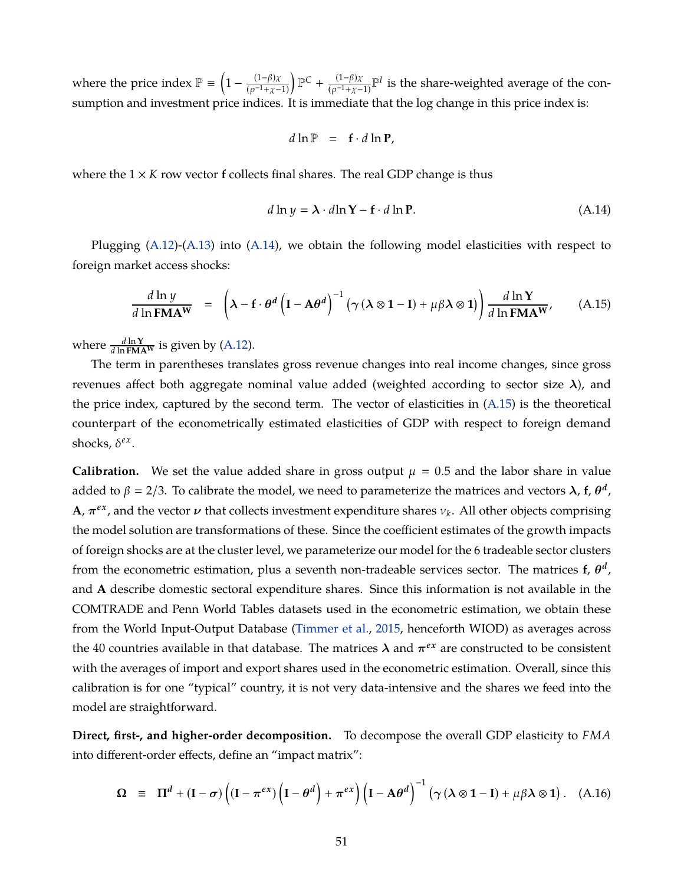where the price index $\mathbb{P} \equiv \left(1 - \frac{(1-\beta)\chi}{(\rho^{-1}+\chi-1)}\right)\mathbb{P}^C + \frac{(1-\beta)\chi}{(\rho^{-1}+\chi-1)}\mathbb{P}^I$ is the share-weighted average of the consumption and investment price indices. It is immediate that the log change in this price index is:

$$d \ln \mathbb{P} \quad = \quad \mathbf{f} \cdot d \ln \mathbf{P},$$

where the $1 \times K$ row vector $\mathbf{f}$ collects final shares. The real GDP change is thus

$$d \ln y = \boldsymbol{\lambda} \cdot d\ln \mathbf{Y} - \mathbf{f} \cdot d \ln \mathbf{P}. \tag{A.14}$$

Plugging (A.12)-(A.13) into (A.14), we obtain the following model elasticities with respect to foreign market access shocks:

$$\frac{d \ln y}{d \ln \mathbf{FMA^W}} \quad = \quad \left(\boldsymbol{\lambda} - \mathbf{f} \cdot \boldsymbol{\theta^d} \left(\mathbf{I} - \mathbf{A}\boldsymbol{\theta^d}\right)^{-1} \left(\gamma \left(\boldsymbol{\lambda} \otimes \mathbf{1} - \mathbf{I}\right) + \mu\beta\boldsymbol{\lambda} \otimes \mathbf{1}\right)\right) \frac{d \ln \mathbf{Y}}{d \ln \mathbf{FMA^W}}, \tag{A.15}$$

where $\frac{d \ln \mathbf{Y}}{d \ln \mathbf{FMA^W}}$ is given by (A.12).

The term in parentheses translates gross revenue changes into real income changes, since gross revenues affect both aggregate nominal value added (weighted according to sector size $\boldsymbol{\lambda}$), and the price index, captured by the second term. The vector of elasticities in (A.15) is the theoretical counterpart of the econometrically estimated elasticities of GDP with respect to foreign demand shocks, $\delta^{ex}$.

**Calibration.** We set the value added share in gross output $\mu = 0.5$ and the labor share in value added to $\beta = 2/3$. To calibrate the model, we need to parameterize the matrices and vectors $\boldsymbol{\lambda}$, $\mathbf{f}$, $\boldsymbol{\theta^d}$, $\mathbf{A}$, $\boldsymbol{\pi^{ex}}$, and the vector $\boldsymbol{\nu}$ that collects investment expenditure shares $\nu_k$. All other objects comprising the model solution are transformations of these. Since the coefficient estimates of the growth impacts of foreign shocks are at the cluster level, we parameterize our model for the 6 tradeable sector clusters from the econometric estimation, plus a seventh non-tradeable services sector. The matrices $\mathbf{f}$, $\boldsymbol{\theta^d}$, and $\mathbf{A}$ describe domestic sectoral expenditure shares. Since this information is not available in the COMTRADE and Penn World Tables datasets used in the econometric estimation, we obtain these from the World Input-Output Database (Timmer et al., 2015, henceforth WIOD) as averages across the 40 countries available in that database. The matrices $\boldsymbol{\lambda}$ and $\boldsymbol{\pi^{ex}}$ are constructed to be consistent with the averages of import and export shares used in the econometric estimation. Overall, since this calibration is for one "typical" country, it is not very data-intensive and the shares we feed into the model are straightforward.

**Direct, first-, and higher-order decomposition.** To decompose the overall GDP elasticity to $FMA$ into different-order effects, define an "impact matrix":

$$\boldsymbol{\Omega} \quad \equiv \quad \boldsymbol{\Pi^d} + (\mathbf{I} - \boldsymbol{\sigma})\left((\mathbf{I} - \boldsymbol{\pi^{ex}})\left(\mathbf{I} - \boldsymbol{\theta^d}\right) + \boldsymbol{\pi^{ex}}\right)\left(\mathbf{I} - \mathbf{A}\boldsymbol{\theta^d}\right)^{-1}\left(\gamma\left(\boldsymbol{\lambda} \otimes \mathbf{1} - \mathbf{I}\right) + \mu\beta\boldsymbol{\lambda} \otimes \mathbf{1}\right). \tag{A.16}$$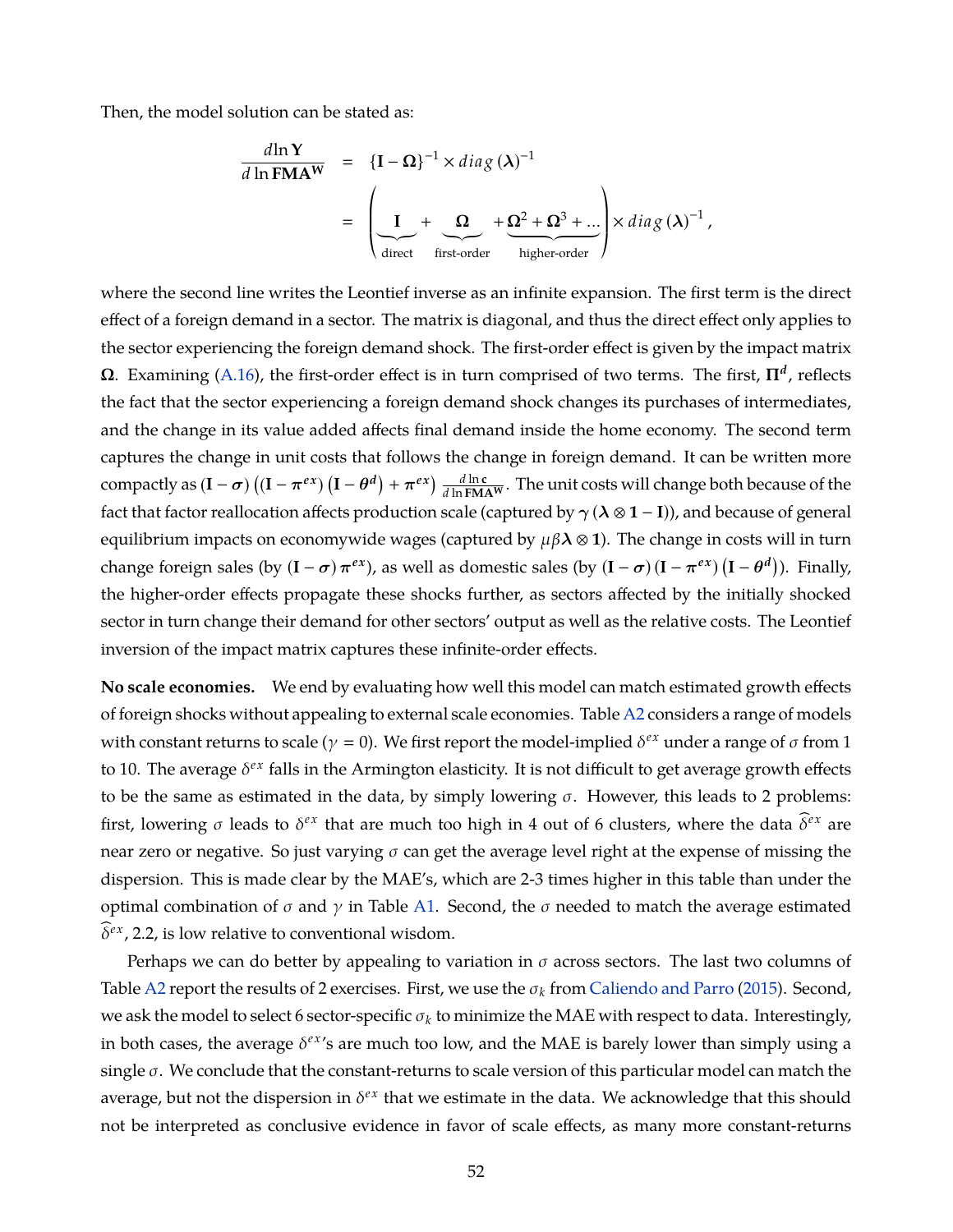Then, the model solution can be stated as:

$$
\begin{aligned}
\frac{d \ln \mathbf{Y}}{d \ln \mathbf{FMA^W}} &= \{\mathbf{I} - \mathbf{\Omega}\}^{-1} \times diag\left(\boldsymbol{\lambda}\right)^{-1} \\
&= \left( \underbrace{\mathbf{I}}_{\text{direct}} + \underbrace{\mathbf{\Omega}}_{\text{first-order}} + \underbrace{\mathbf{\Omega}^2 + \mathbf{\Omega}^3 + \ldots}_{\text{higher-order}} \right) \times diag\left(\boldsymbol{\lambda}\right)^{-1},
\end{aligned}
$$

where the second line writes the Leontief inverse as an infinite expansion. The first term is the direct effect of a foreign demand in a sector. The matrix is diagonal, and thus the direct effect only applies to the sector experiencing the foreign demand shock. The first-order effect is given by the impact matrix $\mathbf{\Omega}$. Examining (A.16), the first-order effect is in turn comprised of two terms. The first, $\mathbf{\Pi^d}$, reflects the fact that the sector experiencing a foreign demand shock changes its purchases of intermediates, and the change in its value added affects final demand inside the home economy. The second term captures the change in unit costs that follows the change in foreign demand. It can be written more compactly as $(\mathbf{I} - \boldsymbol{\sigma})\left((\mathbf{I} - \boldsymbol{\pi}^{ex})\left(\mathbf{I} - \boldsymbol{\theta}^{d}\right) + \boldsymbol{\pi}^{ex}\right) \frac{d \ln \mathbf{c}}{d \ln \mathbf{FMA^W}}$. The unit costs will change both because of the fact that factor reallocation affects production scale (captured by $\boldsymbol{\gamma}\left(\boldsymbol{\lambda} \otimes \mathbf{1} - \mathbf{I}\right)$), and because of general equilibrium impacts on economywide wages (captured by $\mu \beta \boldsymbol{\lambda} \otimes \mathbf{1}$). The change in costs will in turn change foreign sales (by $(\mathbf{I} - \boldsymbol{\sigma})\boldsymbol{\pi}^{ex}$), as well as domestic sales (by $(\mathbf{I} - \boldsymbol{\sigma})(\mathbf{I} - \boldsymbol{\pi}^{ex})\left(\mathbf{I} - \boldsymbol{\theta}^{d}\right)$). Finally, the higher-order effects propagate these shocks further, as sectors affected by the initially shocked sector in turn change their demand for other sectors' output as well as the relative costs. The Leontief inversion of the impact matrix captures these infinite-order effects.

**No scale economies.** We end by evaluating how well this model can match estimated growth effects of foreign shocks without appealing to external scale economies. Table A2 considers a range of models with constant returns to scale ($\gamma = 0$). We first report the model-implied $\delta^{ex}$ under a range of $\sigma$ from 1 to 10. The average $\delta^{ex}$ falls in the Armington elasticity. It is not difficult to get average growth effects to be the same as estimated in the data, by simply lowering $\sigma$. However, this leads to 2 problems: first, lowering $\sigma$ leads to $\delta^{ex}$ that are much too high in 4 out of 6 clusters, where the data $\widehat{\delta}^{ex}$ are near zero or negative. So just varying $\sigma$ can get the average level right at the expense of missing the dispersion. This is made clear by the MAE's, which are 2-3 times higher in this table than under the optimal combination of $\sigma$ and $\gamma$ in Table A1. Second, the $\sigma$ needed to match the average estimated $\widehat{\delta}^{ex}$, 2.2, is low relative to conventional wisdom.

Perhaps we can do better by appealing to variation in $\sigma$ across sectors. The last two columns of Table A2 report the results of 2 exercises. First, we use the $\sigma_k$ from Caliendo and Parro (2015). Second, we ask the model to select 6 sector-specific $\sigma_k$ to minimize the MAE with respect to data. Interestingly, in both cases, the average $\delta^{ex}$'s are much too low, and the MAE is barely lower than simply using a single $\sigma$. We conclude that the constant-returns to scale version of this particular model can match the average, but not the dispersion in $\delta^{ex}$ that we estimate in the data. We acknowledge that this should not be interpreted as conclusive evidence in favor of scale effects, as many more constant-returns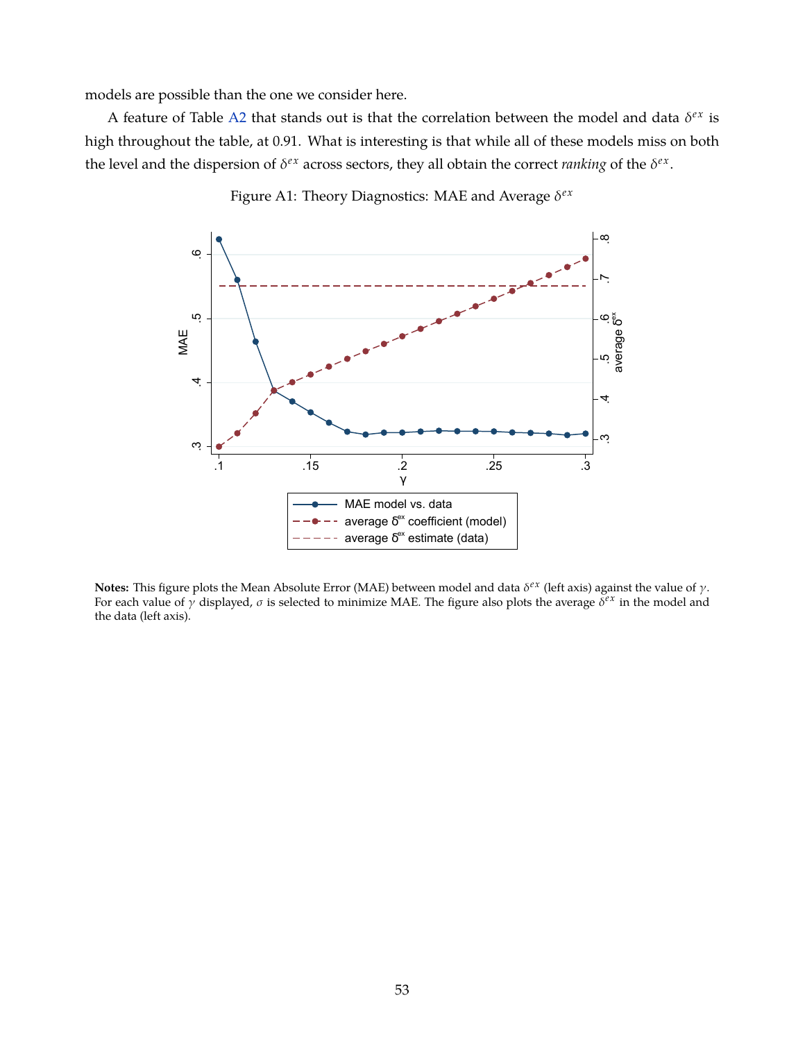models are possible than the one we consider here.

A feature of Table A2 that stands out is that the correlation between the model and data $\delta^{ex}$ is high throughout the table, at 0.91. What is interesting is that while all of these models miss on both the level and the dispersion of $\delta^{ex}$ across sectors, they all obtain the correct *ranking* of the $\delta^{ex}$.

Figure A1: Theory Diagnostics: MAE and Average $\delta^{ex}$

**Notes:** This figure plots the Mean Absolute Error (MAE) between model and data $\delta^{ex}$ (left axis) against the value of $\gamma$. For each value of $\gamma$ displayed, $\sigma$ is selected to minimize MAE. The figure also plots the average $\delta^{ex}$ in the model and the data (left axis).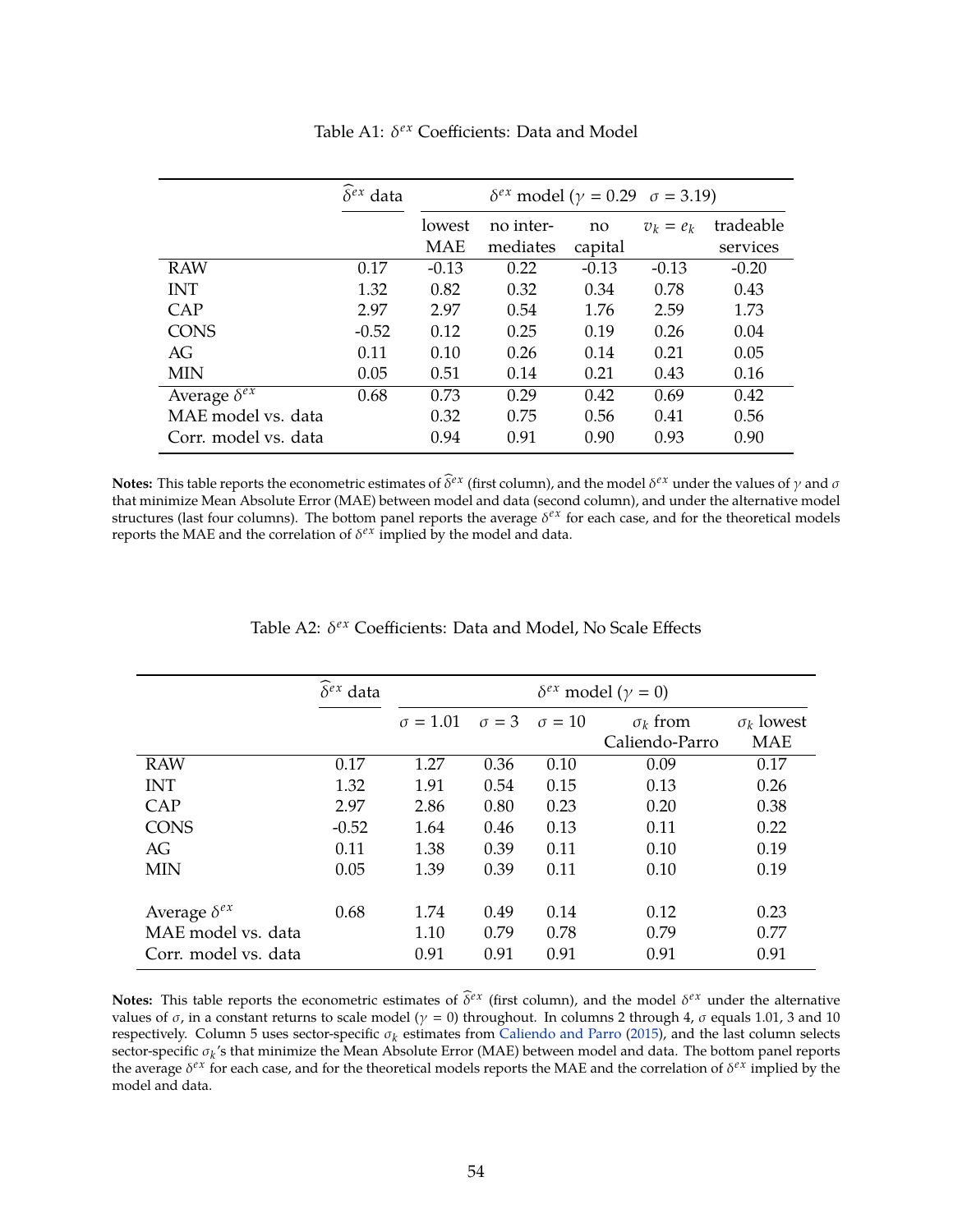Table A1: $\delta^{ex}$ Coefficients: Data and Model

| | $\widehat{\delta}^{ex}$ data | $\delta^{ex}$ model ($\gamma = 0.29$ $\sigma = 3.19$) | | | | |
|---|---|---|---|---|---|---|
| | | lowest MAE | no inter-mediates | no capital | $v_k = e_k$ | tradeable services |
| RAW | 0.17 | -0.13 | 0.22 | -0.13 | -0.13 | -0.20 |
| INT | 1.32 | 0.82 | 0.32 | 0.34 | 0.78 | 0.43 |
| CAP | 2.97 | 2.97 | 0.54 | 1.76 | 2.59 | 1.73 |
| CONS | -0.52 | 0.12 | 0.25 | 0.19 | 0.26 | 0.04 |
| AG | 0.11 | 0.10 | 0.26 | 0.14 | 0.21 | 0.05 |
| MIN | 0.05 | 0.51 | 0.14 | 0.21 | 0.43 | 0.16 |
| Average $\delta^{ex}$ | 0.68 | 0.73 | 0.29 | 0.42 | 0.69 | 0.42 |
| MAE model vs. data | | 0.32 | 0.75 | 0.56 | 0.41 | 0.56 |
| Corr. model vs. data | | 0.94 | 0.91 | 0.90 | 0.93 | 0.90 |

**Notes:** This table reports the econometric estimates of $\widehat{\delta}^{ex}$ (first column), and the model $\delta^{ex}$ under the values of $\gamma$ and $\sigma$ that minimize Mean Absolute Error (MAE) between model and data (second column), and under the alternative model structures (last four columns). The bottom panel reports the average $\delta^{ex}$ for each case, and for the theoretical models reports the MAE and the correlation of $\delta^{ex}$ implied by the model and data.

Table A2: $\delta^{ex}$ Coefficients: Data and Model, No Scale Effects

| | $\widehat{\delta}^{ex}$ data | $\delta^{ex}$ model ($\gamma = 0$) | | | | |
|---|---|---|---|---|---|---|
| | | $\sigma = 1.01$ | $\sigma = 3$ | $\sigma = 10$ | $\sigma_k$ from Caliendo-Parro | $\sigma_k$ lowest MAE |
| RAW | 0.17 | 1.27 | 0.36 | 0.10 | 0.09 | 0.17 |
| INT | 1.32 | 1.91 | 0.54 | 0.15 | 0.13 | 0.26 |
| CAP | 2.97 | 2.86 | 0.80 | 0.23 | 0.20 | 0.38 |
| CONS | -0.52 | 1.64 | 0.46 | 0.13 | 0.11 | 0.22 |
| AG | 0.11 | 1.38 | 0.39 | 0.11 | 0.10 | 0.19 |
| MIN | 0.05 | 1.39 | 0.39 | 0.11 | 0.10 | 0.19 |
| Average $\delta^{ex}$ | 0.68 | 1.74 | 0.49 | 0.14 | 0.12 | 0.23 |
| MAE model vs. data | | 1.10 | 0.79 | 0.78 | 0.79 | 0.77 |
| Corr. model vs. data | | 0.91 | 0.91 | 0.91 | 0.91 | 0.91 |

**Notes:** This table reports the econometric estimates of $\widehat{\delta}^{ex}$ (first column), and the model $\delta^{ex}$ under the alternative values of $\sigma$, in a constant returns to scale model ($\gamma = 0$) throughout. In columns 2 through 4, $\sigma$ equals 1.01, 3 and 10 respectively. Column 5 uses sector-specific $\sigma_k$ estimates from Caliendo and Parro (2015), and the last column selects sector-specific $\sigma_k$'s that minimize the Mean Absolute Error (MAE) between model and data. The bottom panel reports the average $\delta^{ex}$ for each case, and for the theoretical models reports the MAE and the correlation of $\delta^{ex}$ implied by the model and data.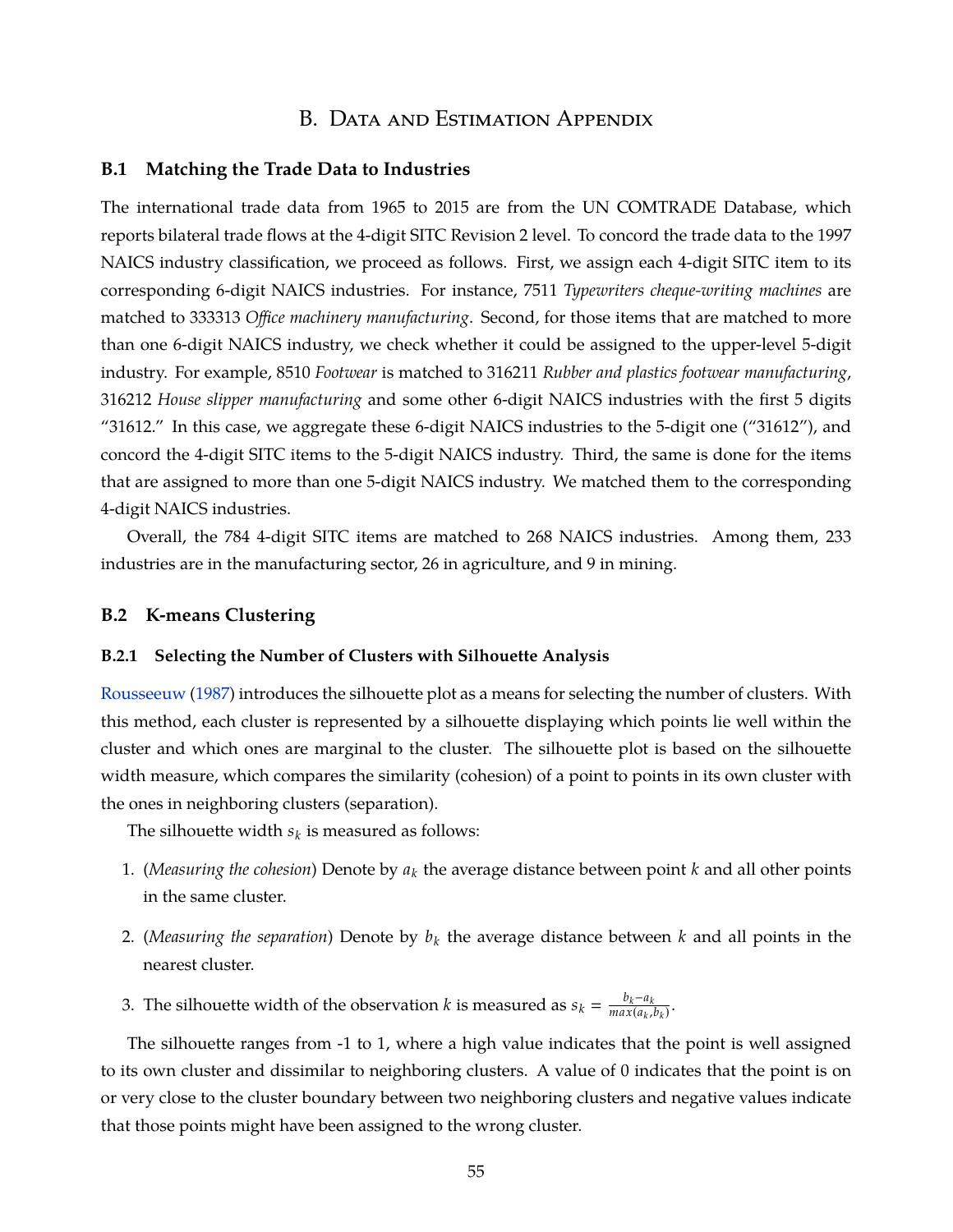# B. Data and Estimation Appendix

### B.1 Matching the Trade Data to Industries

The international trade data from 1965 to 2015 are from the UN COMTRADE Database, which reports bilateral trade flows at the 4-digit SITC Revision 2 level. To concord the trade data to the 1997 NAICS industry classification, we proceed as follows. First, we assign each 4-digit SITC item to its corresponding 6-digit NAICS industries. For instance, 7511 *Typewriters cheque-writing machines* are matched to 333313 *Office machinery manufacturing*. Second, for those items that are matched to more than one 6-digit NAICS industry, we check whether it could be assigned to the upper-level 5-digit industry. For example, 8510 *Footwear* is matched to 316211 *Rubber and plastics footwear manufacturing*, 316212 *House slipper manufacturing* and some other 6-digit NAICS industries with the first 5 digits "31612." In this case, we aggregate these 6-digit NAICS industries to the 5-digit one ("31612"), and concord the 4-digit SITC items to the 5-digit NAICS industry. Third, the same is done for the items that are assigned to more than one 5-digit NAICS industry. We matched them to the corresponding 4-digit NAICS industries.

Overall, the 784 4-digit SITC items are matched to 268 NAICS industries. Among them, 233 industries are in the manufacturing sector, 26 in agriculture, and 9 in mining.

### B.2 K-means Clustering

#### B.2.1 Selecting the Number of Clusters with Silhouette Analysis

Rousseeuw (1987) introduces the silhouette plot as a means for selecting the number of clusters. With this method, each cluster is represented by a silhouette displaying which points lie well within the cluster and which ones are marginal to the cluster. The silhouette plot is based on the silhouette width measure, which compares the similarity (cohesion) of a point to points in its own cluster with the ones in neighboring clusters (separation).

The silhouette width $s_k$ is measured as follows:

1. (*Measuring the cohesion*) Denote by $a_k$ the average distance between point $k$ and all other points in the same cluster.
2. (*Measuring the separation*) Denote by $b_k$ the average distance between $k$ and all points in the nearest cluster.
3. The silhouette width of the observation $k$ is measured as $s_k = \frac{b_k - a_k}{max(a_k, b_k)}$.

The silhouette ranges from -1 to 1, where a high value indicates that the point is well assigned to its own cluster and dissimilar to neighboring clusters. A value of 0 indicates that the point is on or very close to the cluster boundary between two neighboring clusters and negative values indicate that those points might have been assigned to the wrong cluster.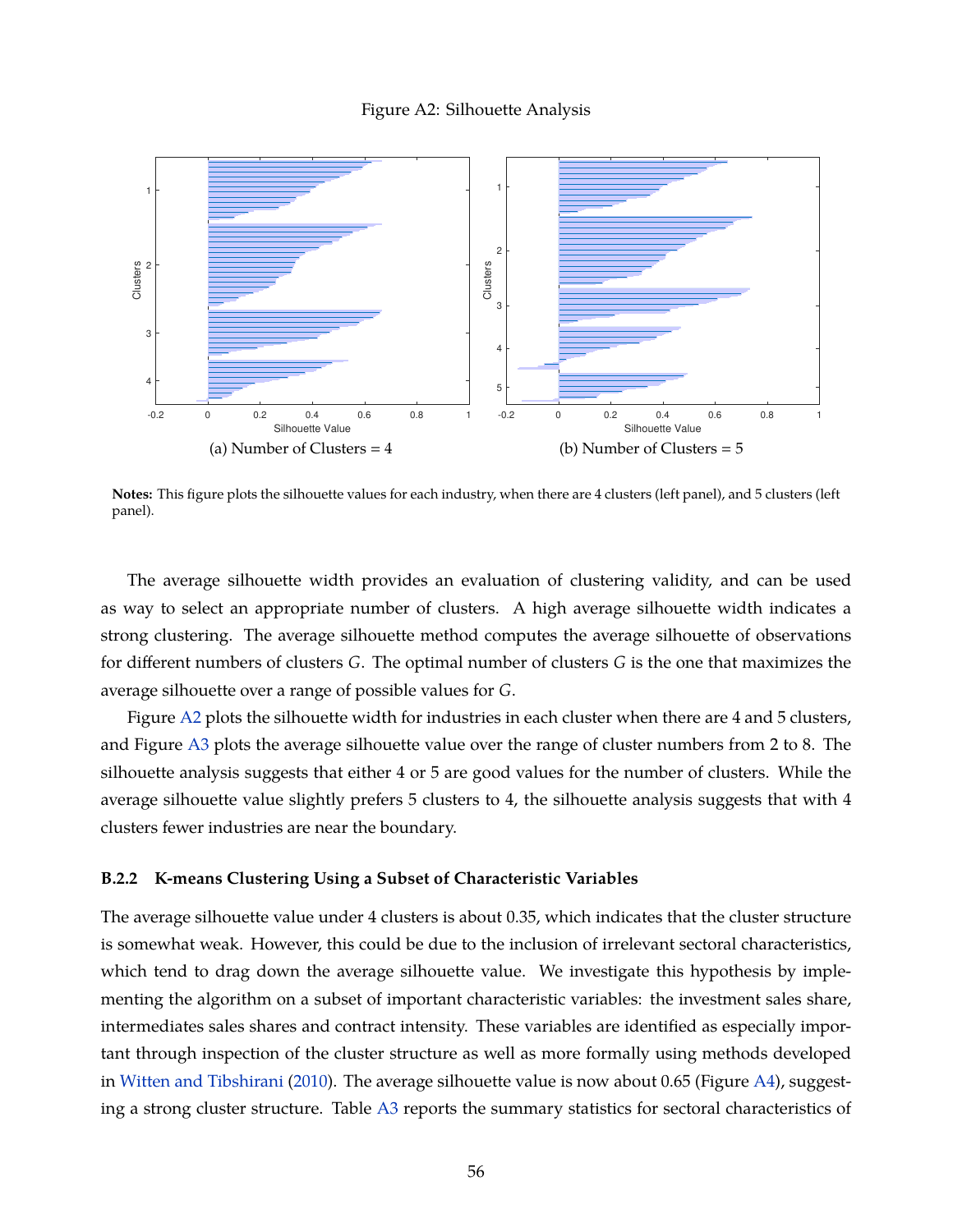Figure A2: Silhouette Analysis

(a) Number of Clusters = 4

(b) Number of Clusters = 5

**Notes:** This figure plots the silhouette values for each industry, when there are 4 clusters (left panel), and 5 clusters (left panel).

The average silhouette width provides an evaluation of clustering validity, and can be used as way to select an appropriate number of clusters. A high average silhouette width indicates a strong clustering. The average silhouette method computes the average silhouette of observations for different numbers of clusters $G$. The optimal number of clusters $G$ is the one that maximizes the average silhouette over a range of possible values for $G$.

Figure A2 plots the silhouette width for industries in each cluster when there are 4 and 5 clusters, and Figure A3 plots the average silhouette value over the range of cluster numbers from 2 to 8. The silhouette analysis suggests that either 4 or 5 are good values for the number of clusters. While the average silhouette value slightly prefers 5 clusters to 4, the silhouette analysis suggests that with 4 clusters fewer industries are near the boundary.

### B.2.2 K-means Clustering Using a Subset of Characteristic Variables

The average silhouette value under 4 clusters is about 0.35, which indicates that the cluster structure is somewhat weak. However, this could be due to the inclusion of irrelevant sectoral characteristics, which tend to drag down the average silhouette value. We investigate this hypothesis by implementing the algorithm on a subset of important characteristic variables: the investment sales share, intermediates sales shares and contract intensity. These variables are identified as especially important through inspection of the cluster structure as well as more formally using methods developed in Witten and Tibshirani (2010). The average silhouette value is now about 0.65 (Figure A4), suggesting a strong cluster structure. Table A3 reports the summary statistics for sectoral characteristics of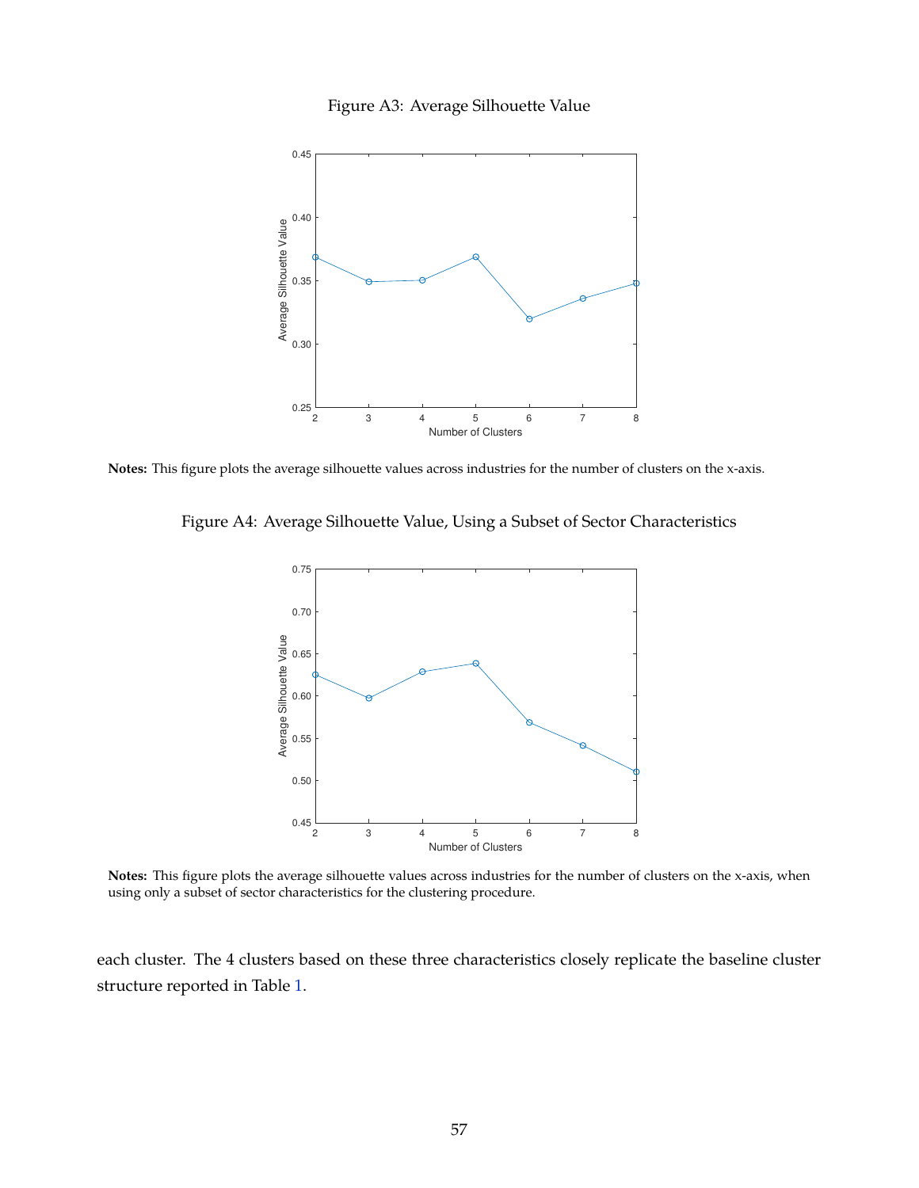Figure A3: Average Silhouette Value

**Notes:** This figure plots the average silhouette values across industries for the number of clusters on the x-axis.

Figure A4: Average Silhouette Value, Using a Subset of Sector Characteristics

**Notes:** This figure plots the average silhouette values across industries for the number of clusters on the x-axis, when using only a subset of sector characteristics for the clustering procedure.

each cluster. The 4 clusters based on these three characteristics closely replicate the baseline cluster structure reported in Table 1.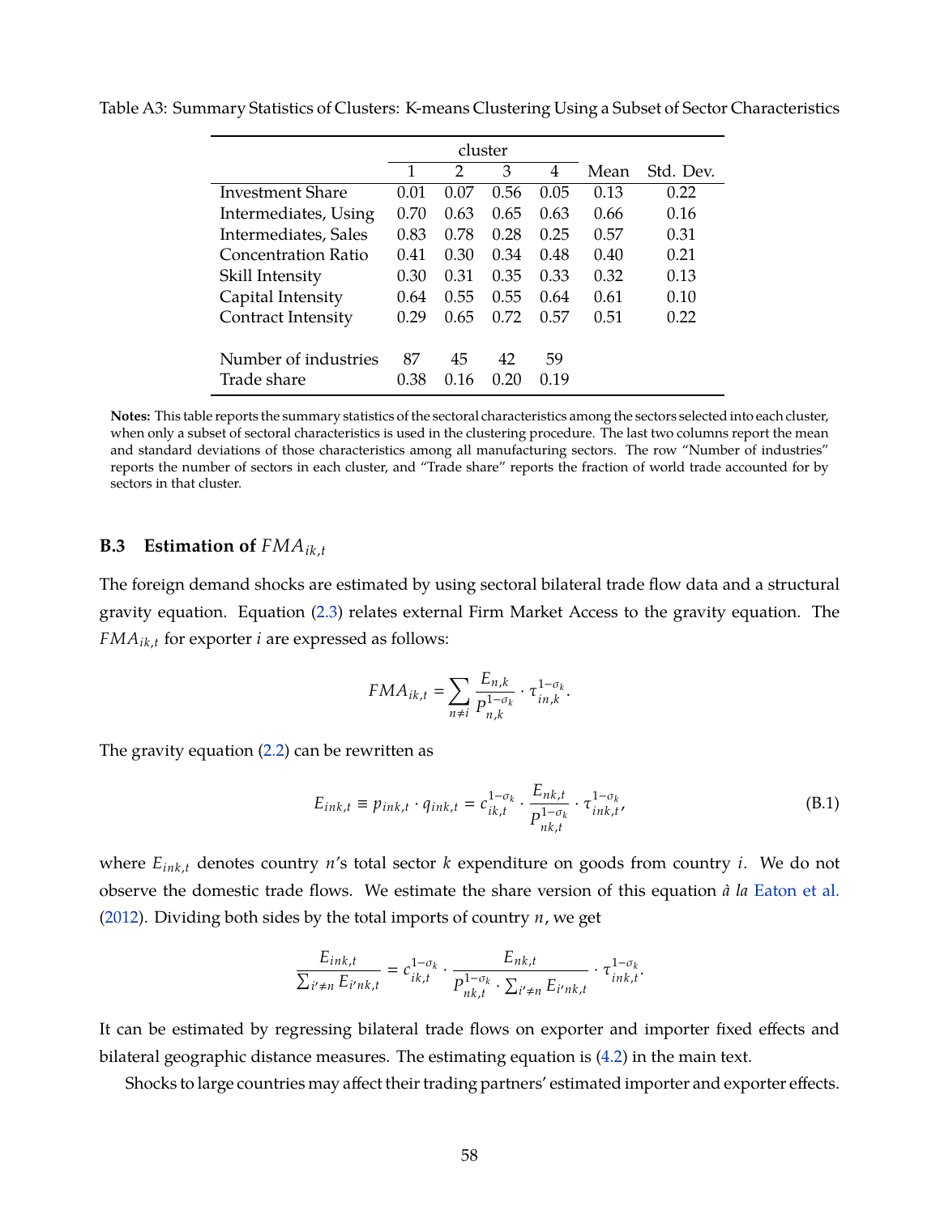Table A3: Summary Statistics of Clusters: K-means Clustering Using a Subset of Sector Characteristics

| | cluster | | | | | |
|---|---|---|---|---|---|---|
| | 1 | 2 | 3 | 4 | Mean | Std. Dev. |
| Investment Share | 0.01 | 0.07 | 0.56 | 0.05 | 0.13 | 0.22 |
| Intermediates, Using | 0.70 | 0.63 | 0.65 | 0.63 | 0.66 | 0.16 |
| Intermediates, Sales | 0.83 | 0.78 | 0.28 | 0.25 | 0.57 | 0.31 |
| Concentration Ratio | 0.41 | 0.30 | 0.34 | 0.48 | 0.40 | 0.21 |
| Skill Intensity | 0.30 | 0.31 | 0.35 | 0.33 | 0.32 | 0.13 |
| Capital Intensity | 0.64 | 0.55 | 0.55 | 0.64 | 0.61 | 0.10 |
| Contract Intensity | 0.29 | 0.65 | 0.72 | 0.57 | 0.51 | 0.22 |
| | | | | | | |
| Number of industries | 87 | 45 | 42 | 59 | | |
| Trade share | 0.38 | 0.16 | 0.20 | 0.19 | | |

**Notes:** This table reports the summary statistics of the sectoral characteristics among the sectors selected into each cluster, when only a subset of sectoral characteristics is used in the clustering procedure. The last two columns report the mean and standard deviations of those characteristics among all manufacturing sectors. The row "Number of industries" reports the number of sectors in each cluster, and "Trade share" reports the fraction of world trade accounted for by sectors in that cluster.

### B.3 Estimation of $FMA_{ik,t}$

The foreign demand shocks are estimated by using sectoral bilateral trade flow data and a structural gravity equation. Equation (2.3) relates external Firm Market Access to the gravity equation. The $FMA_{ik,t}$ for exporter $i$ are expressed as follows:

$$FMA_{ik,t} = \sum_{n \neq i} \frac{E_{n,k}}{P_{n,k}^{1-\sigma_k}} \cdot \tau_{in,k}^{1-\sigma_k}.$$

The gravity equation (2.2) can be rewritten as

$$E_{ink,t} \equiv p_{ink,t} \cdot q_{ink,t} = c_{ik,t}^{1-\sigma_k} \cdot \frac{E_{nk,t}}{P_{nk,t}^{1-\sigma_k}} \cdot \tau_{ink,t}^{1-\sigma_k}, \tag{B.1}$$

where $E_{ink,t}$ denotes country $n$'s total sector $k$ expenditure on goods from country $i$. We do not observe the domestic trade flows. We estimate the share version of this equation *à la* Eaton et al. (2012). Dividing both sides by the total imports of country $n$, we get

$$\frac{E_{ink,t}}{\sum_{i' \neq n} E_{i'nk,t}} = c_{ik,t}^{1-\sigma_k} \cdot \frac{E_{nk,t}}{P_{nk,t}^{1-\sigma_k} \cdot \sum_{i' \neq n} E_{i'nk,t}} \cdot \tau_{ink,t}^{1-\sigma_k}.$$

It can be estimated by regressing bilateral trade flows on exporter and importer fixed effects and bilateral geographic distance measures. The estimating equation is (4.2) in the main text.

Shocks to large countries may affect their trading partners' estimated importer and exporter effects.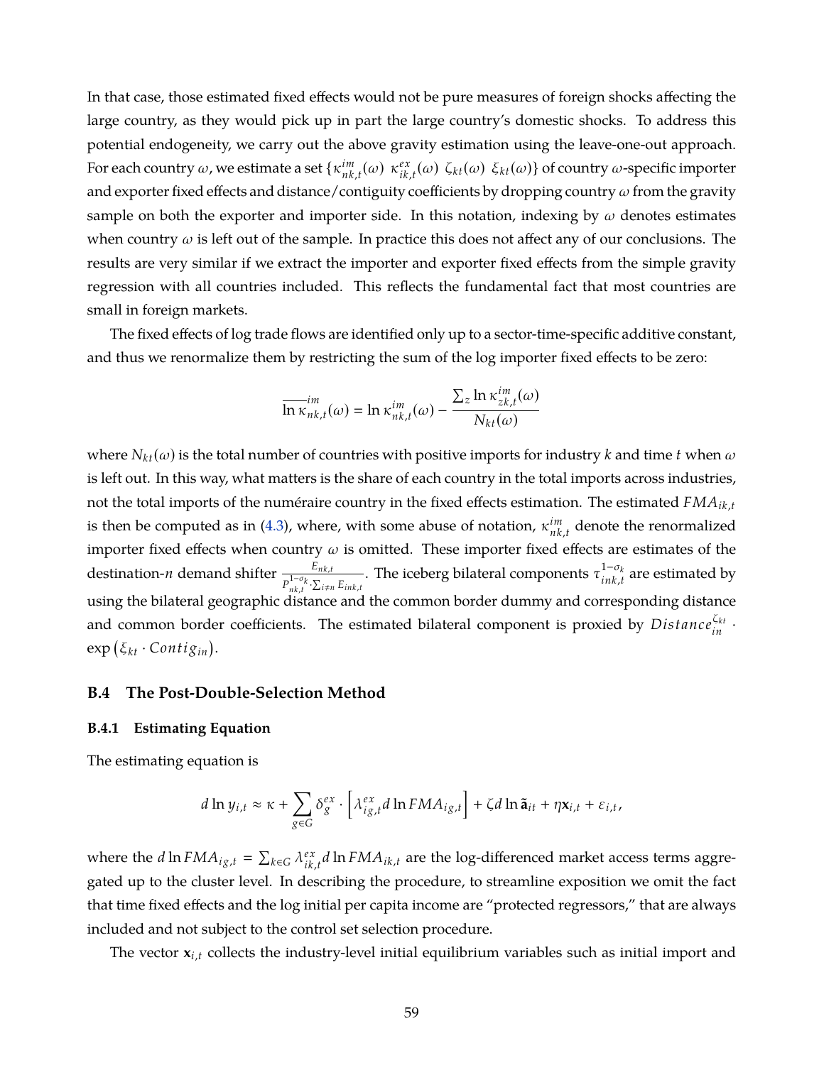In that case, those estimated fixed effects would not be pure measures of foreign shocks affecting the large country, as they would pick up in part the large country's domestic shocks. To address this potential endogeneity, we carry out the above gravity estimation using the leave-one-out approach. For each country $\omega$, we estimate a set $\{\kappa^{im}_{nk,t}(\omega)\ \kappa^{ex}_{ik,t}(\omega)\ \zeta_{kt}(\omega)\ \xi_{kt}(\omega)\}$ of country $\omega$-specific importer and exporter fixed effects and distance/contiguity coefficients by dropping country $\omega$ from the gravity sample on both the exporter and importer side. In this notation, indexing by $\omega$ denotes estimates when country $\omega$ is left out of the sample. In practice this does not affect any of our conclusions. The results are very similar if we extract the importer and exporter fixed effects from the simple gravity regression with all countries included. This reflects the fundamental fact that most countries are small in foreign markets.

The fixed effects of log trade flows are identified only up to a sector-time-specific additive constant, and thus we renormalize them by restricting the sum of the log importer fixed effects to be zero:

$$\overline{\ln \kappa}^{im}_{nk,t}(\omega) = \ln \kappa^{im}_{nk,t}(\omega) - \frac{\sum_z \ln \kappa^{im}_{zk,t}(\omega)}{N_{kt}(\omega)}$$

where $N_{kt}(\omega)$ is the total number of countries with positive imports for industry $k$ and time $t$ when $\omega$ is left out. In this way, what matters is the share of each country in the total imports across industries, not the total imports of the numéraire country in the fixed effects estimation. The estimated $FMA_{ik,t}$ is then be computed as in (4.3), where, with some abuse of notation, $\kappa^{im}_{nk,t}$ denote the renormalized importer fixed effects when country $\omega$ is omitted. These importer fixed effects are estimates of the destination-$n$ demand shifter $\frac{E_{nk,t}}{P^{1-\sigma_k}_{nk,t}\cdot\sum_{i\neq n} E_{ink,t}}$. The iceberg bilateral components $\tau^{1-\sigma_k}_{ink,t}$ are estimated by using the bilateral geographic distance and the common border dummy and corresponding distance and common border coefficients. The estimated bilateral component is proxied by $Distance^{\zeta_{kt}}_{in} \cdot \exp\left(\xi_{kt} \cdot Contig_{in}\right)$.

## B.4 The Post-Double-Selection Method

### B.4.1 Estimating Equation

The estimating equation is

$$d\ln y_{i,t} \approx \kappa + \sum_{g\in G} \delta^{ex}_g \cdot \left[\lambda^{ex}_{ig,t} d\ln FMA_{ig,t}\right] + \zeta d\ln \tilde{\mathbf{a}}_{it} + \eta \mathbf{x}_{i,t} + \varepsilon_{i,t},$$

where the $d\ln FMA_{ig,t} = \sum_{k\in G} \lambda^{ex}_{ik,t} d\ln FMA_{ik,t}$ are the log-differenced market access terms aggregated up to the cluster level. In describing the procedure, to streamline exposition we omit the fact that time fixed effects and the log initial per capita income are "protected regressors," that are always included and not subject to the control set selection procedure.

The vector $\mathbf{x}_{i,t}$ collects the industry-level initial equilibrium variables such as initial import and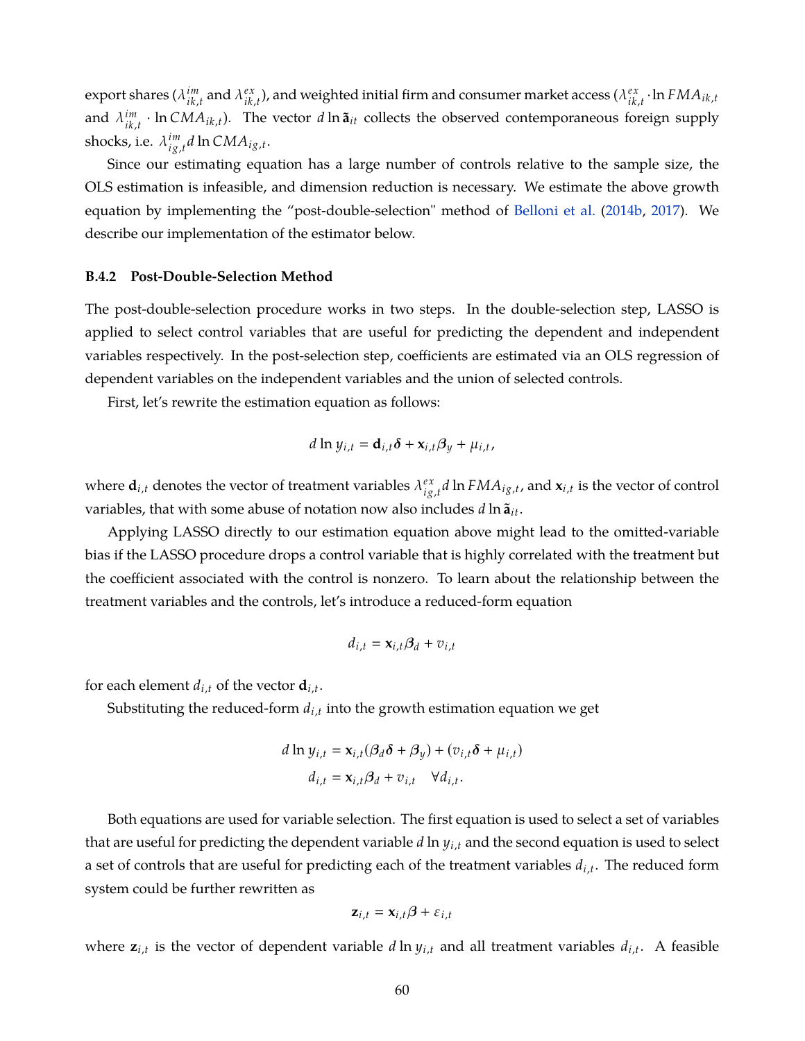export shares ($\lambda^{im}_{ik,t}$ and $\lambda^{ex}_{ik,t}$), and weighted initial firm and consumer market access ($\lambda^{ex}_{ik,t} \cdot \ln FMA_{ik,t}$ and $\lambda^{im}_{ik,t} \cdot \ln CMA_{ik,t}$). The vector $d \ln \tilde{\mathbf{a}}_{it}$ collects the observed contemporaneous foreign supply shocks, i.e. $\lambda^{im}_{ig,t} d \ln CMA_{ig,t}$.

Since our estimating equation has a large number of controls relative to the sample size, the OLS estimation is infeasible, and dimension reduction is necessary. We estimate the above growth equation by implementing the "post-double-selection" method of Belloni et al. (2014b, 2017). We describe our implementation of the estimator below.

### B.4.2 Post-Double-Selection Method

The post-double-selection procedure works in two steps. In the double-selection step, LASSO is applied to select control variables that are useful for predicting the dependent and independent variables respectively. In the post-selection step, coefficients are estimated via an OLS regression of dependent variables on the independent variables and the union of selected controls.

First, let's rewrite the estimation equation as follows:

$$d \ln y_{i,t} = \mathbf{d}_{i,t}\boldsymbol{\delta} + \mathbf{x}_{i,t}\boldsymbol{\beta}_y + \mu_{i,t},$$

where $\mathbf{d}_{i,t}$ denotes the vector of treatment variables $\lambda^{ex}_{ig,t} d \ln FMA_{ig,t}$, and $\mathbf{x}_{i,t}$ is the vector of control variables, that with some abuse of notation now also includes $d \ln \tilde{\mathbf{a}}_{it}$.

Applying LASSO directly to our estimation equation above might lead to the omitted-variable bias if the LASSO procedure drops a control variable that is highly correlated with the treatment but the coefficient associated with the control is nonzero. To learn about the relationship between the treatment variables and the controls, let's introduce a reduced-form equation

$$d_{i,t} = \mathbf{x}_{i,t}\boldsymbol{\beta}_d + v_{i,t}$$

for each element $d_{i,t}$ of the vector $\mathbf{d}_{i,t}$.

Substituting the reduced-form $d_{i,t}$ into the growth estimation equation we get

$$\begin{aligned} d \ln y_{i,t} &= \mathbf{x}_{i,t}(\boldsymbol{\beta}_d\boldsymbol{\delta} + \boldsymbol{\beta}_y) + (v_{i,t}\boldsymbol{\delta} + \mu_{i,t}) \\ d_{i,t} &= \mathbf{x}_{i,t}\boldsymbol{\beta}_d + v_{i,t} \quad \forall d_{i,t}. \end{aligned}$$

Both equations are used for variable selection. The first equation is used to select a set of variables that are useful for predicting the dependent variable $d \ln y_{i,t}$ and the second equation is used to select a set of controls that are useful for predicting each of the treatment variables $d_{i,t}$. The reduced form system could be further rewritten as

$$\mathbf{z}_{i,t} = \mathbf{x}_{i,t}\boldsymbol{\beta} + \varepsilon_{i,t}$$

where $\mathbf{z}_{i,t}$ is the vector of dependent variable $d \ln y_{i,t}$ and all treatment variables $d_{i,t}$. A feasible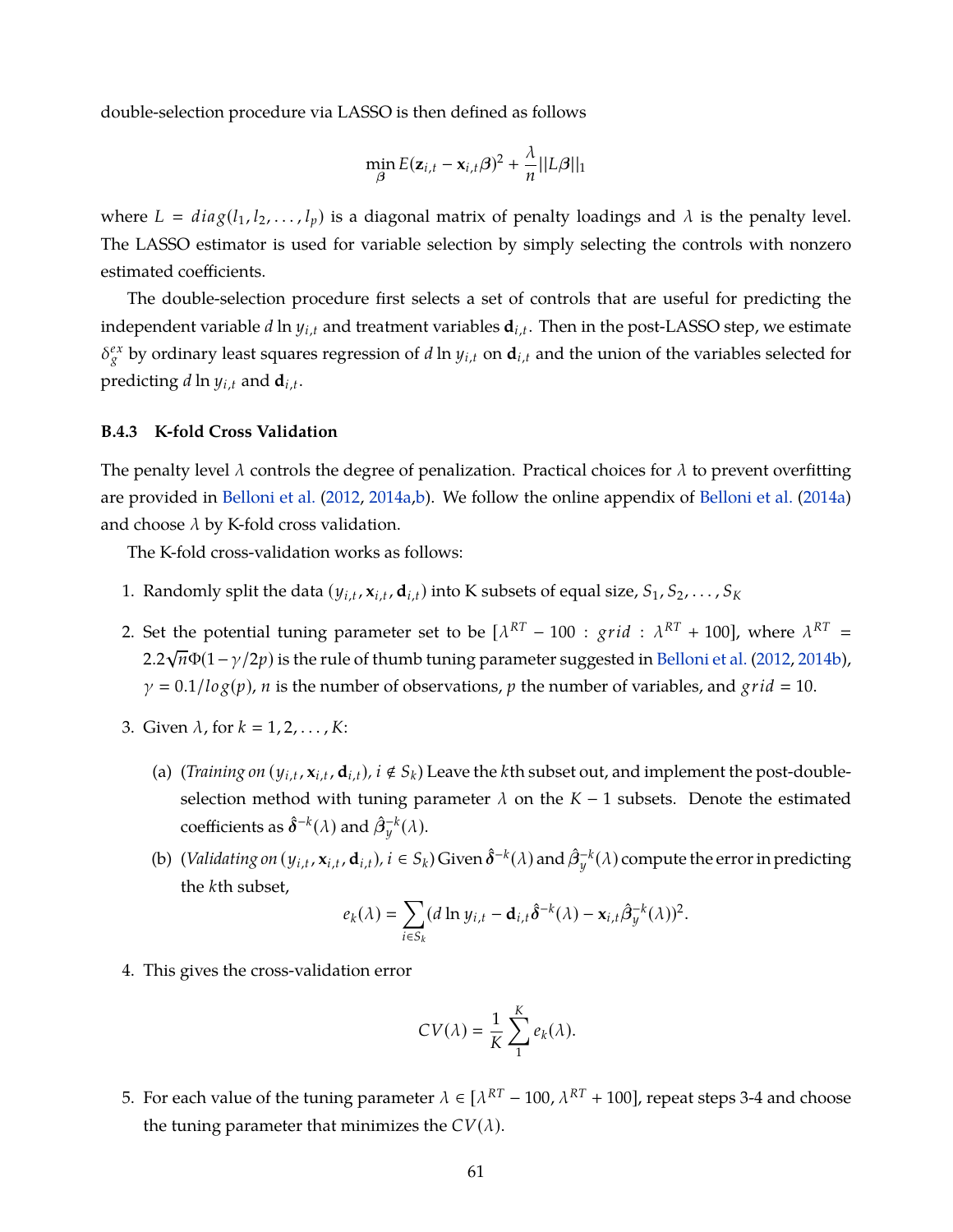double-selection procedure via LASSO is then defined as follows

$$\min_{\boldsymbol{\beta}} E(\mathbf{z}_{i,t} - \mathbf{x}_{i,t}\boldsymbol{\beta})^2 + \frac{\lambda}{n}||L\boldsymbol{\beta}||_1$$

where $L = diag(l_1, l_2, \ldots, l_p)$ is a diagonal matrix of penalty loadings and $\lambda$ is the penalty level. The LASSO estimator is used for variable selection by simply selecting the controls with nonzero estimated coefficients.

The double-selection procedure first selects a set of controls that are useful for predicting the independent variable $d \ln y_{i,t}$ and treatment variables $\mathbf{d}_{i,t}$. Then in the post-LASSO step, we estimate $\delta_g^{ex}$ by ordinary least squares regression of $d \ln y_{i,t}$ on $\mathbf{d}_{i,t}$ and the union of the variables selected for predicting $d \ln y_{i,t}$ and $\mathbf{d}_{i,t}$.

### B.4.3 K-fold Cross Validation

The penalty level $\lambda$ controls the degree of penalization. Practical choices for $\lambda$ to prevent overfitting are provided in Belloni et al. (2012, 2014a,b). We follow the online appendix of Belloni et al. (2014a) and choose $\lambda$ by K-fold cross validation.

The K-fold cross-validation works as follows:

1. Randomly split the data $(y_{i,t}, \mathbf{x}_{i,t}, \mathbf{d}_{i,t})$ into K subsets of equal size, $S_1, S_2, \ldots, S_K$

2. Set the potential tuning parameter set to be $[\lambda^{RT} - 100 : grid : \lambda^{RT} + 100]$, where $\lambda^{RT} = 2.2\sqrt{n}\Phi(1 - \gamma/2p)$ is the rule of thumb tuning parameter suggested in Belloni et al. (2012, 2014b), $\gamma = 0.1/log(p)$, $n$ is the number of observations, $p$ the number of variables, and $grid = 10$.

3. Given $\lambda$, for $k = 1, 2, \ldots, K$:

   (a) (*Training on* $(y_{i,t}, \mathbf{x}_{i,t}, \mathbf{d}_{i,t})$, $i \notin S_k$) Leave the $k$th subset out, and implement the post-double-selection method with tuning parameter $\lambda$ on the $K - 1$ subsets. Denote the estimated coefficients as $\hat{\boldsymbol{\delta}}^{-k}(\lambda)$ and $\hat{\boldsymbol{\beta}}_y^{-k}(\lambda)$.

   (b) (*Validating on* $(y_{i,t}, \mathbf{x}_{i,t}, \mathbf{d}_{i,t})$, $i \in S_k$) Given $\hat{\boldsymbol{\delta}}^{-k}(\lambda)$ and $\hat{\boldsymbol{\beta}}_y^{-k}(\lambda)$ compute the error in predicting the $k$th subset,

$$e_k(\lambda) = \sum_{i \in S_k} (d \ln y_{i,t} - \mathbf{d}_{i,t}\hat{\boldsymbol{\delta}}^{-k}(\lambda) - \mathbf{x}_{i,t}\hat{\boldsymbol{\beta}}_y^{-k}(\lambda))^2.$$

4. This gives the cross-validation error

$$CV(\lambda) = \frac{1}{K}\sum_{1}^{K} e_k(\lambda).$$

5. For each value of the tuning parameter $\lambda \in [\lambda^{RT} - 100, \lambda^{RT} + 100]$, repeat steps 3-4 and choose the tuning parameter that minimizes the $CV(\lambda)$.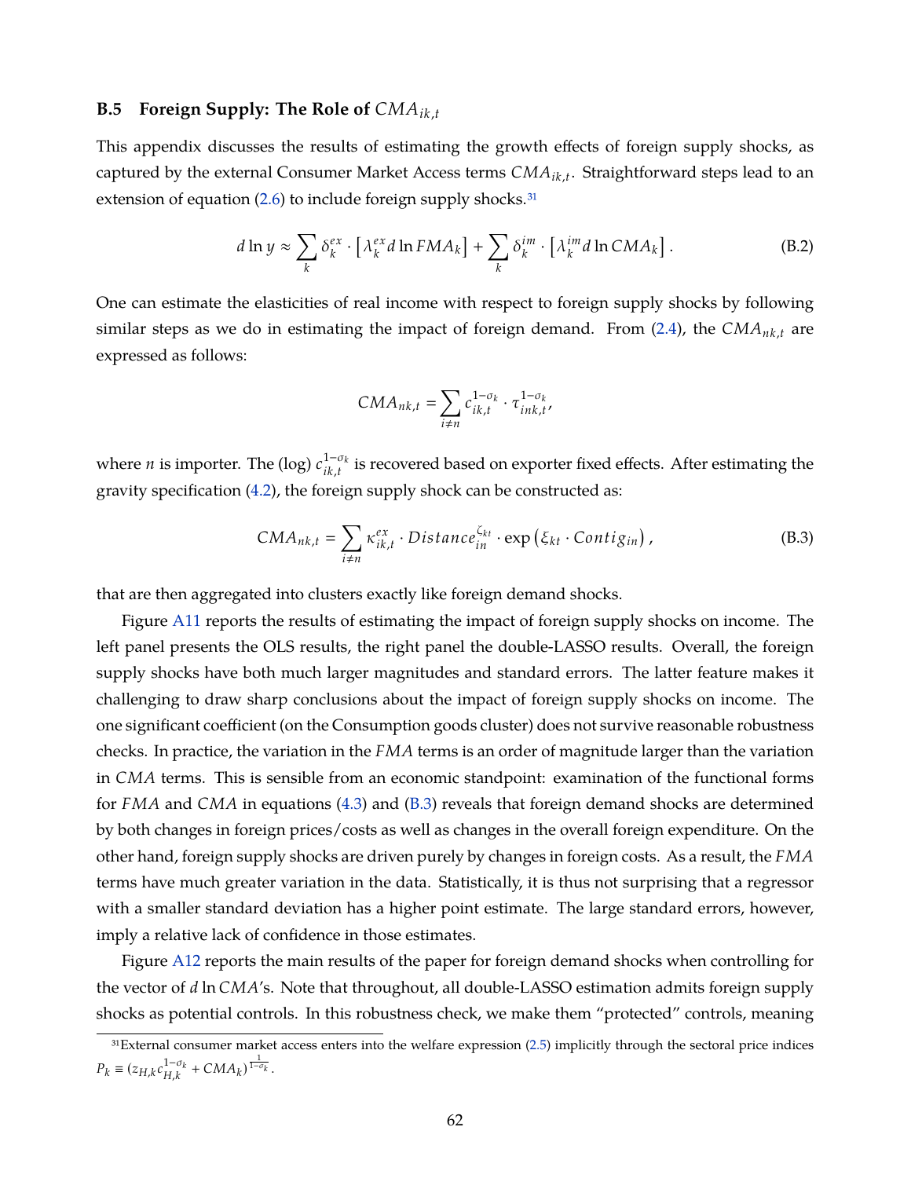### B.5 Foreign Supply: The Role of $CMA_{ik,t}$

This appendix discusses the results of estimating the growth effects of foreign supply shocks, as captured by the external Consumer Market Access terms $CMA_{ik,t}$. Straightforward steps lead to an extension of equation (2.6) to include foreign supply shocks.[31]

$$d \ln y \approx \sum_k \delta_k^{ex} \cdot \left[ \lambda_k^{ex} d \ln FMA_k \right] + \sum_k \delta_k^{im} \cdot \left[ \lambda_k^{im} d \ln CMA_k \right]. \tag{B.2}$$

One can estimate the elasticities of real income with respect to foreign supply shocks by following similar steps as we do in estimating the impact of foreign demand. From (2.4), the $CMA_{nk,t}$ are expressed as follows:

$$CMA_{nk,t} = \sum_{i \neq n} c_{ik,t}^{1-\sigma_k} \cdot \tau_{ink,t}^{1-\sigma_k},$$

where $n$ is importer. The (log) $c_{ik,t}^{1-\sigma_k}$ is recovered based on exporter fixed effects. After estimating the gravity specification (4.2), the foreign supply shock can be constructed as:

$$CMA_{nk,t} = \sum_{i \neq n} \kappa_{ik,t}^{ex} \cdot Distance_{in}^{\zeta_{kt}} \cdot \exp\left(\xi_{kt} \cdot Contig_{in}\right), \tag{B.3}$$

that are then aggregated into clusters exactly like foreign demand shocks.

Figure A11 reports the results of estimating the impact of foreign supply shocks on income. The left panel presents the OLS results, the right panel the double-LASSO results. Overall, the foreign supply shocks have both much larger magnitudes and standard errors. The latter feature makes it challenging to draw sharp conclusions about the impact of foreign supply shocks on income. The one significant coefficient (on the Consumption goods cluster) does not survive reasonable robustness checks. In practice, the variation in the $FMA$ terms is an order of magnitude larger than the variation in $CMA$ terms. This is sensible from an economic standpoint: examination of the functional forms for $FMA$ and $CMA$ in equations (4.3) and (B.3) reveals that foreign demand shocks are determined by both changes in foreign prices/costs as well as changes in the overall foreign expenditure. On the other hand, foreign supply shocks are driven purely by changes in foreign costs. As a result, the $FMA$ terms have much greater variation in the data. Statistically, it is thus not surprising that a regressor with a smaller standard deviation has a higher point estimate. The large standard errors, however, imply a relative lack of confidence in those estimates.

Figure A12 reports the main results of the paper for foreign demand shocks when controlling for the vector of $d \ln CMA$'s. Note that throughout, all double-LASSO estimation admits foreign supply shocks as potential controls. In this robustness check, we make them "protected" controls, meaning

[31] External consumer market access enters into the welfare expression (2.5) implicitly through the sectoral price indices $P_k \equiv (z_{H,k} c_{H,k}^{1-\sigma_k} + CMA_k)^{\frac{1}{1-\sigma_k}}$.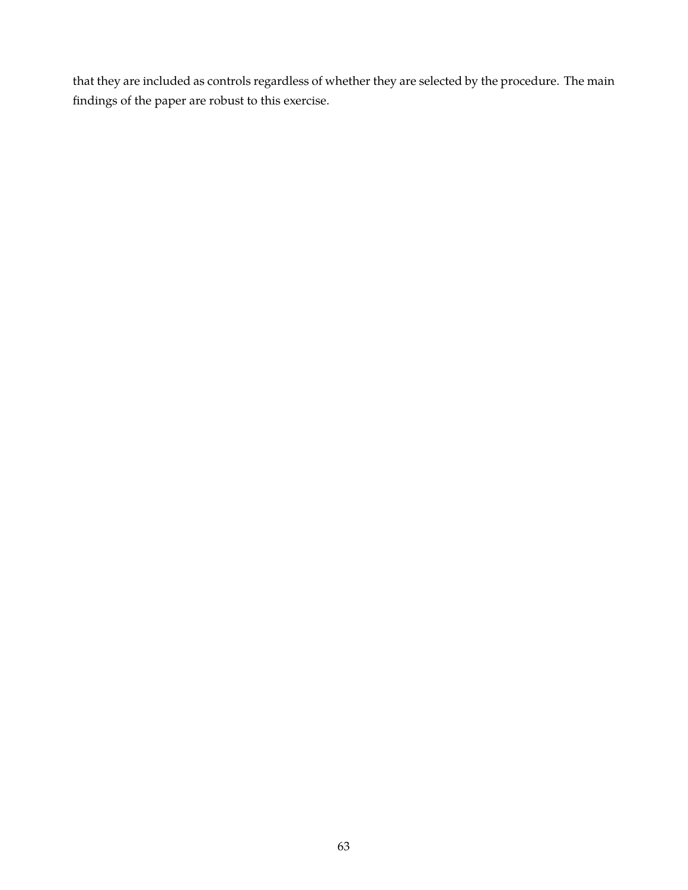that they are included as controls regardless of whether they are selected by the procedure. The main findings of the paper are robust to this exercise.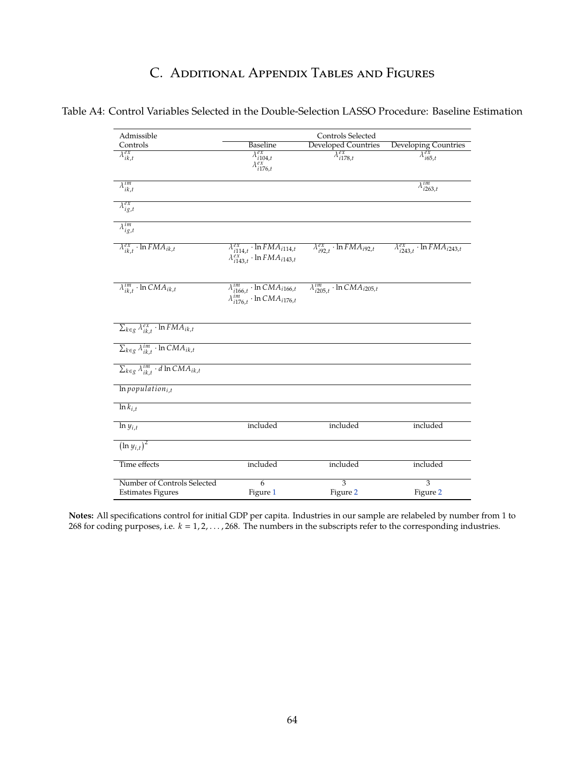# C. Additional Appendix Tables and Figures

Table A4: Control Variables Selected in the Double-Selection LASSO Procedure: Baseline Estimation

| Admissible Controls | Controls Selected | | |
|---|---|---|---|
| | Baseline | Developed Countries | Developing Countries |
| $\lambda^{ex}_{ik,t}$ | $\lambda^{ex}_{i104,t}$ <br> $\lambda^{ex}_{i176,t}$ | $\lambda^{ex}_{i178,t}$ | $\lambda^{ex}_{i65,t}$ |
| $\lambda^{im}_{ik,t}$ | | | $\lambda^{im}_{i263,t}$ |
| $\lambda^{ex}_{ig,t}$ | | | |
| $\lambda^{im}_{ig,t}$ | | | |
| $\lambda^{ex}_{ik,t} \cdot \ln FMA_{ik,t}$ | $\lambda^{ex}_{i114,t} \cdot \ln FMA_{i114,t}$ <br> $\lambda^{ex}_{i143,t} \cdot \ln FMA_{i143,t}$ | $\lambda^{ex}_{i92,t} \cdot \ln FMA_{i92,t}$ | $\lambda^{ex}_{i243,t} \cdot \ln FMA_{i243,t}$ |
| $\lambda^{im}_{ik,t} \cdot \ln CMA_{ik,t}$ | $\lambda^{im}_{i166,t} \cdot \ln CMA_{i166,t}$ <br> $\lambda^{im}_{i176,t} \cdot \ln CMA_{i176,t}$ | $\lambda^{im}_{i205,t} \cdot \ln CMA_{i205,t}$ | |
| $\sum_{k \in g} \lambda^{ex}_{ik,t} \cdot \ln FMA_{ik,t}$ | | | |
| $\sum_{k \in g} \lambda^{im}_{ik,t} \cdot \ln CMA_{ik,t}$ | | | |
| $\sum_{k \in g} \lambda^{im}_{ik,t} \cdot d \ln CMA_{ik,t}$ | | | |
| $\ln population_{i,t}$ | | | |
| $\ln k_{i,t}$ | | | |
| $\ln y_{i,t}$ | included | included | included |
| $(\ln y_{i,t})^2$ | | | |
| Time effects | included | included | included |
| Number of Controls Selected | 6 | 3 | 3 |
| Estimates Figures | Figure 1 | Figure 2 | Figure 2 |

**Notes:** All specifications control for initial GDP per capita. Industries in our sample are relabeled by number from 1 to 268 for coding purposes, i.e. $k = 1, 2, \ldots, 268$. The numbers in the subscripts refer to the corresponding industries.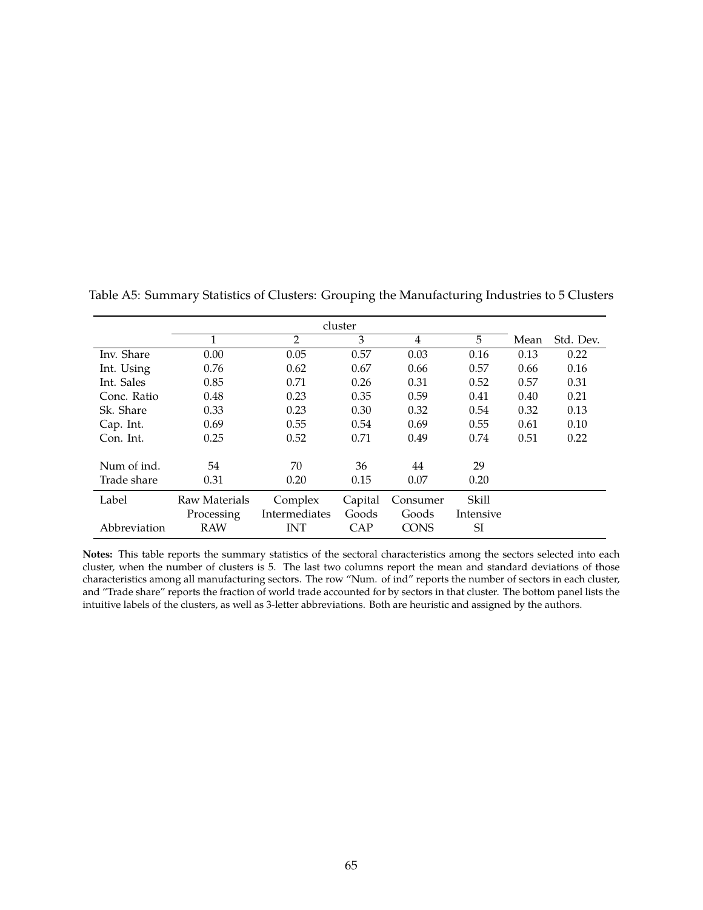Table A5: Summary Statistics of Clusters: Grouping the Manufacturing Industries to 5 Clusters

| | cluster | | | | | | |
|---|---|---|---|---|---|---|---|
| | 1 | 2 | 3 | 4 | 5 | Mean | Std. Dev. |
| Inv. Share | 0.00 | 0.05 | 0.57 | 0.03 | 0.16 | 0.13 | 0.22 |
| Int. Using | 0.76 | 0.62 | 0.67 | 0.66 | 0.57 | 0.66 | 0.16 |
| Int. Sales | 0.85 | 0.71 | 0.26 | 0.31 | 0.52 | 0.57 | 0.31 |
| Conc. Ratio | 0.48 | 0.23 | 0.35 | 0.59 | 0.41 | 0.40 | 0.21 |
| Sk. Share | 0.33 | 0.23 | 0.30 | 0.32 | 0.54 | 0.32 | 0.13 |
| Cap. Int. | 0.69 | 0.55 | 0.54 | 0.69 | 0.55 | 0.61 | 0.10 |
| Con. Int. | 0.25 | 0.52 | 0.71 | 0.49 | 0.74 | 0.51 | 0.22 |
| | | | | | | | |
| Num of ind. | 54 | 70 | 36 | 44 | 29 | | |
| Trade share | 0.31 | 0.20 | 0.15 | 0.07 | 0.20 | | |
| Label | Raw Materials Processing | Complex Intermediates | Capital Goods | Consumer Goods | Skill Intensive | | |
| Abbreviation | RAW | INT | CAP | CONS | SI | | |

**Notes:** This table reports the summary statistics of the sectoral characteristics among the sectors selected into each cluster, when the number of clusters is 5. The last two columns report the mean and standard deviations of those characteristics among all manufacturing sectors. The row "Num. of ind" reports the number of sectors in each cluster, and "Trade share" reports the fraction of world trade accounted for by sectors in that cluster. The bottom panel lists the intuitive labels of the clusters, as well as 3-letter abbreviations. Both are heuristic and assigned by the authors.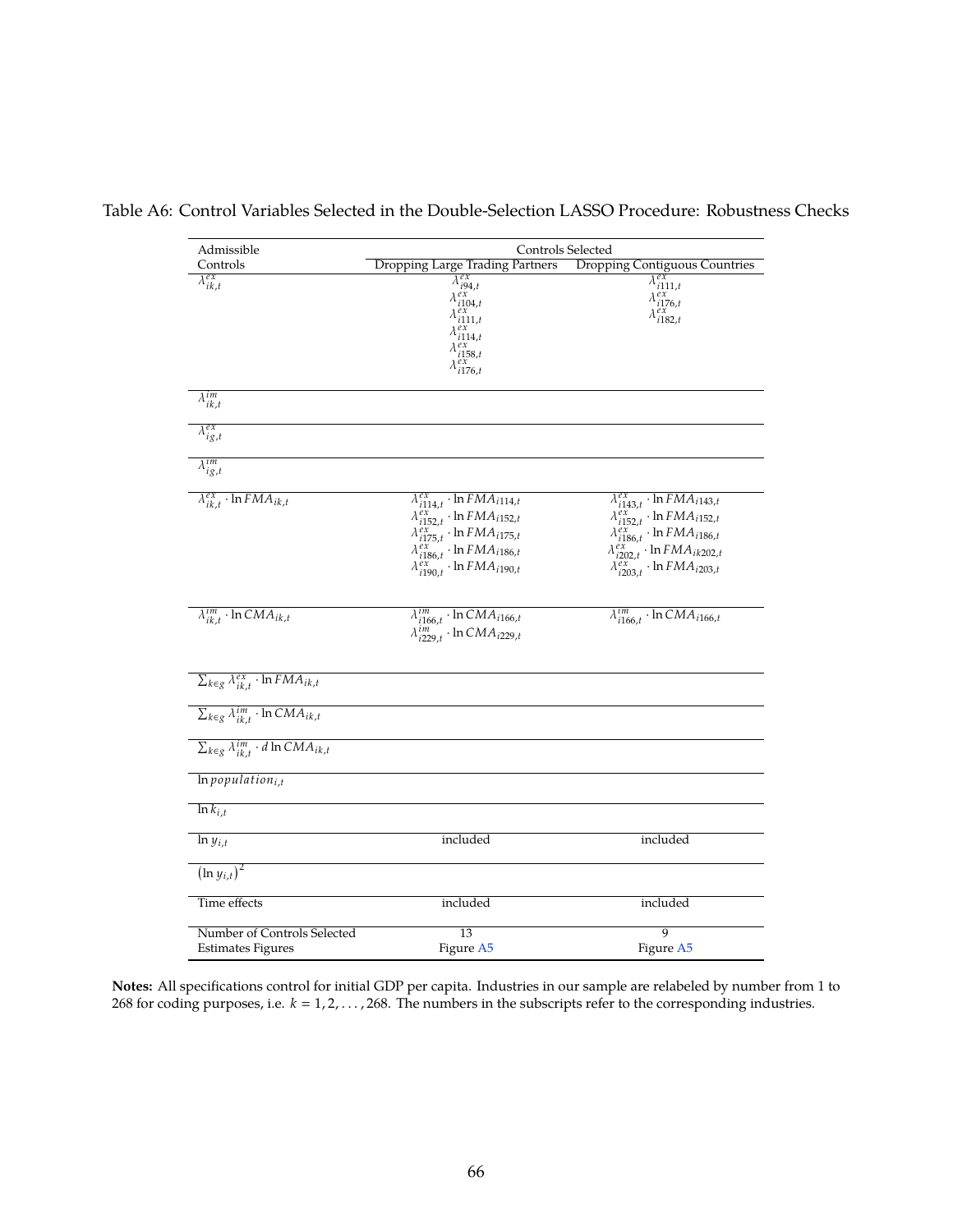Table A6: Control Variables Selected in the Double-Selection LASSO Procedure: Robustness Checks

| Admissible Controls | Controls Selected: Dropping Large Trading Partners | Controls Selected: Dropping Contiguous Countries |
|---|---|---|
| $\lambda^{ex}_{ik,t}$ | $\lambda^{ex}_{i94,t}$ <br> $\lambda^{ex}_{i104,t}$ <br> $\lambda^{ex}_{i111,t}$ <br> $\lambda^{ex}_{i114,t}$ <br> $\lambda^{ex}_{i158,t}$ <br> $\lambda^{ex}_{i176,t}$ | $\lambda^{ex}_{i111,t}$ <br> $\lambda^{ex}_{i176,t}$ <br> $\lambda^{ex}_{i182,t}$ |
| $\lambda^{im}_{ik,t}$ | | |
| $\lambda^{ex}_{ig,t}$ | | |
| $\lambda^{im}_{ig,t}$ | | |
| $\lambda^{ex}_{ik,t} \cdot \ln FMA_{ik,t}$ | $\lambda^{ex}_{i114,t} \cdot \ln FMA_{i114,t}$ <br> $\lambda^{ex}_{i152,t} \cdot \ln FMA_{i152,t}$ <br> $\lambda^{ex}_{i175,t} \cdot \ln FMA_{i175,t}$ <br> $\lambda^{ex}_{i186,t} \cdot \ln FMA_{i186,t}$ <br> $\lambda^{ex}_{i190,t} \cdot \ln FMA_{i190,t}$ | $\lambda^{ex}_{i143,t} \cdot \ln FMA_{i143,t}$ <br> $\lambda^{ex}_{i152,t} \cdot \ln FMA_{i152,t}$ <br> $\lambda^{ex}_{i186,t} \cdot \ln FMA_{i186,t}$ <br> $\lambda^{ex}_{i202,t} \cdot \ln FMA_{ik202,t}$ <br> $\lambda^{ex}_{i203,t} \cdot \ln FMA_{i203,t}$ |
| $\lambda^{im}_{ik,t} \cdot \ln CMA_{ik,t}$ | $\lambda^{im}_{i166,t} \cdot \ln CMA_{i166,t}$ <br> $\lambda^{im}_{i229,t} \cdot \ln CMA_{i229,t}$ | $\lambda^{im}_{i166,t} \cdot \ln CMA_{i166,t}$ |
| $\sum_{k \in g} \lambda^{ex}_{ik,t} \cdot \ln FMA_{ik,t}$ | | |
| $\sum_{k \in g} \lambda^{im}_{ik,t} \cdot \ln CMA_{ik,t}$ | | |
| $\sum_{k \in g} \lambda^{im}_{ik,t} \cdot d \ln CMA_{ik,t}$ | | |
| $\ln population_{i,t}$ | | |
| $\ln k_{i,t}$ | | |
| $\ln y_{i,t}$ | included | included |
| $(\ln y_{i,t})^2$ | | |
| Time effects | included | included |
| Number of Controls Selected | 13 | 9 |
| Estimates Figures | Figure A5 | Figure A5 |

**Notes:** All specifications control for initial GDP per capita. Industries in our sample are relabeled by number from 1 to 268 for coding purposes, i.e. $k = 1, 2, \ldots, 268$. The numbers in the subscripts refer to the corresponding industries.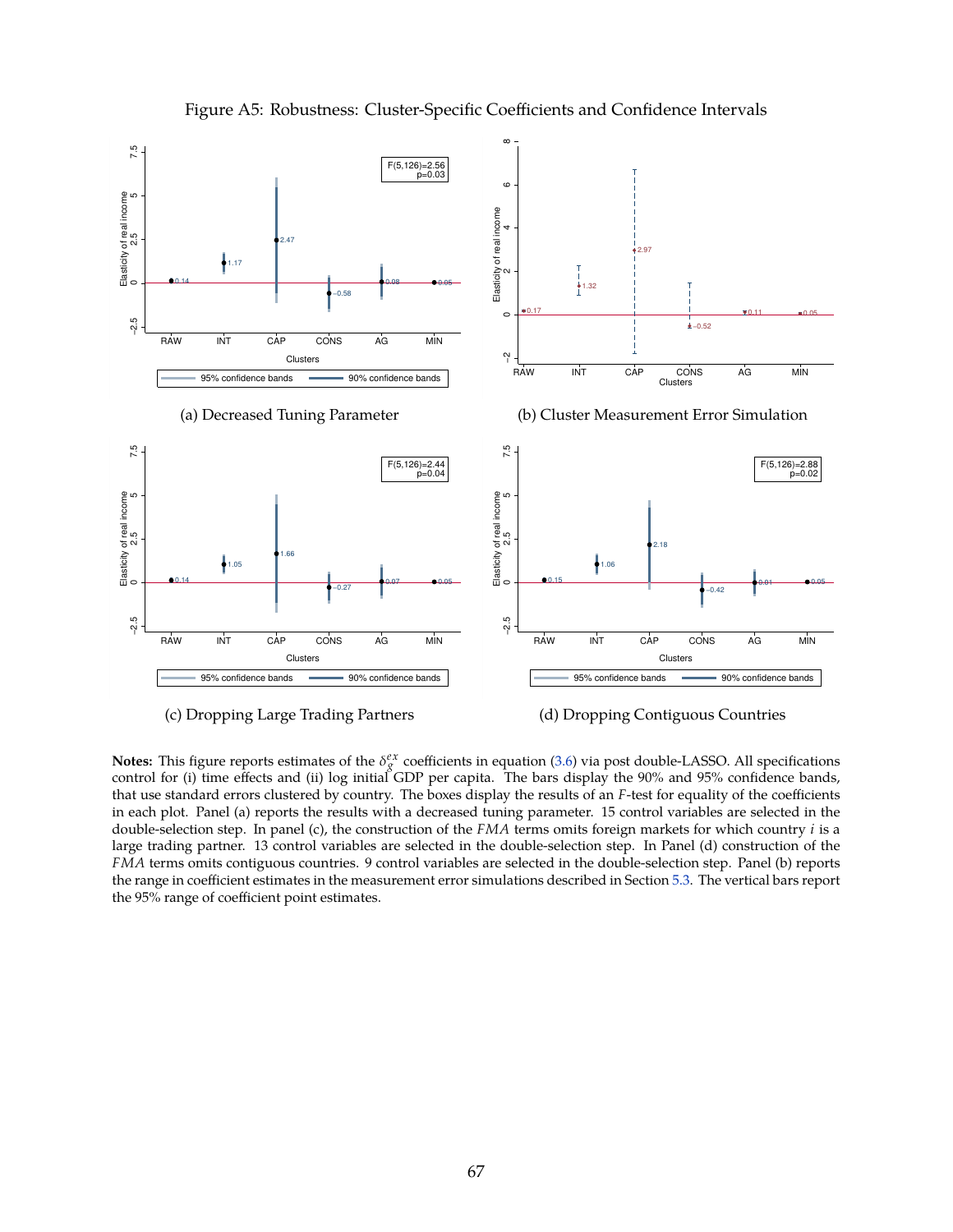Figure A5: Robustness: Cluster-Specific Coefficients and Confidence Intervals

(a) Decreased Tuning Parameter

(b) Cluster Measurement Error Simulation

(c) Dropping Large Trading Partners

(d) Dropping Contiguous Countries

**Notes:** This figure reports estimates of the $\delta_g^{ex}$ coefficients in equation (3.6) via post double-LASSO. All specifications control for (i) time effects and (ii) log initial GDP per capita. The bars display the 90% and 95% confidence bands, that use standard errors clustered by country. The boxes display the results of an $F$-test for equality of the coefficients in each plot. Panel (a) reports the results with a decreased tuning parameter. 15 control variables are selected in the double-selection step. In panel (c), the construction of the *FMA* terms omits foreign markets for which country $i$ is a large trading partner. 13 control variables are selected in the double-selection step. In Panel (d) construction of the *FMA* terms omits contiguous countries. 9 control variables are selected in the double-selection step. Panel (b) reports the range in coefficient estimates in the measurement error simulations described in Section 5.3. The vertical bars report the 95% range of coefficient point estimates.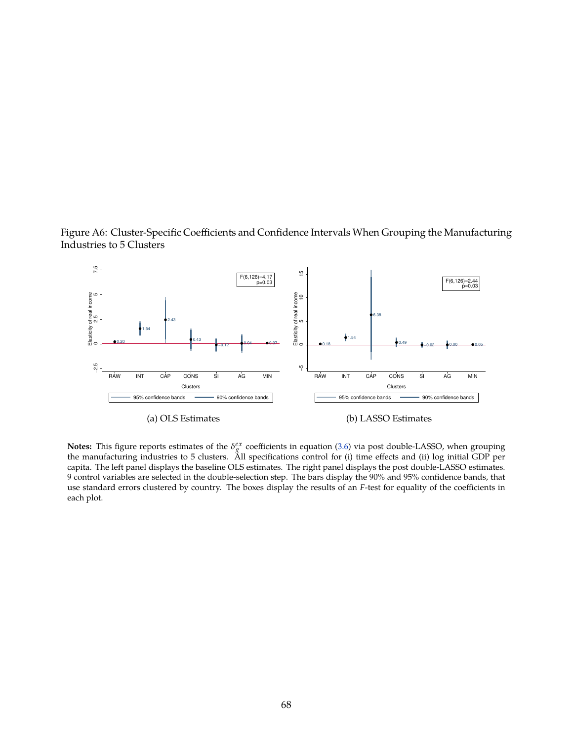Figure A6: Cluster-Specific Coefficients and Confidence Intervals When Grouping the Manufacturing Industries to 5 Clusters

(a) OLS Estimates

(b) LASSO Estimates

**Notes:** This figure reports estimates of the $\delta_{\varsigma}^{ex}$ coefficients in equation (3.6) via post double-LASSO, when grouping the manufacturing industries to 5 clusters. All specifications control for (i) time effects and (ii) log initial GDP per capita. The left panel displays the baseline OLS estimates. The right panel displays the post double-LASSO estimates. 9 control variables are selected in the double-selection step. The bars display the 90% and 95% confidence bands, that use standard errors clustered by country. The boxes display the results of an $F$-test for equality of the coefficients in each plot.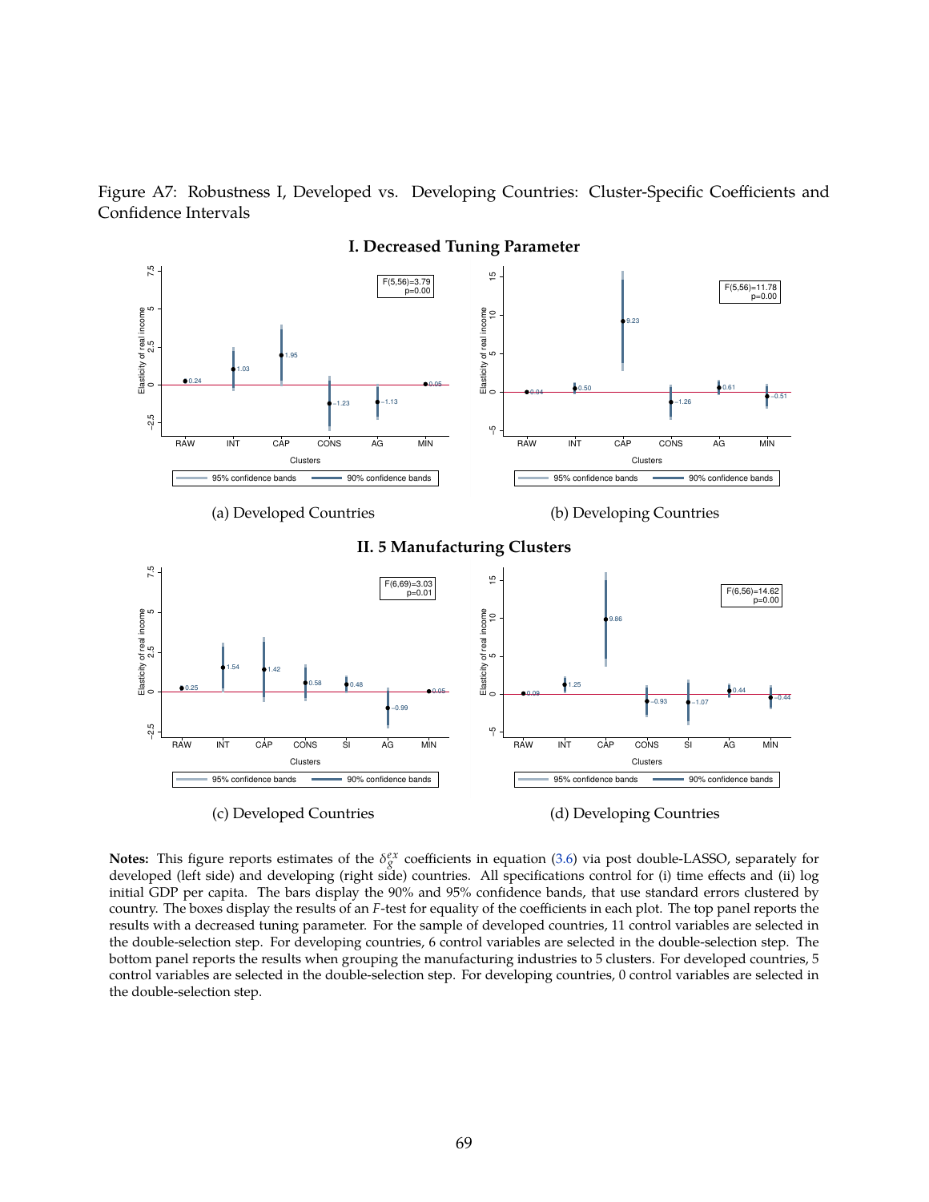Figure A7: Robustness I, Developed vs. Developing Countries: Cluster-Specific Coefficients and Confidence Intervals

**I. Decreased Tuning Parameter**

(a) Developed Countries

(b) Developing Countries

**II. 5 Manufacturing Clusters**

(c) Developed Countries

(d) Developing Countries

**Notes:** This figure reports estimates of the $\delta_g^{ex}$ coefficients in equation (3.6) via post double-LASSO, separately for developed (left side) and developing (right side) countries. All specifications control for (i) time effects and (ii) log initial GDP per capita. The bars display the 90% and 95% confidence bands, that use standard errors clustered by country. The boxes display the results of an $F$-test for equality of the coefficients in each plot. The top panel reports the results with a decreased tuning parameter. For the sample of developed countries, 11 control variables are selected in the double-selection step. For developing countries, 6 control variables are selected in the double-selection step. The bottom panel reports the results when grouping the manufacturing industries to 5 clusters. For developed countries, 5 control variables are selected in the double-selection step. For developing countries, 0 control variables are selected in the double-selection step.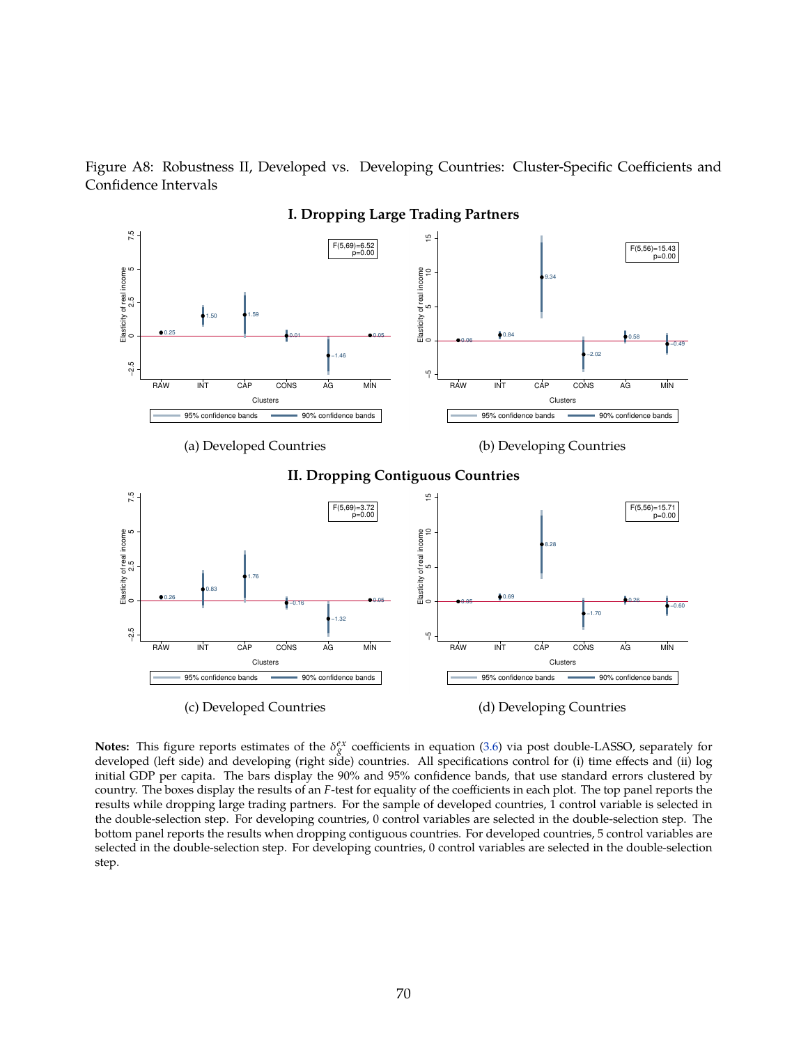Figure A8: Robustness II, Developed vs. Developing Countries: Cluster-Specific Coefficients and Confidence Intervals

**I. Dropping Large Trading Partners**

(a) Developed Countries

(b) Developing Countries

**II. Dropping Contiguous Countries**

(c) Developed Countries

(d) Developing Countries

**Notes:** This figure reports estimates of the $\delta_g^{ex}$ coefficients in equation (3.6) via post double-LASSO, separately for developed (left side) and developing (right side) countries. All specifications control for (i) time effects and (ii) log initial GDP per capita. The bars display the 90% and 95% confidence bands, that use standard errors clustered by country. The boxes display the results of an $F$-test for equality of the coefficients in each plot. The top panel reports the results while dropping large trading partners. For the sample of developed countries, 1 control variable is selected in the double-selection step. For developing countries, 0 control variables are selected in the double-selection step. The bottom panel reports the results when dropping contiguous countries. For developed countries, 5 control variables are selected in the double-selection step. For developing countries, 0 control variables are selected in the double-selection step.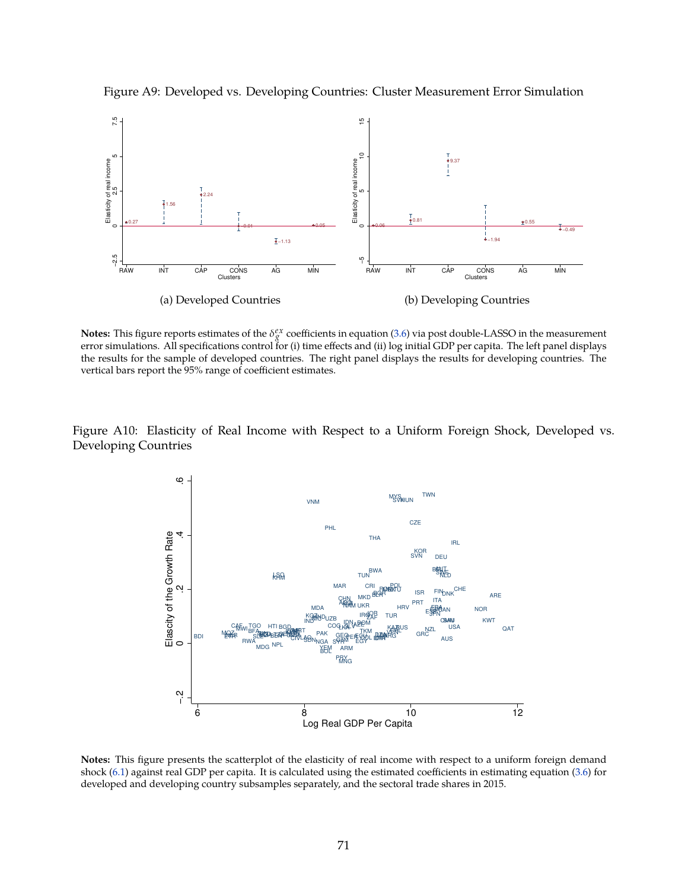Figure A9: Developed vs. Developing Countries: Cluster Measurement Error Simulation

(a) Developed Countries

(b) Developing Countries

**Notes:** This figure reports estimates of the $\delta_g^{ex}$ coefficients in equation (3.6) via post double-LASSO in the measurement error simulations. All specifications control for (i) time effects and (ii) log initial GDP per capita. The left panel displays the results for the sample of developed countries. The right panel displays the results for developing countries. The vertical bars report the 95% range of coefficient estimates.

Figure A10: Elasticity of Real Income with Respect to a Uniform Foreign Shock, Developed vs. Developing Countries

**Notes:** This figure presents the scatterplot of the elasticity of real income with respect to a uniform foreign demand shock (6.1) against real GDP per capita. It is calculated using the estimated coefficients in estimating equation (3.6) for developed and developing country subsamples separately, and the sectoral trade shares in 2015.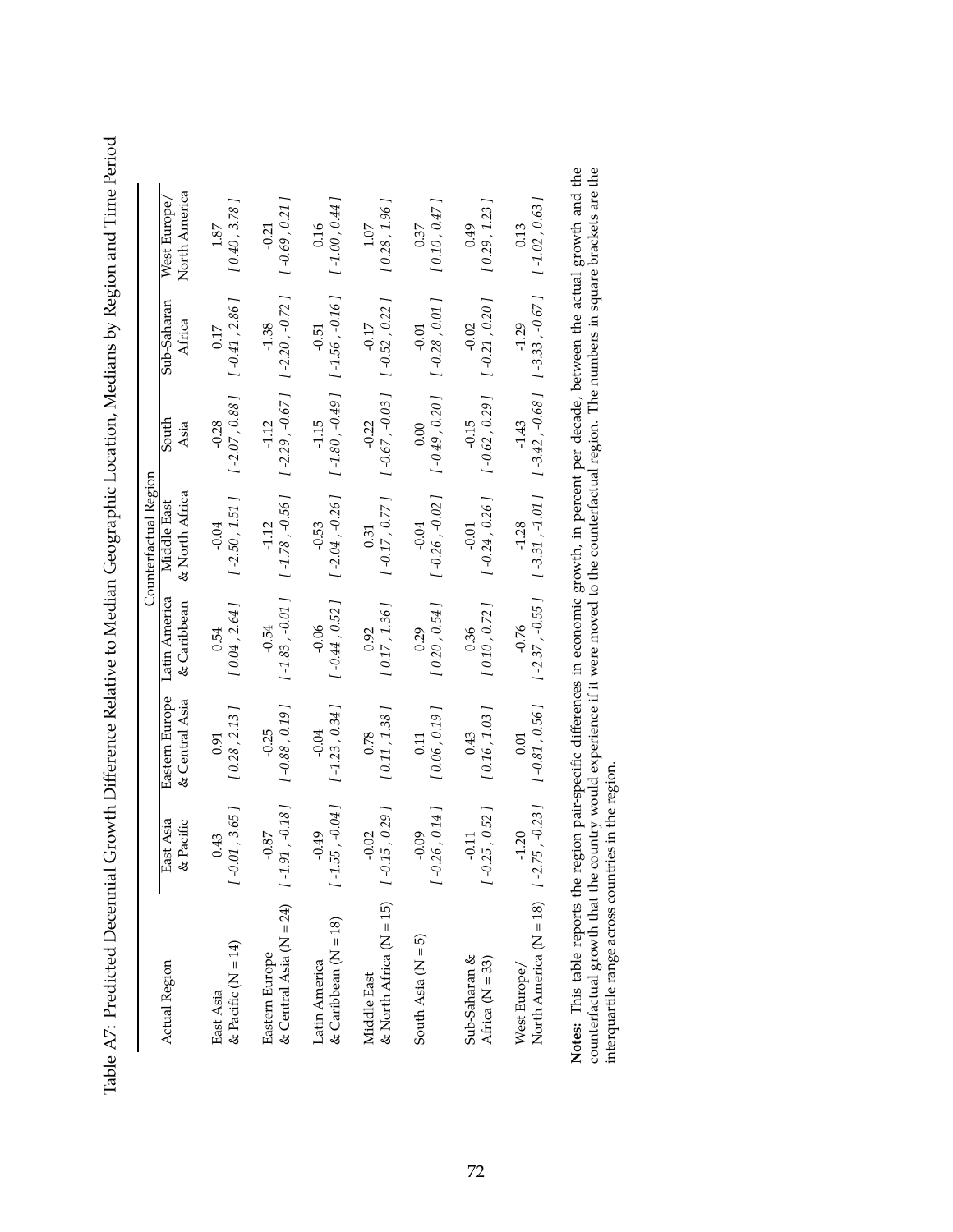Table A7: Predicted Decennial Growth Difference Relative to Median Geographic Location, Medians by Region and Time Period

| Actual Region | Counterfactual Region | | | | | | |
|---|---|---|---|---|---|---|---|
| | East Asia & Pacific | Eastern Europe & Central Asia | Latin America & Caribbean | Middle East & North Africa | South Asia | Sub-Saharan Africa | West Europe/ North America |
| East Asia & Pacific (N = 14) | 0.43 | 0.91 | 0.54 | -0.04 | -0.28 | 0.17 | 1.87 |
| | *[ -0.01 , 3.65 ]* | *[ 0.28 , 2.13 ]* | *[ 0.04 , 2.64 ]* | *[ -2.50 , 1.51 ]* | *[ -2.07 , 0.88 ]* | *[ -0.41 , 2.86 ]* | *[ 0.40 , 3.78 ]* |
| Eastern Europe & Central Asia (N = 24) | -0.87 | -0.25 | -0.54 | -1.12 | -1.12 | -1.38 | -0.21 |
| | *[ -1.91 , -0.18 ]* | *[ -0.88 , 0.19 ]* | *[ -1.83 , -0.01 ]* | *[ -1.78 , -0.56 ]* | *[ -2.29 , -0.67 ]* | *[ -2.20 , -0.72 ]* | *[ -0.69 , 0.21 ]* |
| Latin America & Caribbean (N = 18) | -0.49 | -0.04 | -0.06 | -0.53 | -1.15 | -0.51 | 0.16 |
| | *[ -1.55 , -0.04 ]* | *[ -1.23 , 0.34 ]* | *[ -0.44 , 0.52 ]* | *[ -2.04 , -0.26 ]* | *[ -1.80 , -0.49 ]* | *[ -1.56 , -0.16 ]* | *[ -1.00 , 0.44 ]* |
| Middle East & North Africa (N = 15) | -0.02 | 0.78 | 0.92 | 0.31 | -0.22 | -0.17 | 1.07 |
| | *[ -0.15 , 0.29 ]* | *[ 0.11 , 1.38 ]* | *[ 0.17 , 1.36 ]* | *[ -0.17 , 0.77 ]* | *[ -0.67 , -0.03 ]* | *[ -0.52 , 0.22 ]* | *[ 0.28 , 1.96 ]* |
| South Asia (N = 5) | -0.09 | 0.11 | 0.29 | -0.04 | 0.00 | -0.01 | 0.37 |
| | *[ -0.26 , 0.14 ]* | *[ 0.06 , 0.19 ]* | *[ 0.20 , 0.54 ]* | *[ -0.26 , -0.02 ]* | *[ -0.49 , 0.20 ]* | *[ -0.28 , 0.01 ]* | *[ 0.10 , 0.47 ]* |
| Sub-Saharan & Africa (N = 33) | -0.11 | 0.43 | 0.36 | -0.01 | -0.15 | -0.02 | 0.49 |
| | *[ -0.25 , 0.52 ]* | *[ 0.16 , 1.03 ]* | *[ 0.10 , 0.72 ]* | *[ -0.24 , 0.26 ]* | *[ -0.62 , 0.29 ]* | *[ -0.21 , 0.20 ]* | *[ 0.29 , 1.23 ]* |
| West Europe/ North America (N = 18) | -1.20 | 0.01 | -0.76 | -1.28 | -1.43 | -1.29 | 0.13 |
| | *[ -2.75 , -0.23 ]* | *[ -0.81 , 0.56 ]* | *[ -2.37 , -0.55 ]* | *[ -3.31 , -1.01 ]* | *[ -3.42 , -0.68 ]* | *[ -3.33 , -0.67 ]* | *[ -1.02 , 0.63 ]* |

**Notes:** This table reports the region pair-specific differences in economic growth, in percent per decade, between the actual growth and the counterfactual growth that the country would experience if it were moved to the counterfactual region. The numbers in square brackets are the interquartile range across countries in the region.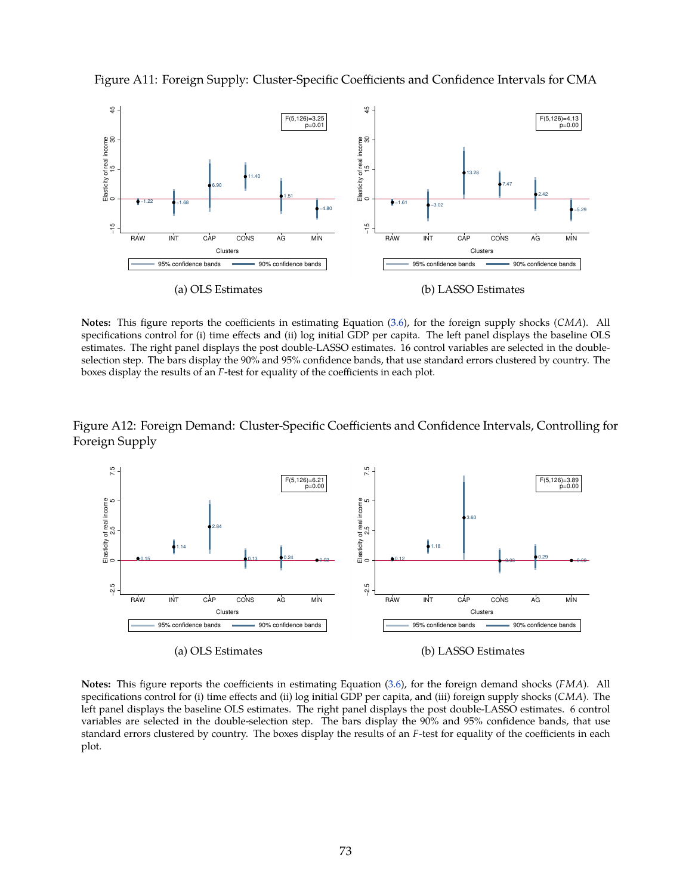Figure A11: Foreign Supply: Cluster-Specific Coefficients and Confidence Intervals for CMA

F(5,126)=3.25
p=0.01

Elasticity of real income

45
30
15
0
-15

−1.22
−1.68
6.90
11.40
1.51
−4.80

RAW INT CAP CONS AG MIN

Clusters

95% confidence bands
90% confidence bands

(a) OLS Estimates

F(5,126)=4.13
p=0.00

Elasticity of real income

45
30
15
0
-15

−1.61
−3.02
13.28
7.47
2.42
−5.29

RAW INT CAP CONS AG MIN

Clusters

95% confidence bands
90% confidence bands

(b) LASSO Estimates

**Notes:** This figure reports the coefficients in estimating Equation (3.6), for the foreign supply shocks (*CMA*). All specifications control for (i) time effects and (ii) log initial GDP per capita. The left panel displays the baseline OLS estimates. The right panel displays the post double-LASSO estimates. 16 control variables are selected in the double-selection step. The bars display the 90% and 95% confidence bands, that use standard errors clustered by country. The boxes display the results of an *F*-test for equality of the coefficients in each plot.

Figure A12: Foreign Demand: Cluster-Specific Coefficients and Confidence Intervals, Controlling for Foreign Supply

F(5,126)=6.21
p=0.00

Elasticity of real income

7.5
5
2.5
0
-2.5

0.15
1.14
2.84
0.13
0.24
0.02

RAW INT CAP CONS AG MIN

Clusters

95% confidence bands
90% confidence bands

(a) OLS Estimates

F(5,126)=3.89
p=0.00

Elasticity of real income

7.5
5
2.5
0
-2.5

0.12
1.18
3.60
−0.03
0.29
−0.00

RAW INT CAP CONS AG MIN

Clusters

95% confidence bands
90% confidence bands

(b) LASSO Estimates

**Notes:** This figure reports the coefficients in estimating Equation (3.6), for the foreign demand shocks (*FMA*). All specifications control for (i) time effects and (ii) log initial GDP per capita, and (iii) foreign supply shocks (*CMA*). The left panel displays the baseline OLS estimates. The right panel displays the post double-LASSO estimates. 6 control variables are selected in the double-selection step. The bars display the 90% and 95% confidence bands, that use standard errors clustered by country. The boxes display the results of an *F*-test for equality of the coefficients in each plot.